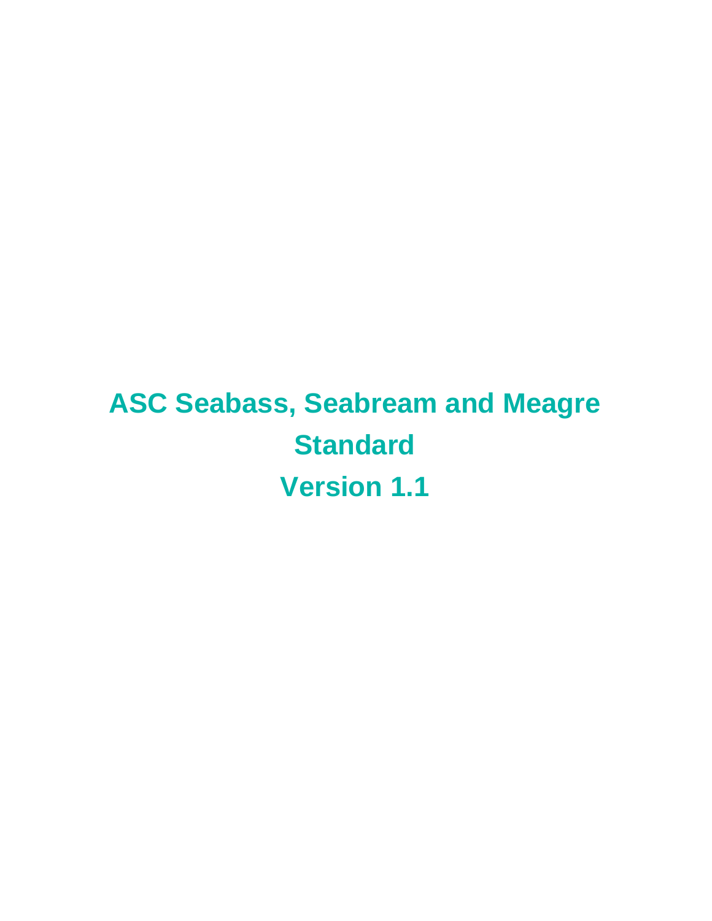# ASC Seabass, Seabream and Meagre Standard

## Version 1.1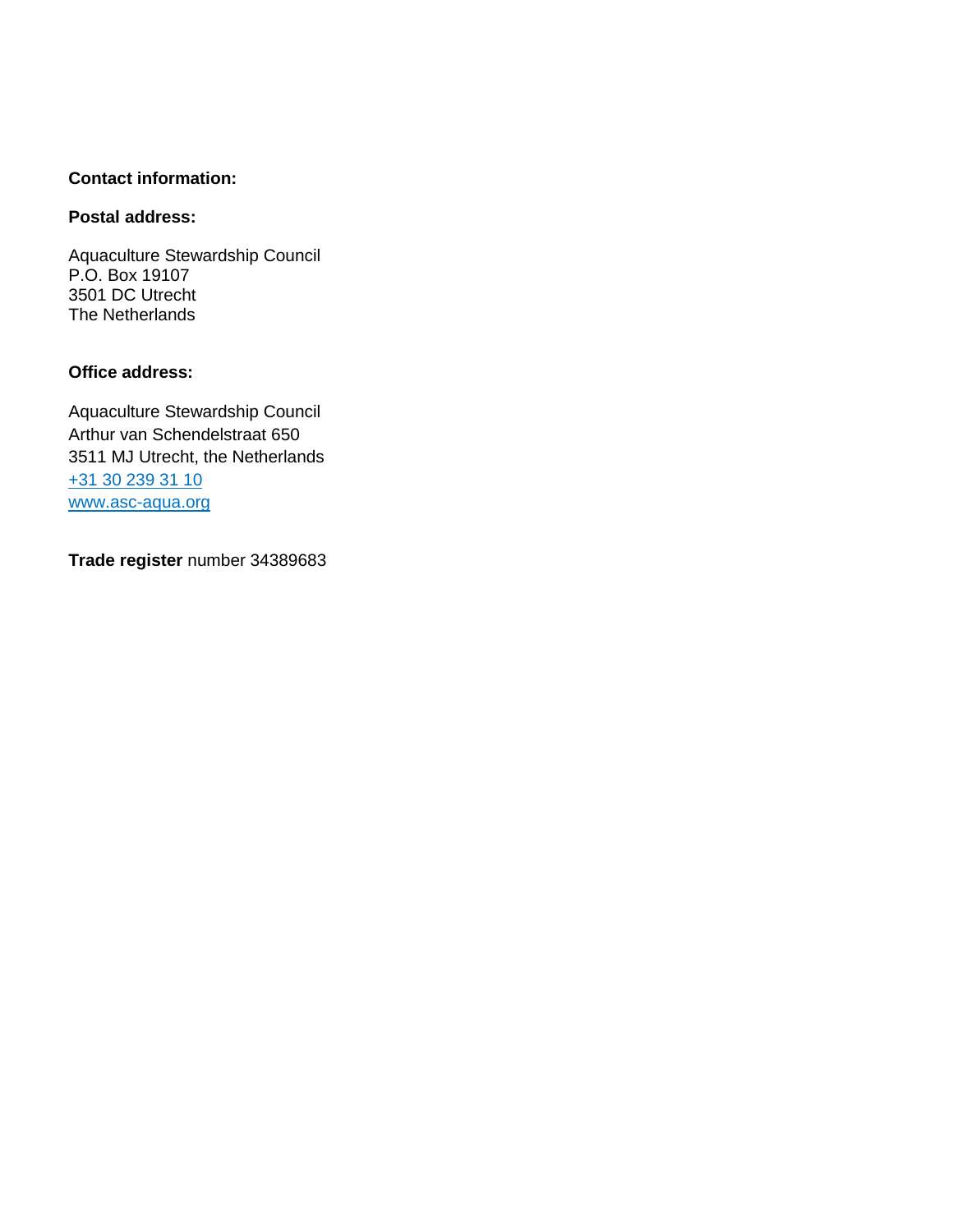**Contact information:**

**Postal address:**

Aquaculture Stewardship Council
P.O. Box 19107
3501 DC Utrecht
The Netherlands

**Office address:**

Aquaculture Stewardship Council
Arthur van Schendelstraat 650
3511 MJ Utrecht, the Netherlands
+31 30 239 31 10
www.asc-aqua.org

**Trade register** number 34389683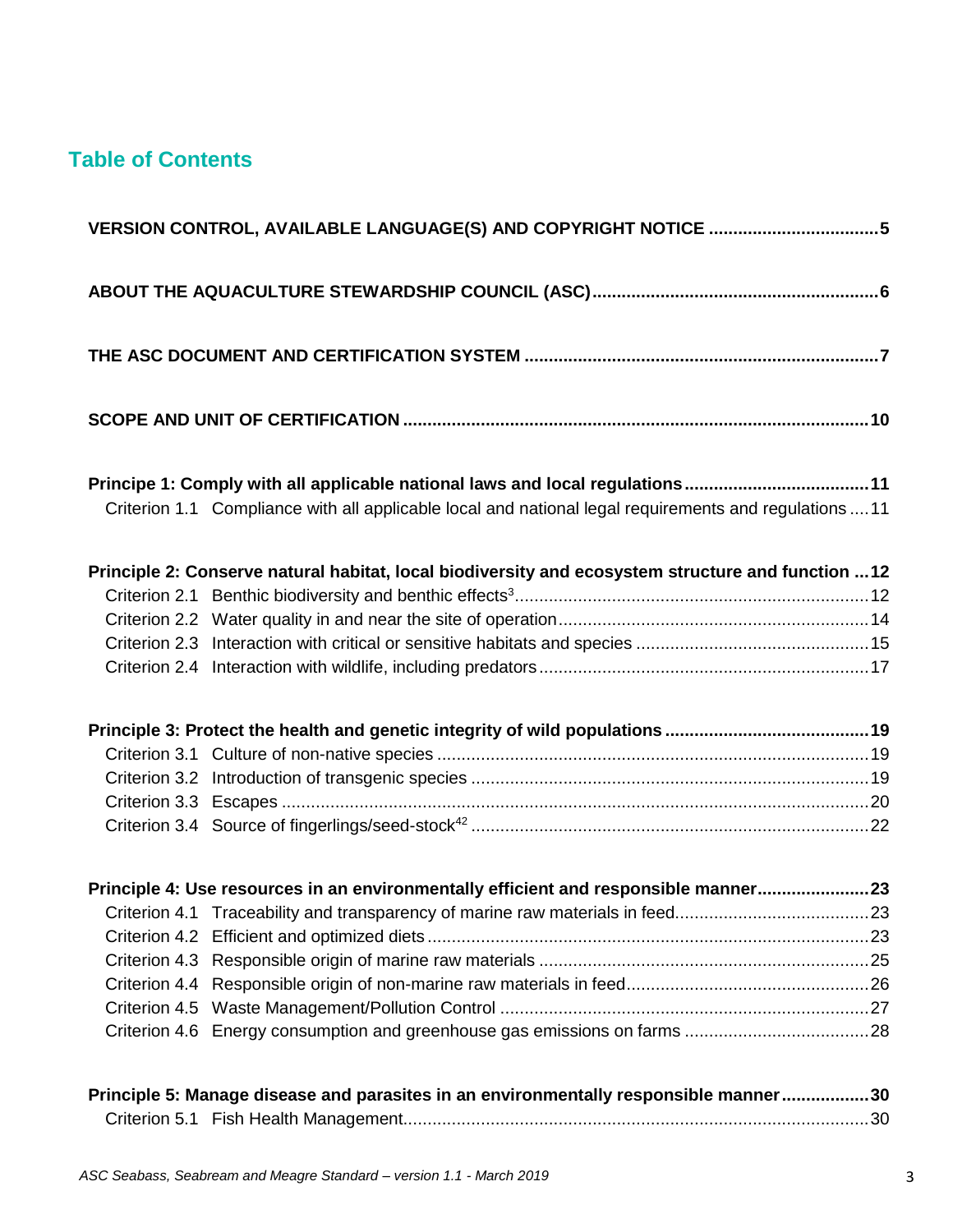## Table of Contents

**VERSION CONTROL, AVAILABLE LANGUAGE(S) AND COPYRIGHT NOTICE .................................. 5**

**ABOUT THE AQUACULTURE STEWARDSHIP COUNCIL (ASC) .......................................................... 6**

**THE ASC DOCUMENT AND CERTIFICATION SYSTEM ........................................................................ 7**

**SCOPE AND UNIT OF CERTIFICATION ............................................................................................... 10**

**Principe 1: Comply with all applicable national laws and local regulations ..................................... 11**

Criterion 1.1 Compliance with all applicable local and national legal requirements and regulations .... 11

**Principle 2: Conserve natural habitat, local biodiversity and ecosystem structure and function ... 12**

Criterion 2.1 Benthic biodiversity and benthic effects[3] ........................................................................ 12

Criterion 2.2 Water quality in and near the site of operation ............................................................... 14

Criterion 2.3 Interaction with critical or sensitive habitats and species ............................................... 15

Criterion 2.4 Interaction with wildlife, including predators .................................................................. 17

**Principle 3: Protect the health and genetic integrity of wild populations .......................................... 19**

Criterion 3.1 Culture of non-native species ......................................................................................... 19

Criterion 3.2 Introduction of transgenic species .................................................................................. 19

Criterion 3.3 Escapes .......................................................................................................................... 20

Criterion 3.4 Source of fingerlings/seed-stock[42] ................................................................................ 22

**Principle 4: Use resources in an environmentally efficient and responsible manner ....................... 23**

Criterion 4.1 Traceability and transparency of marine raw materials in feed ....................................... 23

Criterion 4.2 Efficient and optimized diets ........................................................................................... 23

Criterion 4.3 Responsible origin of marine raw materials ................................................................... 25

Criterion 4.4 Responsible origin of non-marine raw materials in feed ................................................. 26

Criterion 4.5 Waste Management/Pollution Control ............................................................................ 27

Criterion 4.6 Energy consumption and greenhouse gas emissions on farms ...................................... 28

**Principle 5: Manage disease and parasites in an environmentally responsible manner .................. 30**

Criterion 5.1 Fish Health Management ................................................................................................ 30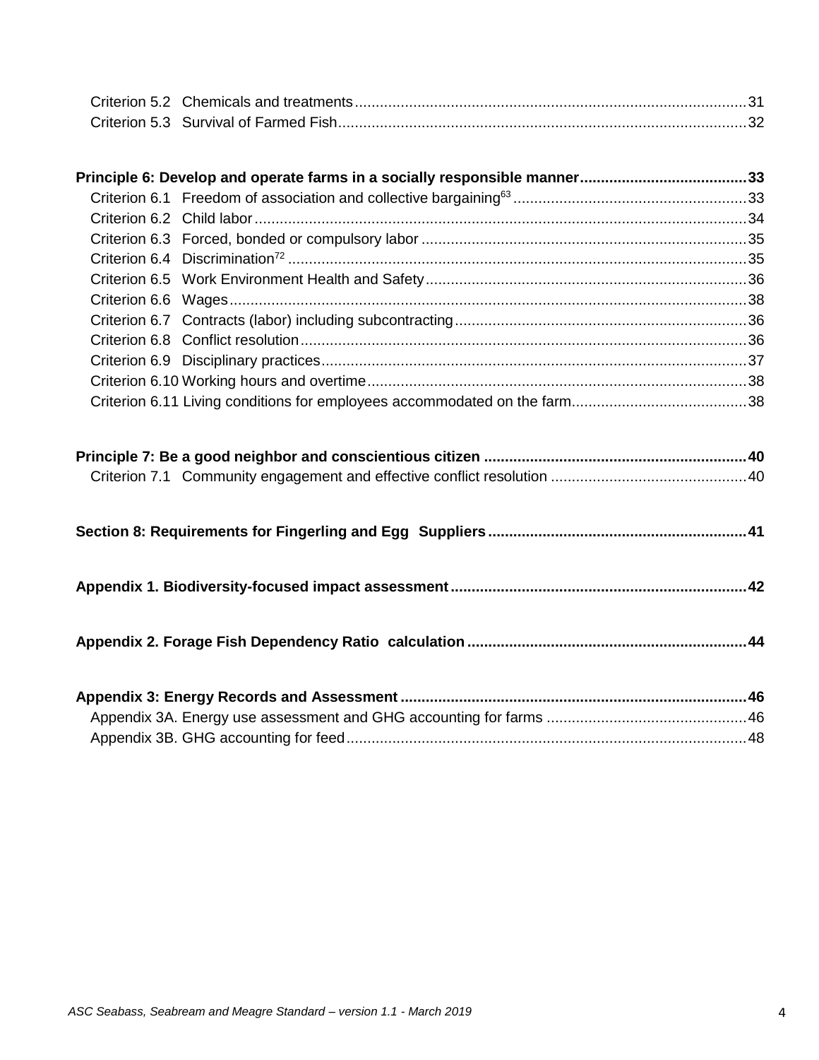Criterion 5.2 Chemicals and treatments ..... 31
Criterion 5.3 Survival of Farmed Fish ..... 32

**Principle 6: Develop and operate farms in a socially responsible manner ..... 33**
Criterion 6.1 Freedom of association and collective bargaining[63] ..... 33
Criterion 6.2 Child labor ..... 34
Criterion 6.3 Forced, bonded or compulsory labor ..... 35
Criterion 6.4 Discrimination[72] ..... 35
Criterion 6.5 Work Environment Health and Safety ..... 36
Criterion 6.6 Wages ..... 38
Criterion 6.7 Contracts (labor) including subcontracting ..... 36
Criterion 6.8 Conflict resolution ..... 36
Criterion 6.9 Disciplinary practices ..... 37
Criterion 6.10 Working hours and overtime ..... 38
Criterion 6.11 Living conditions for employees accommodated on the farm ..... 38

**Principle 7: Be a good neighbor and conscientious citizen ..... 40**
Criterion 7.1 Community engagement and effective conflict resolution ..... 40

**Section 8: Requirements for Fingerling and Egg Suppliers ..... 41**

**Appendix 1. Biodiversity-focused impact assessment ..... 42**

**Appendix 2. Forage Fish Dependency Ratio calculation ..... 44**

**Appendix 3: Energy Records and Assessment ..... 46**
Appendix 3A. Energy use assessment and GHG accounting for farms ..... 46
Appendix 3B. GHG accounting for feed ..... 48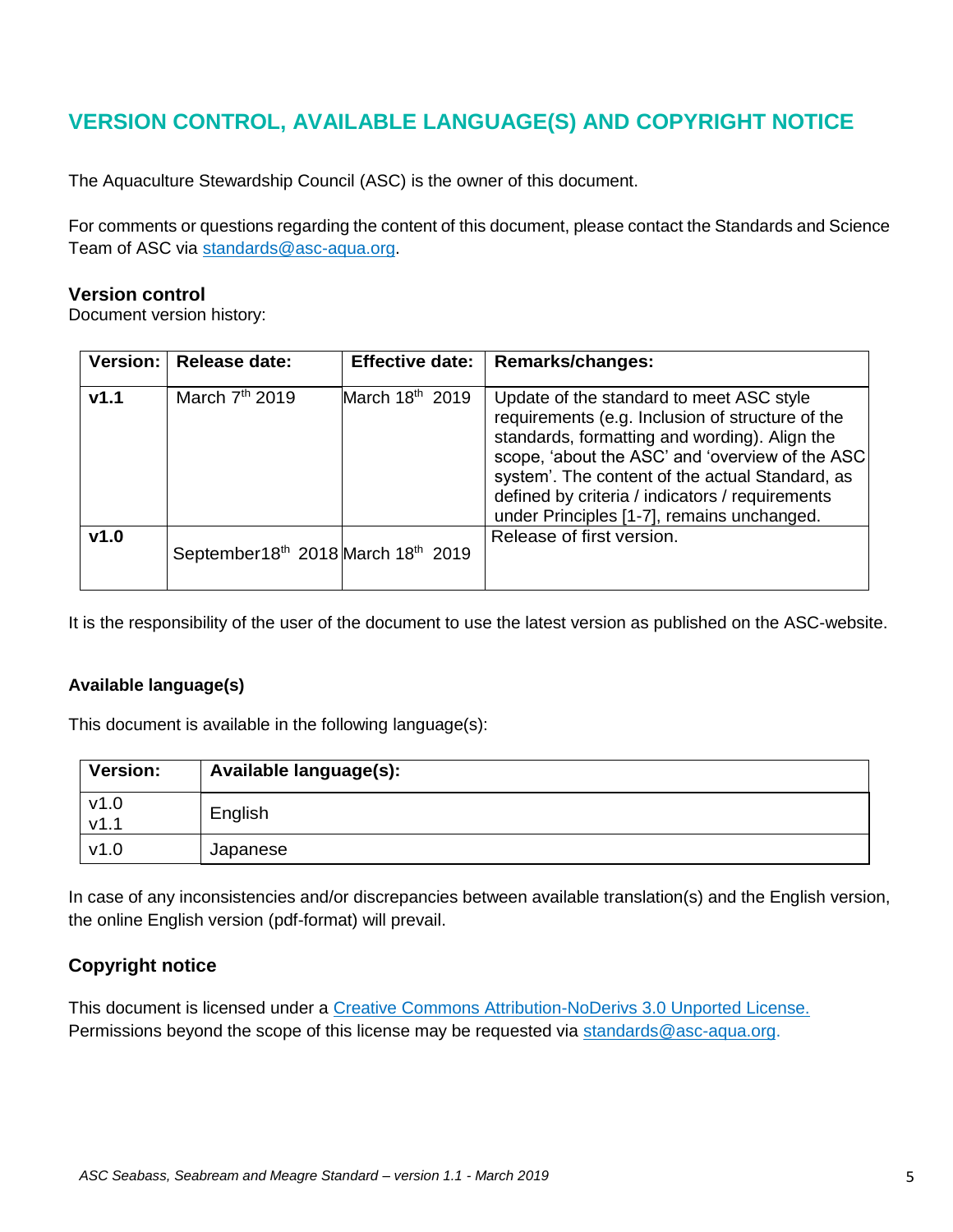# VERSION CONTROL, AVAILABLE LANGUAGE(S) AND COPYRIGHT NOTICE

The Aquaculture Stewardship Council (ASC) is the owner of this document.

For comments or questions regarding the content of this document, please contact the Standards and Science Team of ASC via standards@asc-aqua.org.

### Version control

Document version history:

| Version: | Release date: | Effective date: | Remarks/changes: |
|---|---|---|---|
| **v1.1** | March 7th 2019 | March 18th 2019 | Update of the standard to meet ASC style requirements (e.g. Inclusion of structure of the standards, formatting and wording). Align the scope, 'about the ASC' and 'overview of the ASC system'. The content of the actual Standard, as defined by criteria / indicators / requirements under Principles [1-7], remains unchanged. |
| **v1.0** | September18th 2018 | March 18th 2019 | Release of first version. |

It is the responsibility of the user of the document to use the latest version as published on the ASC-website.

#### Available language(s)

This document is available in the following language(s):

| Version: | Available language(s): |
|---|---|
| v1.0<br>v1.1 | English |
| v1.0 | Japanese |

In case of any inconsistencies and/or discrepancies between available translation(s) and the English version, the online English version (pdf-format) will prevail.

### Copyright notice

This document is licensed under a Creative Commons Attribution-NoDerivs 3.0 Unported License.
Permissions beyond the scope of this license may be requested via standards@asc-aqua.org.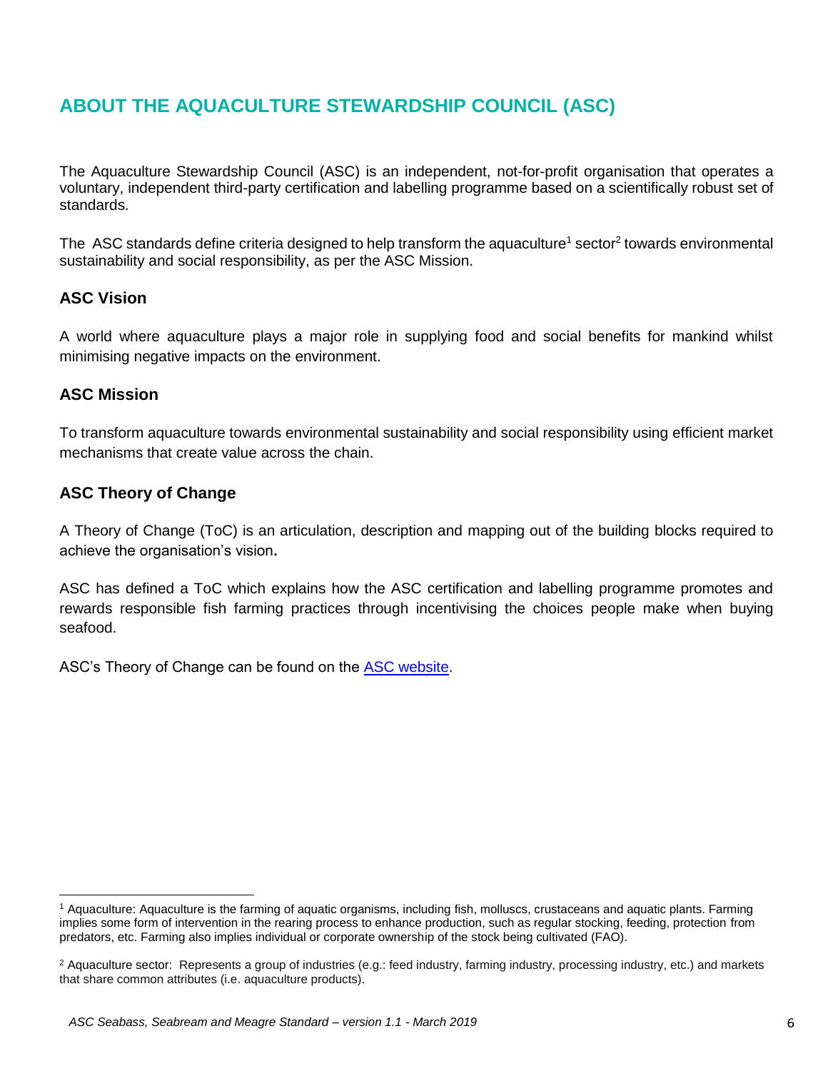## ABOUT THE AQUACULTURE STEWARDSHIP COUNCIL (ASC)

The Aquaculture Stewardship Council (ASC) is an independent, not-for-profit organisation that operates a voluntary, independent third-party certification and labelling programme based on a scientifically robust set of standards.

The ASC standards define criteria designed to help transform the aquaculture[1] sector[2] towards environmental sustainability and social responsibility, as per the ASC Mission.

### ASC Vision

A world where aquaculture plays a major role in supplying food and social benefits for mankind whilst minimising negative impacts on the environment.

### ASC Mission

To transform aquaculture towards environmental sustainability and social responsibility using efficient market mechanisms that create value across the chain.

### ASC Theory of Change

A Theory of Change (ToC) is an articulation, description and mapping out of the building blocks required to achieve the organisation's vision.

ASC has defined a ToC which explains how the ASC certification and labelling programme promotes and rewards responsible fish farming practices through incentivising the choices people make when buying seafood.

ASC's Theory of Change can be found on the ASC website.

---

[1] Aquaculture: Aquaculture is the farming of aquatic organisms, including fish, molluscs, crustaceans and aquatic plants. Farming implies some form of intervention in the rearing process to enhance production, such as regular stocking, feeding, protection from predators, etc. Farming also implies individual or corporate ownership of the stock being cultivated (FAO).

[2] Aquaculture sector: Represents a group of industries (e.g.: feed industry, farming industry, processing industry, etc.) and markets that share common attributes (i.e. aquaculture products).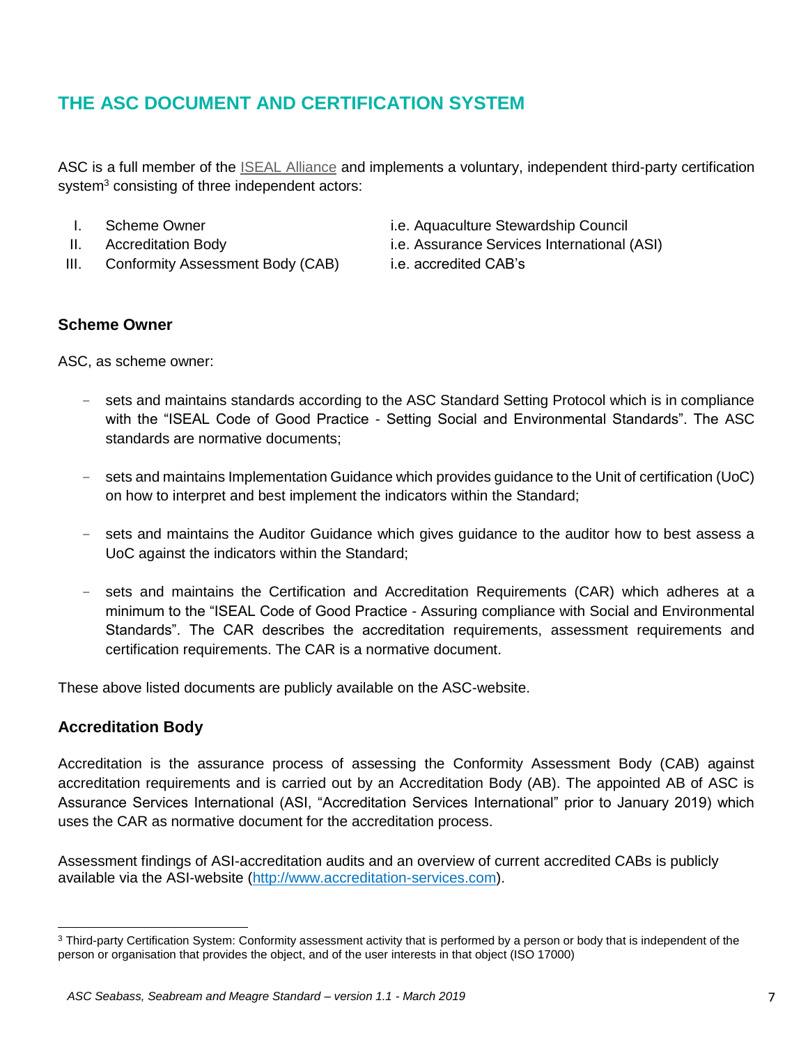## THE ASC DOCUMENT AND CERTIFICATION SYSTEM

ASC is a full member of the ISEAL Alliance and implements a voluntary, independent third-party certification system[3] consisting of three independent actors:

| | | |
|---|---|---|
| I. | Scheme Owner | i.e. Aquaculture Stewardship Council |
| II. | Accreditation Body | i.e. Assurance Services International (ASI) |
| III. | Conformity Assessment Body (CAB) | i.e. accredited CAB's |

### Scheme Owner

ASC, as scheme owner:

- sets and maintains standards according to the ASC Standard Setting Protocol which is in compliance with the "ISEAL Code of Good Practice - Setting Social and Environmental Standards". The ASC standards are normative documents;
- sets and maintains Implementation Guidance which provides guidance to the Unit of certification (UoC) on how to interpret and best implement the indicators within the Standard;
- sets and maintains the Auditor Guidance which gives guidance to the auditor how to best assess a UoC against the indicators within the Standard;
- sets and maintains the Certification and Accreditation Requirements (CAR) which adheres at a minimum to the "ISEAL Code of Good Practice - Assuring compliance with Social and Environmental Standards". The CAR describes the accreditation requirements, assessment requirements and certification requirements. The CAR is a normative document.

These above listed documents are publicly available on the ASC-website.

### Accreditation Body

Accreditation is the assurance process of assessing the Conformity Assessment Body (CAB) against accreditation requirements and is carried out by an Accreditation Body (AB). The appointed AB of ASC is Assurance Services International (ASI, "Accreditation Services International" prior to January 2019) which uses the CAR as normative document for the accreditation process.

Assessment findings of ASI-accreditation audits and an overview of current accredited CABs is publicly available via the ASI-website (http://www.accreditation-services.com).

[3] Third-party Certification System: Conformity assessment activity that is performed by a person or body that is independent of the person or organisation that provides the object, and of the user interests in that object (ISO 17000)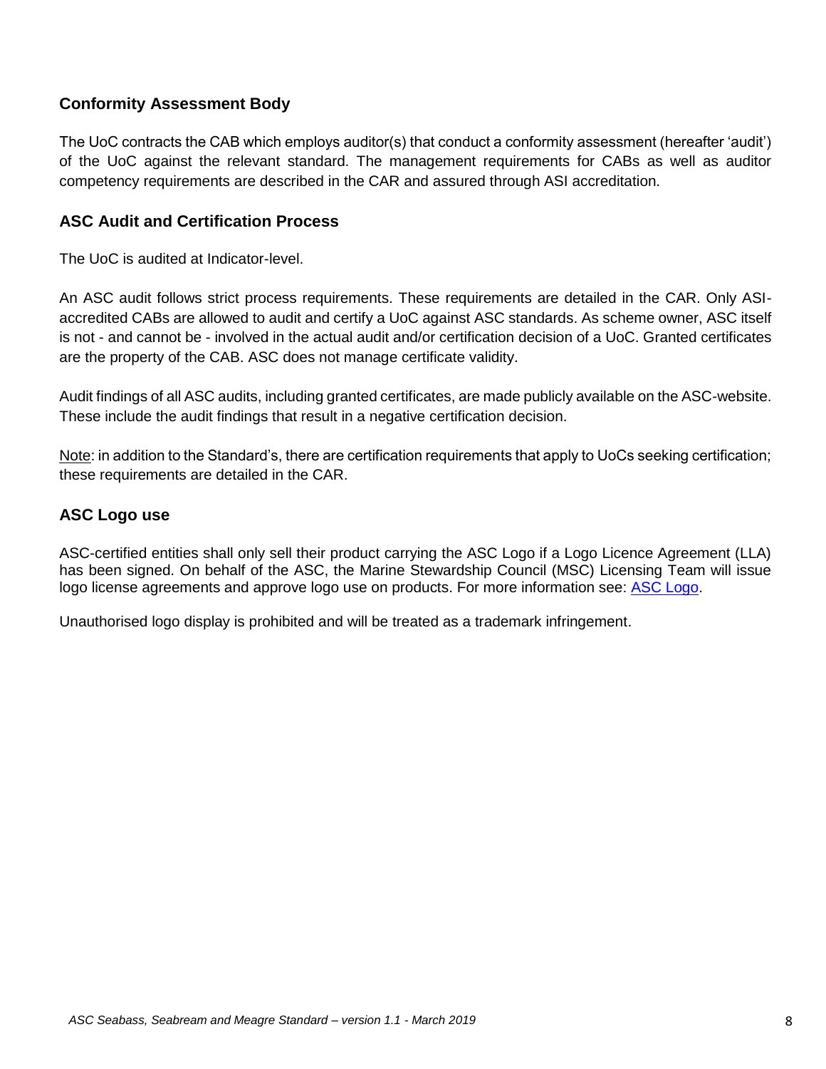## Conformity Assessment Body

The UoC contracts the CAB which employs auditor(s) that conduct a conformity assessment (hereafter 'audit') of the UoC against the relevant standard. The management requirements for CABs as well as auditor competency requirements are described in the CAR and assured through ASI accreditation.

## ASC Audit and Certification Process

The UoC is audited at Indicator-level.

An ASC audit follows strict process requirements. These requirements are detailed in the CAR. Only ASI-accredited CABs are allowed to audit and certify a UoC against ASC standards. As scheme owner, ASC itself is not - and cannot be - involved in the actual audit and/or certification decision of a UoC. Granted certificates are the property of the CAB. ASC does not manage certificate validity.

Audit findings of all ASC audits, including granted certificates, are made publicly available on the ASC-website. These include the audit findings that result in a negative certification decision.

Note: in addition to the Standard's, there are certification requirements that apply to UoCs seeking certification; these requirements are detailed in the CAR.

## ASC Logo use

ASC-certified entities shall only sell their product carrying the ASC Logo if a Logo Licence Agreement (LLA) has been signed. On behalf of the ASC, the Marine Stewardship Council (MSC) Licensing Team will issue logo license agreements and approve logo use on products. For more information see: ASC Logo.

Unauthorised logo display is prohibited and will be treated as a trademark infringement.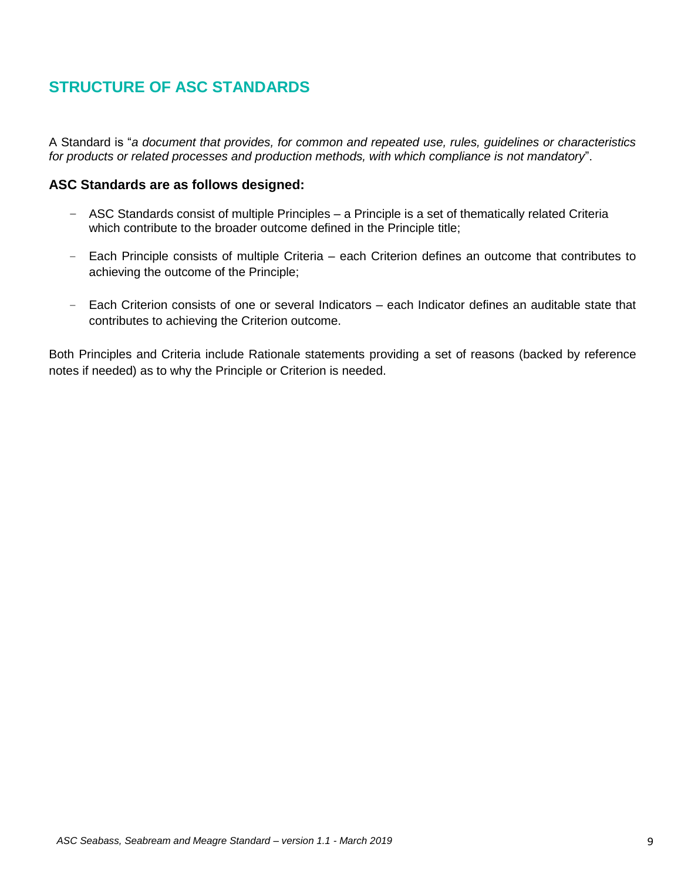## STRUCTURE OF ASC STANDARDS

A Standard is "*a document that provides, for common and repeated use, rules, guidelines or characteristics for products or related processes and production methods, with which compliance is not mandatory*".

**ASC Standards are as follows designed:**

- ASC Standards consist of multiple Principles – a Principle is a set of thematically related Criteria which contribute to the broader outcome defined in the Principle title;
- Each Principle consists of multiple Criteria – each Criterion defines an outcome that contributes to achieving the outcome of the Principle;
- Each Criterion consists of one or several Indicators – each Indicator defines an auditable state that contributes to achieving the Criterion outcome.

Both Principles and Criteria include Rationale statements providing a set of reasons (backed by reference notes if needed) as to why the Principle or Criterion is needed.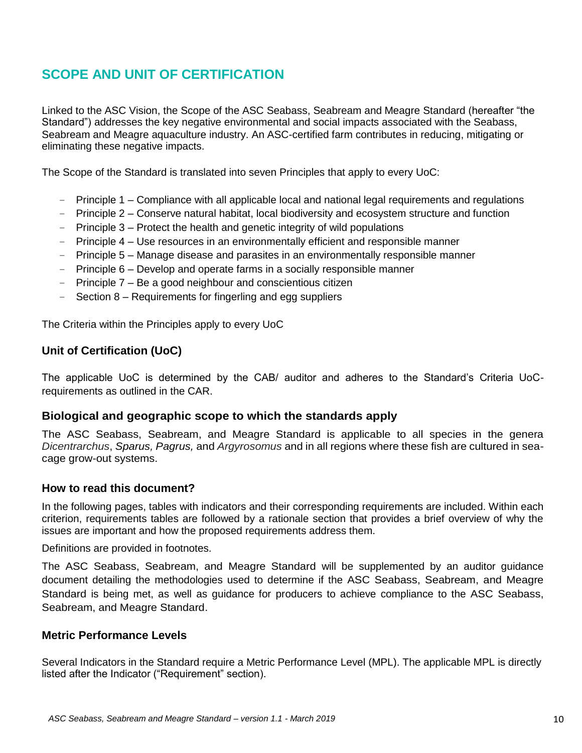## SCOPE AND UNIT OF CERTIFICATION

Linked to the ASC Vision, the Scope of the ASC Seabass, Seabream and Meagre Standard (hereafter "the Standard") addresses the key negative environmental and social impacts associated with the Seabass, Seabream and Meagre aquaculture industry. An ASC-certified farm contributes in reducing, mitigating or eliminating these negative impacts.

The Scope of the Standard is translated into seven Principles that apply to every UoC:

- Principle 1 – Compliance with all applicable local and national legal requirements and regulations
- Principle 2 – Conserve natural habitat, local biodiversity and ecosystem structure and function
- Principle 3 – Protect the health and genetic integrity of wild populations
- Principle 4 – Use resources in an environmentally efficient and responsible manner
- Principle 5 – Manage disease and parasites in an environmentally responsible manner
- Principle 6 – Develop and operate farms in a socially responsible manner
- Principle 7 – Be a good neighbour and conscientious citizen
- Section 8 – Requirements for fingerling and egg suppliers

The Criteria within the Principles apply to every UoC

### Unit of Certification (UoC)

The applicable UoC is determined by the CAB/ auditor and adheres to the Standard's Criteria UoC-requirements as outlined in the CAR.

### Biological and geographic scope to which the standards apply

The ASC Seabass, Seabream, and Meagre Standard is applicable to all species in the genera *Dicentrarchus*, *Sparus, Pagrus,* and *Argyrosomus* and in all regions where these fish are cultured in sea-cage grow-out systems.

### How to read this document?

In the following pages, tables with indicators and their corresponding requirements are included. Within each criterion, requirements tables are followed by a rationale section that provides a brief overview of why the issues are important and how the proposed requirements address them.

Definitions are provided in footnotes.

The ASC Seabass, Seabream, and Meagre Standard will be supplemented by an auditor guidance document detailing the methodologies used to determine if the ASC Seabass, Seabream, and Meagre Standard is being met, as well as guidance for producers to achieve compliance to the ASC Seabass, Seabream, and Meagre Standard.

### Metric Performance Levels

Several Indicators in the Standard require a Metric Performance Level (MPL). The applicable MPL is directly listed after the Indicator ("Requirement" section).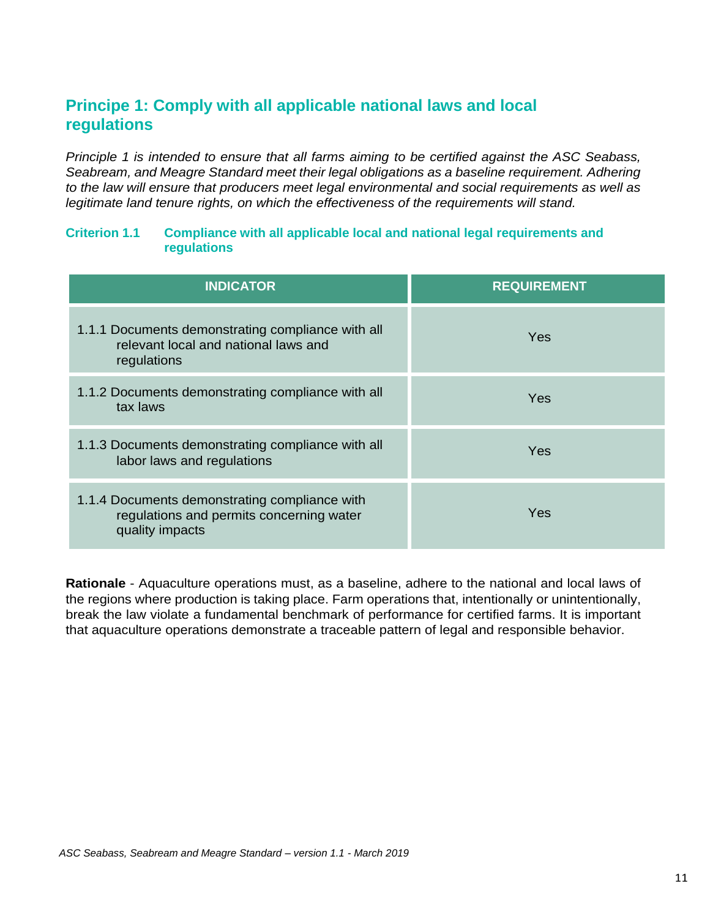## Principe 1: Comply with all applicable national laws and local regulations

*Principle 1 is intended to ensure that all farms aiming to be certified against the ASC Seabass, Seabream, and Meagre Standard meet their legal obligations as a baseline requirement. Adhering to the law will ensure that producers meet legal environmental and social requirements as well as legitimate land tenure rights, on which the effectiveness of the requirements will stand.*

### Criterion 1.1 Compliance with all applicable local and national legal requirements and regulations

| INDICATOR | REQUIREMENT |
|---|---|
| 1.1.1 Documents demonstrating compliance with all relevant local and national laws and regulations | Yes |
| 1.1.2 Documents demonstrating compliance with all tax laws | Yes |
| 1.1.3 Documents demonstrating compliance with all labor laws and regulations | Yes |
| 1.1.4 Documents demonstrating compliance with regulations and permits concerning water quality impacts | Yes |

**Rationale** - Aquaculture operations must, as a baseline, adhere to the national and local laws of the regions where production is taking place. Farm operations that, intentionally or unintentionally, break the law violate a fundamental benchmark of performance for certified farms. It is important that aquaculture operations demonstrate a traceable pattern of legal and responsible behavior.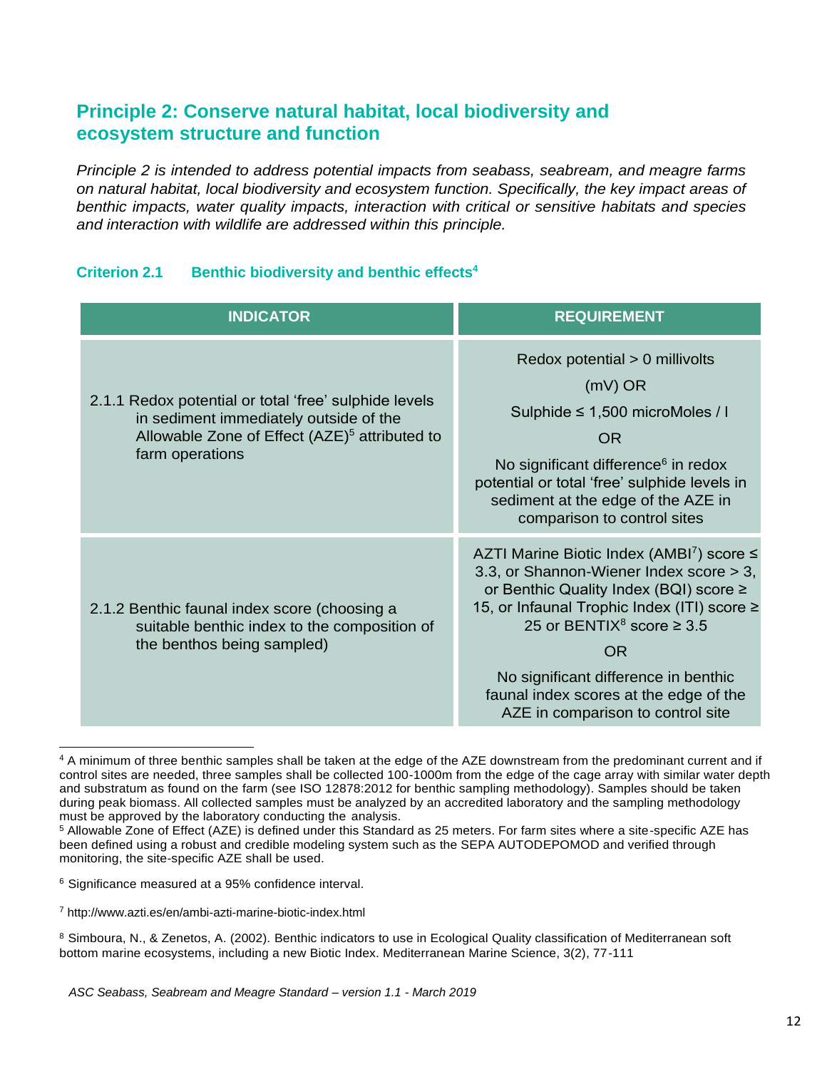## Principle 2: Conserve natural habitat, local biodiversity and ecosystem structure and function

*Principle 2 is intended to address potential impacts from seabass, seabream, and meagre farms on natural habitat, local biodiversity and ecosystem function. Specifically, the key impact areas of benthic impacts, water quality impacts, interaction with critical or sensitive habitats and species and interaction with wildlife are addressed within this principle.*

### Criterion 2.1 Benthic biodiversity and benthic effects[4]

| INDICATOR | REQUIREMENT |
| --- | --- |
| 2.1.1 Redox potential or total 'free' sulphide levels in sediment immediately outside of the Allowable Zone of Effect (AZE)[5] attributed to farm operations | Redox potential > 0 millivolts (mV) OR Sulphide ≤ 1,500 microMoles / l OR No significant difference[6] in redox potential or total 'free' sulphide levels in sediment at the edge of the AZE in comparison to control sites |
| 2.1.2 Benthic faunal index score (choosing a suitable benthic index to the composition of the benthos being sampled) | AZTI Marine Biotic Index (AMBI[7]) score ≤ 3.3, or Shannon-Wiener Index score > 3, or Benthic Quality Index (BQI) score ≥ 15, or Infaunal Trophic Index (ITI) score ≥ 25 or BENTIX[8] score ≥ 3.5 OR No significant difference in benthic faunal index scores at the edge of the AZE in comparison to control site |

[4] A minimum of three benthic samples shall be taken at the edge of the AZE downstream from the predominant current and if control sites are needed, three samples shall be collected 100-1000m from the edge of the cage array with similar water depth and substratum as found on the farm (see ISO 12878:2012 for benthic sampling methodology). Samples should be taken during peak biomass. All collected samples must be analyzed by an accredited laboratory and the sampling methodology must be approved by the laboratory conducting the analysis.

[5] Allowable Zone of Effect (AZE) is defined under this Standard as 25 meters. For farm sites where a site-specific AZE has been defined using a robust and credible modeling system such as the SEPA AUTODEPOMOD and verified through monitoring, the site-specific AZE shall be used.

[6] Significance measured at a 95% confidence interval.

[7] http://www.azti.es/en/ambi-azti-marine-biotic-index.html

[8] Simboura, N., & Zenetos, A. (2002). Benthic indicators to use in Ecological Quality classification of Mediterranean soft bottom marine ecosystems, including a new Biotic Index. Mediterranean Marine Science, 3(2), 77-111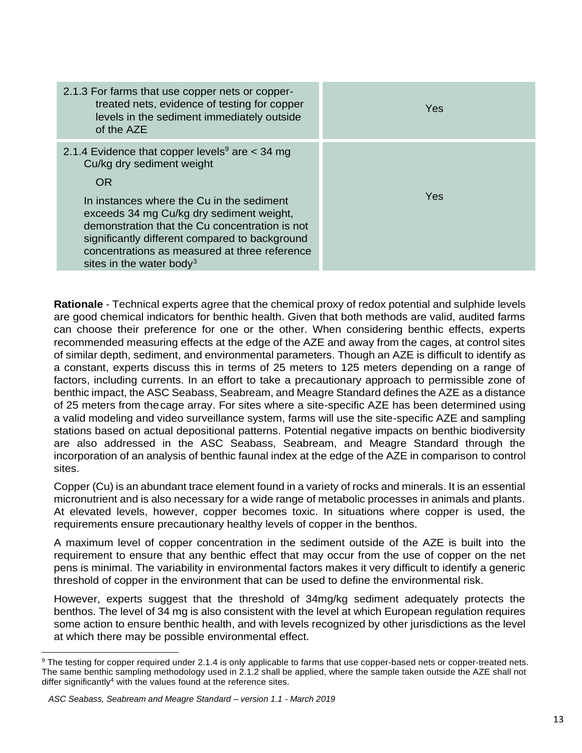| 2.1.3 For farms that use copper nets or copper-treated nets, evidence of testing for copper levels in the sediment immediately outside of the AZE | Yes |
|---|---|
| 2.1.4 Evidence that copper levels[9] are < 34 mg Cu/kg dry sediment weight<br><br>OR<br><br>In instances where the Cu in the sediment exceeds 34 mg Cu/kg dry sediment weight, demonstration that the Cu concentration is not significantly different compared to background concentrations as measured at three reference sites in the water body[3] | Yes |

**Rationale** - Technical experts agree that the chemical proxy of redox potential and sulphide levels are good chemical indicators for benthic health. Given that both methods are valid, audited farms can choose their preference for one or the other. When considering benthic effects, experts recommended measuring effects at the edge of the AZE and away from the cages, at control sites of similar depth, sediment, and environmental parameters. Though an AZE is difficult to identify as a constant, experts discuss this in terms of 25 meters to 125 meters depending on a range of factors, including currents. In an effort to take a precautionary approach to permissible zone of benthic impact, the ASC Seabass, Seabream, and Meagre Standard defines the AZE as a distance of 25 meters from the cage array. For sites where a site-specific AZE has been determined using a valid modeling and video surveillance system, farms will use the site-specific AZE and sampling stations based on actual depositional patterns. Potential negative impacts on benthic biodiversity are also addressed in the ASC Seabass, Seabream, and Meagre Standard through the incorporation of an analysis of benthic faunal index at the edge of the AZE in comparison to control sites.

Copper (Cu) is an abundant trace element found in a variety of rocks and minerals. It is an essential micronutrient and is also necessary for a wide range of metabolic processes in animals and plants. At elevated levels, however, copper becomes toxic. In situations where copper is used, the requirements ensure precautionary healthy levels of copper in the benthos.

A maximum level of copper concentration in the sediment outside of the AZE is built into the requirement to ensure that any benthic effect that may occur from the use of copper on the net pens is minimal. The variability in environmental factors makes it very difficult to identify a generic threshold of copper in the environment that can be used to define the environmental risk.

However, experts suggest that the threshold of 34mg/kg sediment adequately protects the benthos. The level of 34 mg is also consistent with the level at which European regulation requires some action to ensure benthic health, and with levels recognized by other jurisdictions as the level at which there may be possible environmental effect.

[9] The testing for copper required under 2.1.4 is only applicable to farms that use copper-based nets or copper-treated nets. The same benthic sampling methodology used in 2.1.2 shall be applied, where the sample taken outside the AZE shall not differ significantly[4] with the values found at the reference sites.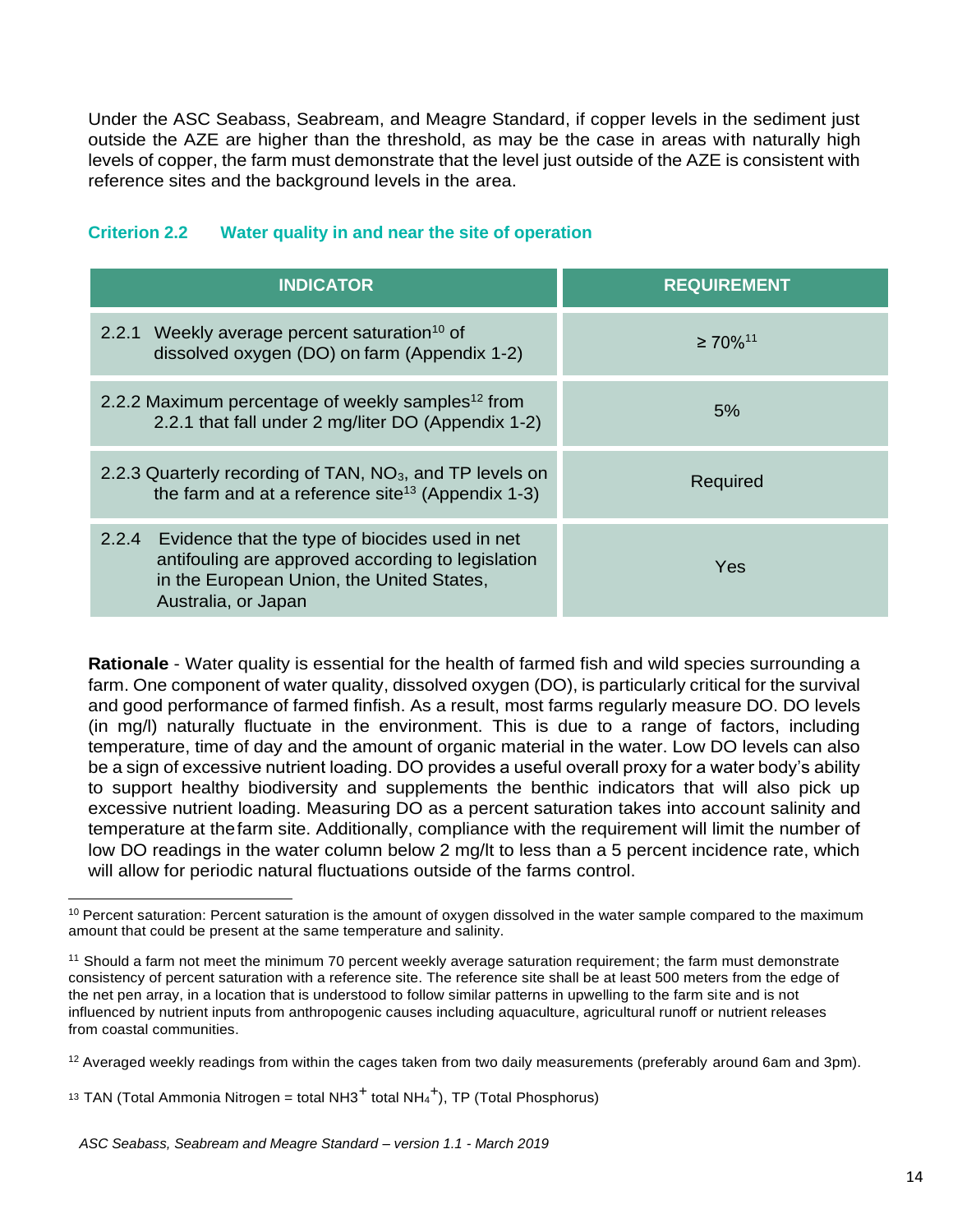Under the ASC Seabass, Seabream, and Meagre Standard, if copper levels in the sediment just outside the AZE are higher than the threshold, as may be the case in areas with naturally high levels of copper, the farm must demonstrate that the level just outside of the AZE is consistent with reference sites and the background levels in the area.

### Criterion 2.2 Water quality in and near the site of operation

| INDICATOR | REQUIREMENT |
|---|---|
| 2.2.1 Weekly average percent saturation[10] of dissolved oxygen (DO) on farm (Appendix 1-2) | ≥ 70%[11] |
| 2.2.2 Maximum percentage of weekly samples[12] from 2.2.1 that fall under 2 mg/liter DO (Appendix 1-2) | 5% |
| 2.2.3 Quarterly recording of TAN, $NO_3$, and TP levels on the farm and at a reference site[13] (Appendix 1-3) | Required |
| 2.2.4 Evidence that the type of biocides used in net antifouling are approved according to legislation in the European Union, the United States, Australia, or Japan | Yes |

**Rationale** - Water quality is essential for the health of farmed fish and wild species surrounding a farm. One component of water quality, dissolved oxygen (DO), is particularly critical for the survival and good performance of farmed finfish. As a result, most farms regularly measure DO. DO levels (in mg/l) naturally fluctuate in the environment. This is due to a range of factors, including temperature, time of day and the amount of organic material in the water. Low DO levels can also be a sign of excessive nutrient loading. DO provides a useful overall proxy for a water body's ability to support healthy biodiversity and supplements the benthic indicators that will also pick up excessive nutrient loading. Measuring DO as a percent saturation takes into account salinity and temperature at the farm site. Additionally, compliance with the requirement will limit the number of low DO readings in the water column below 2 mg/lt to less than a 5 percent incidence rate, which will allow for periodic natural fluctuations outside of the farms control.

---

[10] Percent saturation: Percent saturation is the amount of oxygen dissolved in the water sample compared to the maximum amount that could be present at the same temperature and salinity.

[11] Should a farm not meet the minimum 70 percent weekly average saturation requirement; the farm must demonstrate consistency of percent saturation with a reference site. The reference site shall be at least 500 meters from the edge of the net pen array, in a location that is understood to follow similar patterns in upwelling to the farm site and is not influenced by nutrient inputs from anthropogenic causes including aquaculture, agricultural runoff or nutrient releases from coastal communities.

[12] Averaged weekly readings from within the cages taken from two daily measurements (preferably around 6am and 3pm).

[13] TAN (Total Ammonia Nitrogen = total $NH3^+$ total $NH_4^+$), TP (Total Phosphorus)

*ASC Seabass, Seabream and Meagre Standard – version 1.1 - March 2019*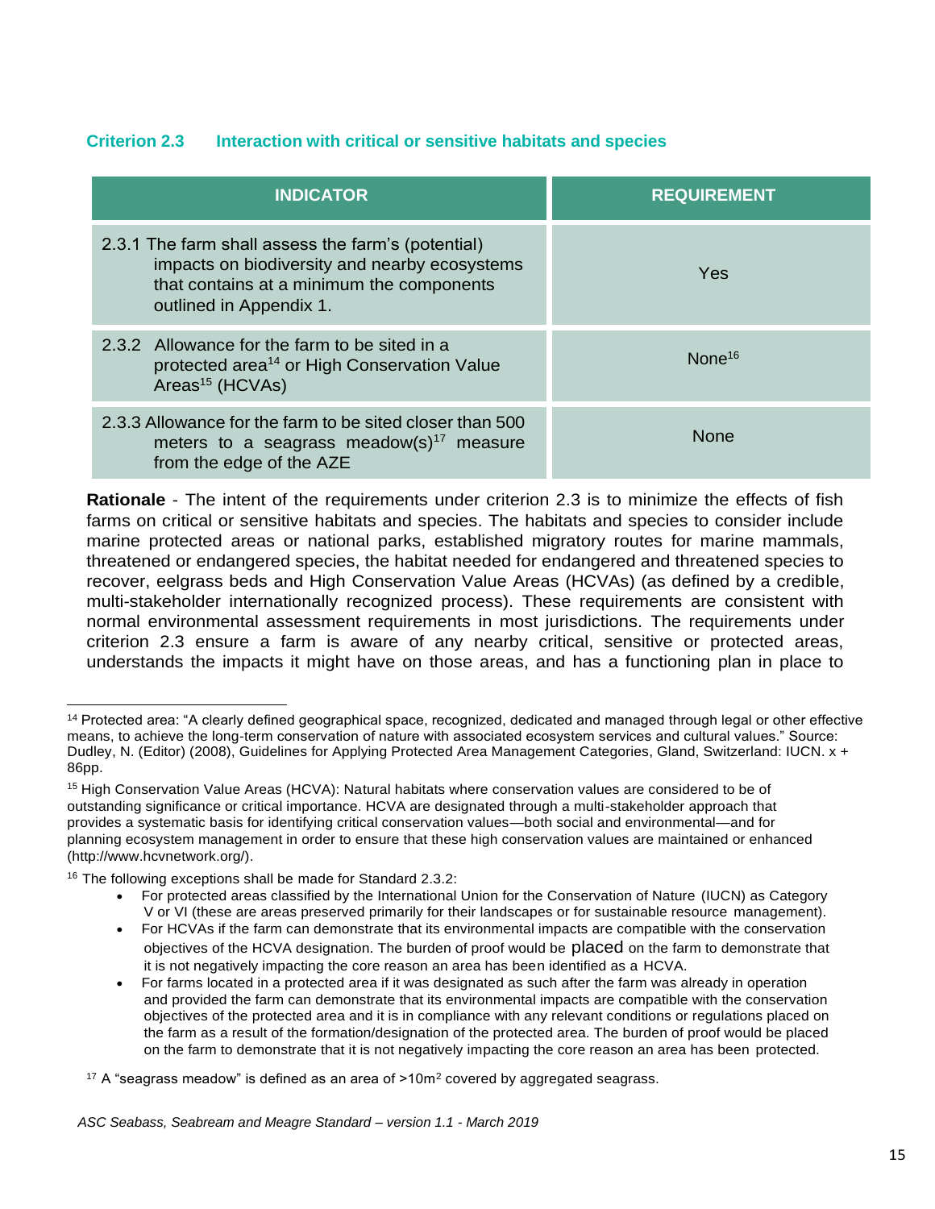### Criterion 2.3 Interaction with critical or sensitive habitats and species

| INDICATOR | REQUIREMENT |
|---|---|
| 2.3.1 The farm shall assess the farm's (potential) impacts on biodiversity and nearby ecosystems that contains at a minimum the components outlined in Appendix 1. | Yes |
| 2.3.2 Allowance for the farm to be sited in a protected area[14] or High Conservation Value Areas[15] (HCVAs) | None[16] |
| 2.3.3 Allowance for the farm to be sited closer than 500 meters to a seagrass meadow(s)[17] measure from the edge of the AZE | None |

**Rationale** - The intent of the requirements under criterion 2.3 is to minimize the effects of fish farms on critical or sensitive habitats and species. The habitats and species to consider include marine protected areas or national parks, established migratory routes for marine mammals, threatened or endangered species, the habitat needed for endangered and threatened species to recover, eelgrass beds and High Conservation Value Areas (HCVAs) (as defined by a credible, multi-stakeholder internationally recognized process). These requirements are consistent with normal environmental assessment requirements in most jurisdictions. The requirements under criterion 2.3 ensure a farm is aware of any nearby critical, sensitive or protected areas, understands the impacts it might have on those areas, and has a functioning plan in place to

---

[14] Protected area: "A clearly defined geographical space, recognized, dedicated and managed through legal or other effective means, to achieve the long-term conservation of nature with associated ecosystem services and cultural values." Source: Dudley, N. (Editor) (2008), Guidelines for Applying Protected Area Management Categories, Gland, Switzerland: IUCN. x + 86pp.

[15] High Conservation Value Areas (HCVA): Natural habitats where conservation values are considered to be of outstanding significance or critical importance. HCVA are designated through a multi-stakeholder approach that provides a systematic basis for identifying critical conservation values—both social and environmental—and for planning ecosystem management in order to ensure that these high conservation values are maintained or enhanced (http://www.hcvnetwork.org/).

[16] The following exceptions shall be made for Standard 2.3.2:

- For protected areas classified by the International Union for the Conservation of Nature (IUCN) as Category V or VI (these are areas preserved primarily for their landscapes or for sustainable resource management).
- For HCVAs if the farm can demonstrate that its environmental impacts are compatible with the conservation objectives of the HCVA designation. The burden of proof would be placed on the farm to demonstrate that it is not negatively impacting the core reason an area has been identified as a HCVA.
- For farms located in a protected area if it was designated as such after the farm was already in operation and provided the farm can demonstrate that its environmental impacts are compatible with the conservation objectives of the protected area and it is in compliance with any relevant conditions or regulations placed on the farm as a result of the formation/designation of the protected area. The burden of proof would be placed on the farm to demonstrate that it is not negatively impacting the core reason an area has been protected.

[17] A "seagrass meadow" is defined as an area of >10m$^2$ covered by aggregated seagrass.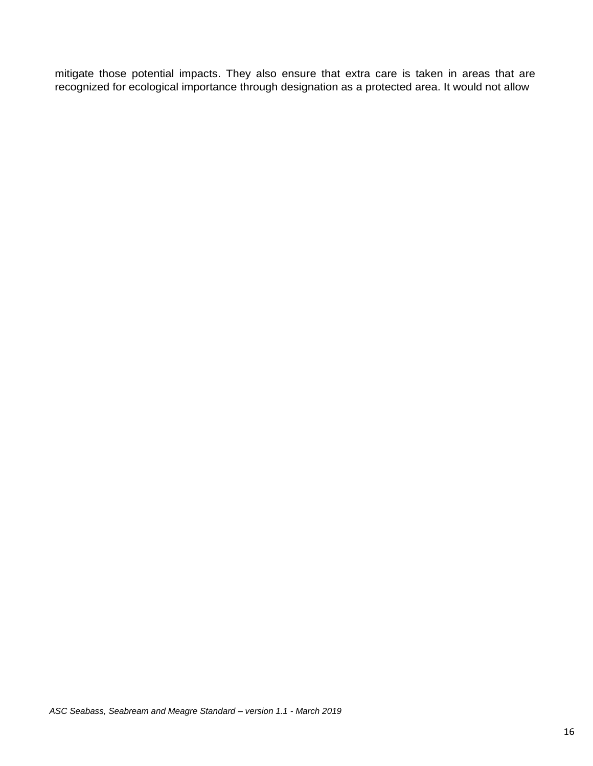mitigate those potential impacts. They also ensure that extra care is taken in areas that are recognized for ecological importance through designation as a protected area. It would not allow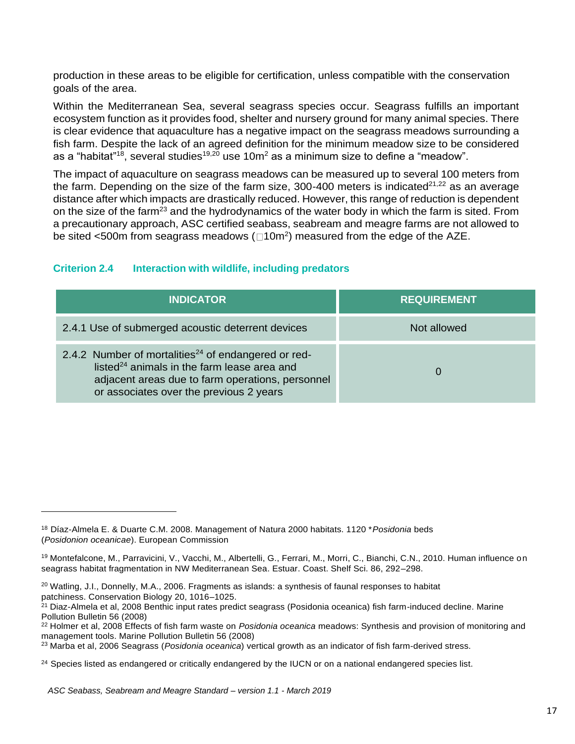production in these areas to be eligible for certification, unless compatible with the conservation goals of the area.

Within the Mediterranean Sea, several seagrass species occur. Seagrass fulfills an important ecosystem function as it provides food, shelter and nursery ground for many animal species. There is clear evidence that aquaculture has a negative impact on the seagrass meadows surrounding a fish farm. Despite the lack of an agreed definition for the minimum meadow size to be considered as a "habitat"[18], several studies[19,20] use 10m$^2$ as a minimum size to define a "meadow".

The impact of aquaculture on seagrass meadows can be measured up to several 100 meters from the farm. Depending on the size of the farm size, 300-400 meters is indicated[21,22] as an average distance after which impacts are drastically reduced. However, this range of reduction is dependent on the size of the farm[23] and the hydrodynamics of the water body in which the farm is sited. From a precautionary approach, ASC certified seabass, seabream and meagre farms are not allowed to be sited <500m from seagrass meadows (□10m$^2$) measured from the edge of the AZE.

### Criterion 2.4 Interaction with wildlife, including predators

| INDICATOR | REQUIREMENT |
|---|---|
| 2.4.1 Use of submerged acoustic deterrent devices | Not allowed |
| 2.4.2 Number of mortalities[24] of endangered or red-listed[24] animals in the farm lease area and adjacent areas due to farm operations, personnel or associates over the previous 2 years | 0 |

---

[18] Díaz-Almela E. & Duarte C.M. 2008. Management of Natura 2000 habitats. 1120 **Posidonia* beds (*Posidonion oceanicae*). European Commission

[19] Montefalcone, M., Parravicini, V., Vacchi, M., Albertelli, G., Ferrari, M., Morri, C., Bianchi, C.N., 2010. Human influence on seagrass habitat fragmentation in NW Mediterranean Sea. Estuar. Coast. Shelf Sci. 86, 292–298.

[20] Watling, J.I., Donnelly, M.A., 2006. Fragments as islands: a synthesis of faunal responses to habitat patchiness. Conservation Biology 20, 1016–1025.

[21] Diaz-Almela et al, 2008 Benthic input rates predict seagrass (Posidonia oceanica) fish farm-induced decline. Marine Pollution Bulletin 56 (2008)

[22] Holmer et al, 2008 Effects of fish farm waste on *Posidonia oceanica* meadows: Synthesis and provision of monitoring and management tools. Marine Pollution Bulletin 56 (2008)

[23] Marba et al, 2006 Seagrass (*Posidonia oceanica*) vertical growth as an indicator of fish farm-derived stress.

[24] Species listed as endangered or critically endangered by the IUCN or on a national endangered species list.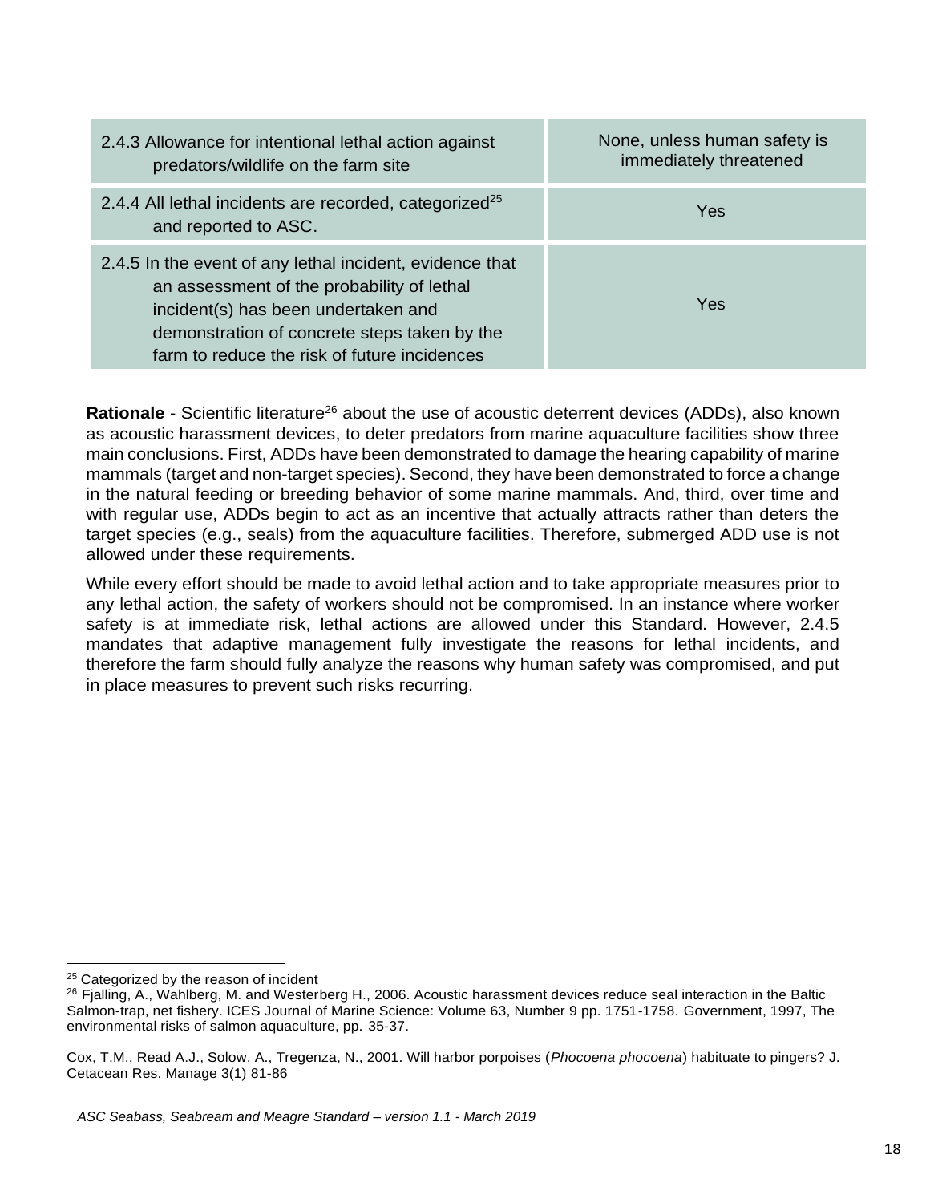| | |
|---|---|
| 2.4.3 Allowance for intentional lethal action against predators/wildlife on the farm site | None, unless human safety is immediately threatened |
| 2.4.4 All lethal incidents are recorded, categorized[25] and reported to ASC. | Yes |
| 2.4.5 In the event of any lethal incident, evidence that an assessment of the probability of lethal incident(s) has been undertaken and demonstration of concrete steps taken by the farm to reduce the risk of future incidences | Yes |

**Rationale** - Scientific literature[26] about the use of acoustic deterrent devices (ADDs), also known as acoustic harassment devices, to deter predators from marine aquaculture facilities show three main conclusions. First, ADDs have been demonstrated to damage the hearing capability of marine mammals (target and non-target species). Second, they have been demonstrated to force a change in the natural feeding or breeding behavior of some marine mammals. And, third, over time and with regular use, ADDs begin to act as an incentive that actually attracts rather than deters the target species (e.g., seals) from the aquaculture facilities. Therefore, submerged ADD use is not allowed under these requirements.

While every effort should be made to avoid lethal action and to take appropriate measures prior to any lethal action, the safety of workers should not be compromised. In an instance where worker safety is at immediate risk, lethal actions are allowed under this Standard. However, 2.4.5 mandates that adaptive management fully investigate the reasons for lethal incidents, and therefore the farm should fully analyze the reasons why human safety was compromised, and put in place measures to prevent such risks recurring.

---

[25] Categorized by the reason of incident

[26] Fjalling, A., Wahlberg, M. and Westerberg H., 2006. Acoustic harassment devices reduce seal interaction in the Baltic Salmon-trap, net fishery. ICES Journal of Marine Science: Volume 63, Number 9 pp. 1751-1758. Government, 1997, The environmental risks of salmon aquaculture, pp. 35-37.

Cox, T.M., Read A.J., Solow, A., Tregenza, N., 2001. Will harbor porpoises (*Phocoena phocoena*) habituate to pingers? J. Cetacean Res. Manage 3(1) 81-86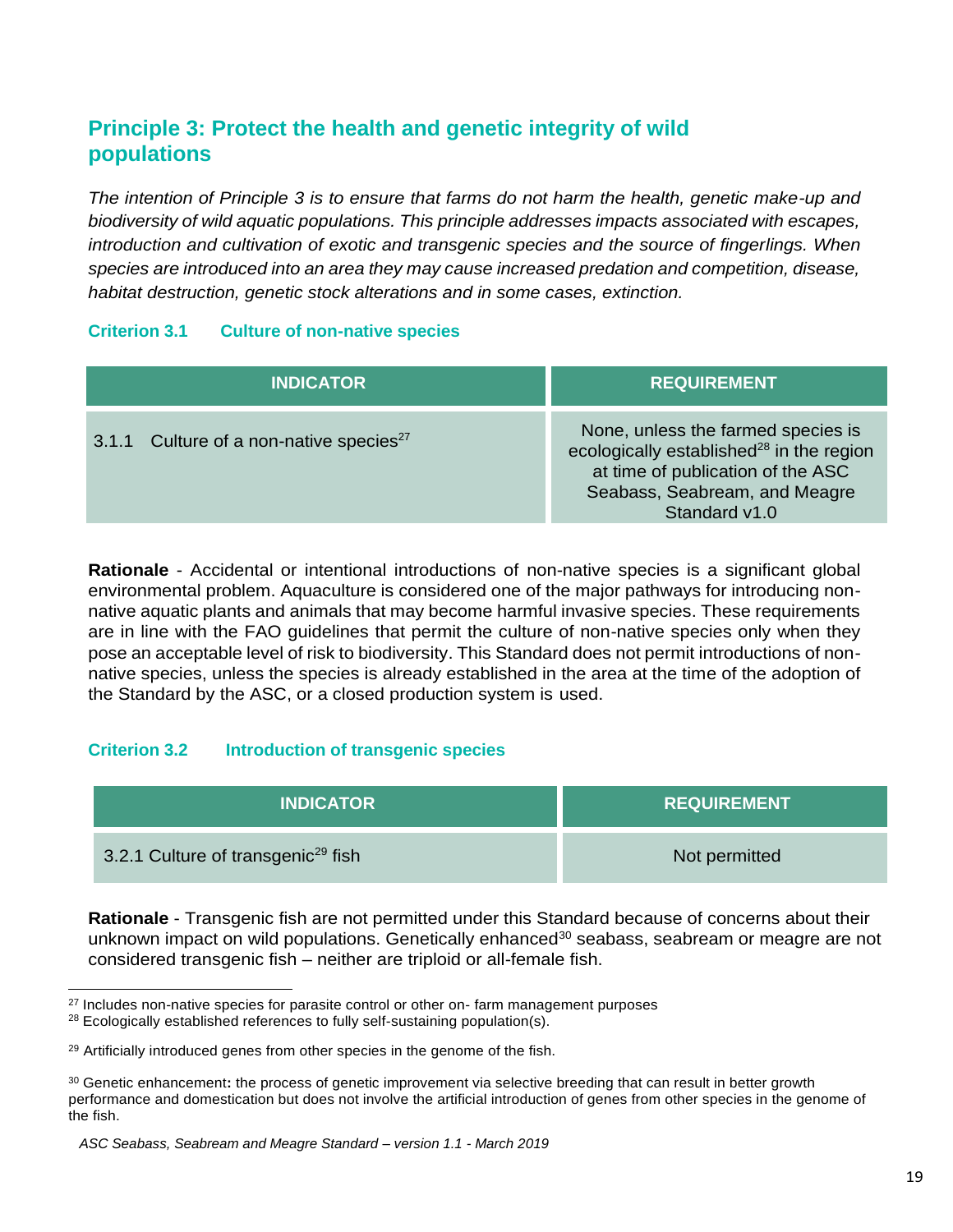## Principle 3: Protect the health and genetic integrity of wild populations

*The intention of Principle 3 is to ensure that farms do not harm the health, genetic make-up and biodiversity of wild aquatic populations. This principle addresses impacts associated with escapes, introduction and cultivation of exotic and transgenic species and the source of fingerlings. When species are introduced into an area they may cause increased predation and competition, disease, habitat destruction, genetic stock alterations and in some cases, extinction.*

### Criterion 3.1 Culture of non-native species

| INDICATOR | REQUIREMENT |
|---|---|
| 3.1.1 Culture of a non-native species[27] | None, unless the farmed species is ecologically established[28] in the region at time of publication of the ASC Seabass, Seabream, and Meagre Standard v1.0 |

**Rationale** - Accidental or intentional introductions of non-native species is a significant global environmental problem. Aquaculture is considered one of the major pathways for introducing non-native aquatic plants and animals that may become harmful invasive species. These requirements are in line with the FAO guidelines that permit the culture of non-native species only when they pose an acceptable level of risk to biodiversity. This Standard does not permit introductions of non-native species, unless the species is already established in the area at the time of the adoption of the Standard by the ASC, or a closed production system is used.

### Criterion 3.2 Introduction of transgenic species

| INDICATOR | REQUIREMENT |
|---|---|
| 3.2.1 Culture of transgenic[29] fish | Not permitted |

**Rationale** - Transgenic fish are not permitted under this Standard because of concerns about their unknown impact on wild populations. Genetically enhanced[30] seabass, seabream or meagre are not considered transgenic fish – neither are triploid or all-female fish.

---

[27] Includes non-native species for parasite control or other on- farm management purposes

[28] Ecologically established references to fully self-sustaining population(s).

[29] Artificially introduced genes from other species in the genome of the fish.

[30] Genetic enhancement**:** the process of genetic improvement via selective breeding that can result in better growth performance and domestication but does not involve the artificial introduction of genes from other species in the genome of the fish.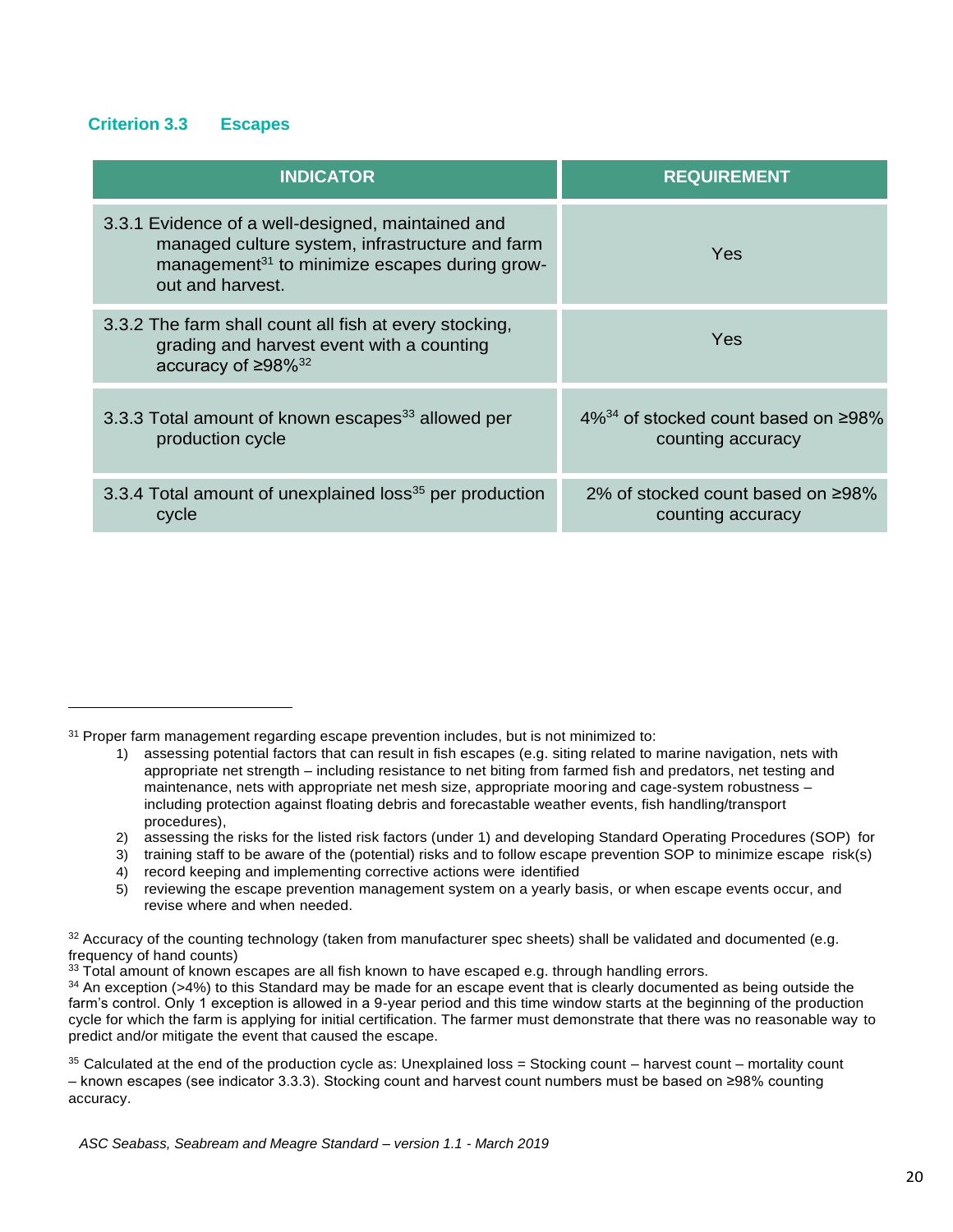### Criterion 3.3 Escapes

| INDICATOR | REQUIREMENT |
|---|---|
| 3.3.1 Evidence of a well-designed, maintained and managed culture system, infrastructure and farm management[31] to minimize escapes during grow-out and harvest. | Yes |
| 3.3.2 The farm shall count all fish at every stocking, grading and harvest event with a counting accuracy of ≥98%[32] | Yes |
| 3.3.3 Total amount of known escapes[33] allowed per production cycle | 4%[34] of stocked count based on ≥98% counting accuracy |
| 3.3.4 Total amount of unexplained loss[35] per production cycle | 2% of stocked count based on ≥98% counting accuracy |

---

[31] Proper farm management regarding escape prevention includes, but is not minimized to:

1) assessing potential factors that can result in fish escapes (e.g. siting related to marine navigation, nets with appropriate net strength – including resistance to net biting from farmed fish and predators, net testing and maintenance, nets with appropriate net mesh size, appropriate mooring and cage-system robustness – including protection against floating debris and forecastable weather events, fish handling/transport procedures),
2) assessing the risks for the listed risk factors (under 1) and developing Standard Operating Procedures (SOP) for
3) training staff to be aware of the (potential) risks and to follow escape prevention SOP to minimize escape risk(s)
4) record keeping and implementing corrective actions were identified
5) reviewing the escape prevention management system on a yearly basis, or when escape events occur, and revise where and when needed.

[32] Accuracy of the counting technology (taken from manufacturer spec sheets) shall be validated and documented (e.g. frequency of hand counts)

[33] Total amount of known escapes are all fish known to have escaped e.g. through handling errors.

[34] An exception (>4%) to this Standard may be made for an escape event that is clearly documented as being outside the farm's control. Only 1 exception is allowed in a 9-year period and this time window starts at the beginning of the production cycle for which the farm is applying for initial certification. The farmer must demonstrate that there was no reasonable way to predict and/or mitigate the event that caused the escape.

[35] Calculated at the end of the production cycle as: Unexplained loss = Stocking count – harvest count – mortality count – known escapes (see indicator 3.3.3). Stocking count and harvest count numbers must be based on ≥98% counting accuracy.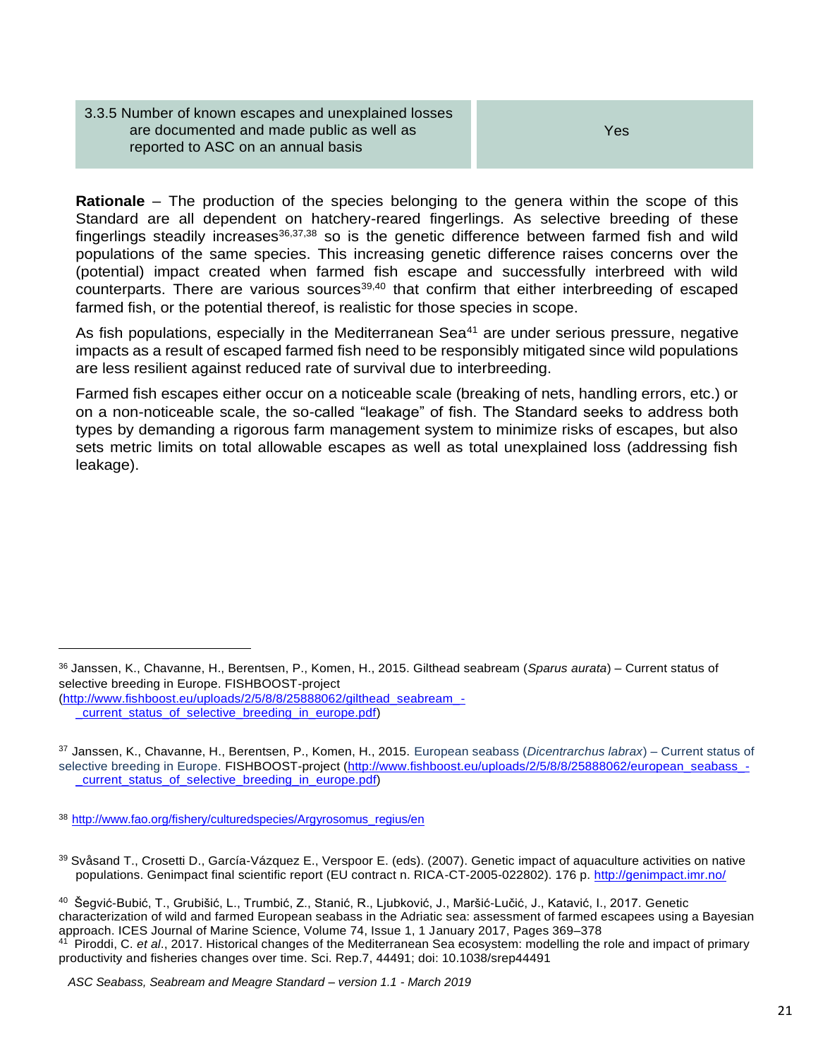| 3.3.5 Number of known escapes and unexplained losses are documented and made public as well as reported to ASC on an annual basis | Yes |
|---|---|

**Rationale** – The production of the species belonging to the genera within the scope of this Standard are all dependent on hatchery-reared fingerlings. As selective breeding of these fingerlings steadily increases[36,37,38] so is the genetic difference between farmed fish and wild populations of the same species. This increasing genetic difference raises concerns over the (potential) impact created when farmed fish escape and successfully interbreed with wild counterparts. There are various sources[39,40] that confirm that either interbreeding of escaped farmed fish, or the potential thereof, is realistic for those species in scope.

As fish populations, especially in the Mediterranean Sea[41] are under serious pressure, negative impacts as a result of escaped farmed fish need to be responsibly mitigated since wild populations are less resilient against reduced rate of survival due to interbreeding.

Farmed fish escapes either occur on a noticeable scale (breaking of nets, handling errors, etc.) or on a non-noticeable scale, the so-called "leakage" of fish. The Standard seeks to address both types by demanding a rigorous farm management system to minimize risks of escapes, but also sets metric limits on total allowable escapes as well as total unexplained loss (addressing fish leakage).

---

[36] Janssen, K., Chavanne, H., Berentsen, P., Komen, H., 2015. Gilthead seabream (*Sparus aurata*) – Current status of selective breeding in Europe. FISHBOOST-project (http://www.fishboost.eu/uploads/2/5/8/8/25888062/gilthead_seabream_-_current_status_of_selective_breeding_in_europe.pdf)

[37] Janssen, K., Chavanne, H., Berentsen, P., Komen, H., 2015. European seabass (*Dicentrarchus labrax*) – Current status of selective breeding in Europe. FISHBOOST-project (http://www.fishboost.eu/uploads/2/5/8/8/25888062/european_seabass_-_current_status_of_selective_breeding_in_europe.pdf)

[38] http://www.fao.org/fishery/culturedspecies/Argyrosomus_regius/en

[39] Svåsand T., Crosetti D., García-Vázquez E., Verspoor E. (eds). (2007). Genetic impact of aquaculture activities on native populations. Genimpact final scientific report (EU contract n. RICA-CT-2005-022802). 176 p. http://genimpact.imr.no/

[40] Šegvić-Bubić, T., Grubišić, L., Trumbić, Z., Stanić, R., Ljubković, J., Maršić-Lučić, J., Katavić, I., 2017. Genetic characterization of wild and farmed European seabass in the Adriatic sea: assessment of farmed escapees using a Bayesian approach. ICES Journal of Marine Science, Volume 74, Issue 1, 1 January 2017, Pages 369–378

[41] Piroddi, C. *et al*., 2017. Historical changes of the Mediterranean Sea ecosystem: modelling the role and impact of primary productivity and fisheries changes over time. Sci. Rep.7, 44491; doi: 10.1038/srep44491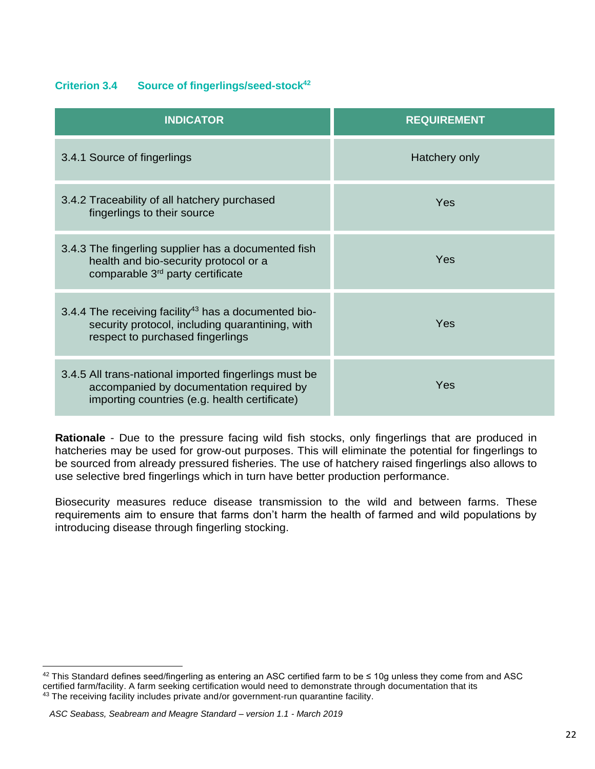### Criterion 3.4 Source of fingerlings/seed-stock[42]

| INDICATOR | REQUIREMENT |
| --- | --- |
| 3.4.1 Source of fingerlings | Hatchery only |
| 3.4.2 Traceability of all hatchery purchased fingerlings to their source | Yes |
| 3.4.3 The fingerling supplier has a documented fish health and bio-security protocol or a comparable 3rd party certificate | Yes |
| 3.4.4 The receiving facility[43] has a documented bio-security protocol, including quarantining, with respect to purchased fingerlings | Yes |
| 3.4.5 All trans-national imported fingerlings must be accompanied by documentation required by importing countries (e.g. health certificate) | Yes |

**Rationale** - Due to the pressure facing wild fish stocks, only fingerlings that are produced in hatcheries may be used for grow-out purposes. This will eliminate the potential for fingerlings to be sourced from already pressured fisheries. The use of hatchery raised fingerlings also allows to use selective bred fingerlings which in turn have better production performance.

Biosecurity measures reduce disease transmission to the wild and between farms. These requirements aim to ensure that farms don't harm the health of farmed and wild populations by introducing disease through fingerling stocking.

---

[42] This Standard defines seed/fingerling as entering an ASC certified farm to be ≤ 10g unless they come from and ASC certified farm/facility. A farm seeking certification would need to demonstrate through documentation that its

[43] The receiving facility includes private and/or government-run quarantine facility.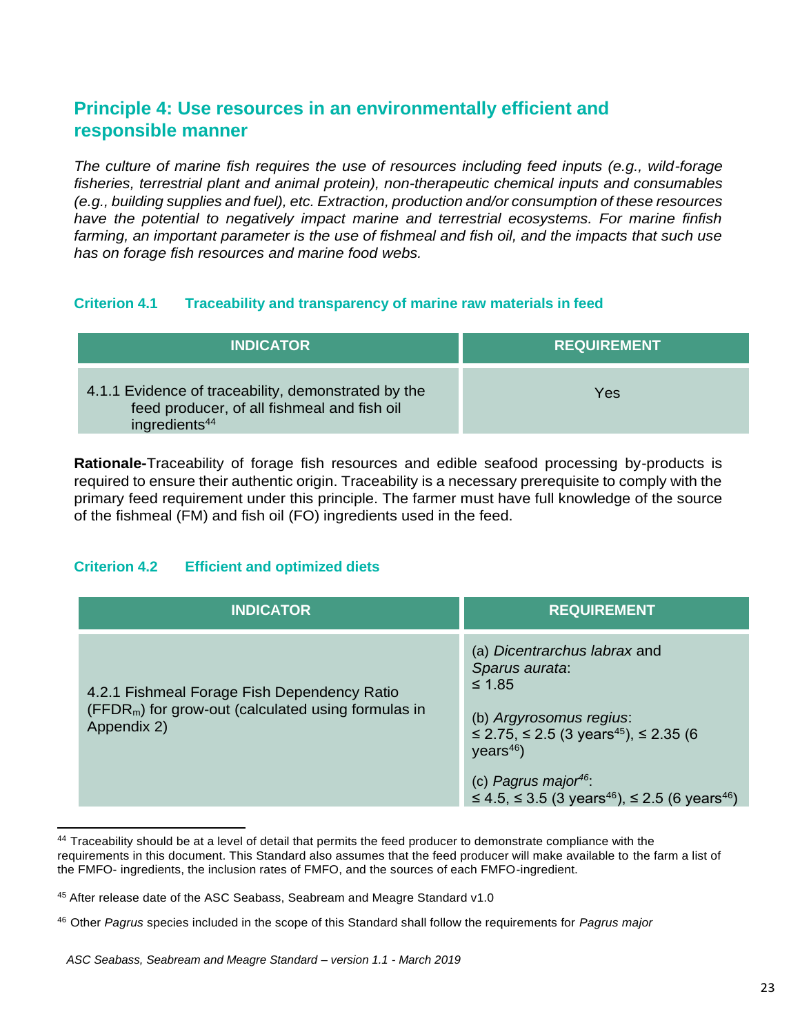## Principle 4: Use resources in an environmentally efficient and responsible manner

*The culture of marine fish requires the use of resources including feed inputs (e.g., wild-forage fisheries, terrestrial plant and animal protein), non-therapeutic chemical inputs and consumables (e.g., building supplies and fuel), etc. Extraction, production and/or consumption of these resources have the potential to negatively impact marine and terrestrial ecosystems. For marine finfish farming, an important parameter is the use of fishmeal and fish oil, and the impacts that such use has on forage fish resources and marine food webs.*

### Criterion 4.1 Traceability and transparency of marine raw materials in feed

| INDICATOR | REQUIREMENT |
|---|---|
| 4.1.1 Evidence of traceability, demonstrated by the feed producer, of all fishmeal and fish oil ingredients[44] | Yes |

**Rationale-**Traceability of forage fish resources and edible seafood processing by-products is required to ensure their authentic origin. Traceability is a necessary prerequisite to comply with the primary feed requirement under this principle. The farmer must have full knowledge of the source of the fishmeal (FM) and fish oil (FO) ingredients used in the feed.

### Criterion 4.2 Efficient and optimized diets

| INDICATOR | REQUIREMENT |
|---|---|
| 4.2.1 Fishmeal Forage Fish Dependency Ratio ($FFDR_m$) for grow-out (calculated using formulas in Appendix 2) | (a) *Dicentrarchus labrax* and *Sparus aurata*: ≤ 1.85<br><br>(b) *Argyrosomus regius*: ≤ 2.75, ≤ 2.5 (3 years[45]), ≤ 2.35 (6 years[46])<br><br>(c) *Pagrus major*[46]: ≤ 4.5, ≤ 3.5 (3 years[46]), ≤ 2.5 (6 years[46]) |

---

[44] Traceability should be at a level of detail that permits the feed producer to demonstrate compliance with the requirements in this document. This Standard also assumes that the feed producer will make available to the farm a list of the FMFO- ingredients, the inclusion rates of FMFO, and the sources of each FMFO-ingredient.

[45] After release date of the ASC Seabass, Seabream and Meagre Standard v1.0

[46] Other *Pagrus* species included in the scope of this Standard shall follow the requirements for *Pagrus major*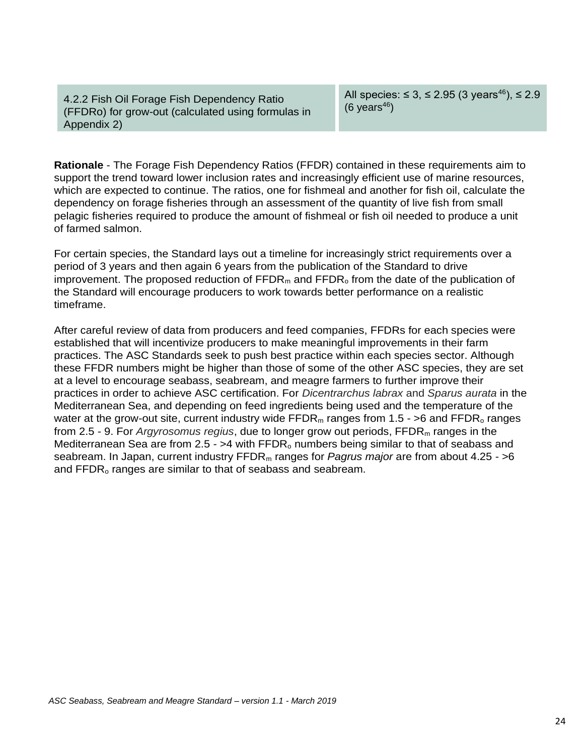| 4.2.2 Fish Oil Forage Fish Dependency Ratio (FFDRo) for grow-out (calculated using formulas in Appendix 2) | All species: ≤ 3, ≤ 2.95 (3 years[46]), ≤ 2.9 (6 years[46]) |
|---|---|

**Rationale** - The Forage Fish Dependency Ratios (FFDR) contained in these requirements aim to support the trend toward lower inclusion rates and increasingly efficient use of marine resources, which are expected to continue. The ratios, one for fishmeal and another for fish oil, calculate the dependency on forage fisheries through an assessment of the quantity of live fish from small pelagic fisheries required to produce the amount of fishmeal or fish oil needed to produce a unit of farmed salmon.

For certain species, the Standard lays out a timeline for increasingly strict requirements over a period of 3 years and then again 6 years from the publication of the Standard to drive improvement. The proposed reduction of $FFDR_m$ and $FFDR_o$ from the date of the publication of the Standard will encourage producers to work towards better performance on a realistic timeframe.

After careful review of data from producers and feed companies, FFDRs for each species were established that will incentivize producers to make meaningful improvements in their farm practices. The ASC Standards seek to push best practice within each species sector. Although these FFDR numbers might be higher than those of some of the other ASC species, they are set at a level to encourage seabass, seabream, and meagre farmers to further improve their practices in order to achieve ASC certification. For *Dicentrarchus labrax* and *Sparus aurata* in the Mediterranean Sea, and depending on feed ingredients being used and the temperature of the water at the grow-out site, current industry wide $FFDR_m$ ranges from 1.5 - >6 and $FFDR_o$ ranges from 2.5 - 9. For *Argyrosomus regius*, due to longer grow out periods, $FFDR_m$ ranges in the Mediterranean Sea are from 2.5 - >4 with $FFDR_o$ numbers being similar to that of seabass and seabream. In Japan, current industry $FFDR_m$ ranges for *Pagrus major* are from about 4.25 - >6 and $FFDR_o$ ranges are similar to that of seabass and seabream.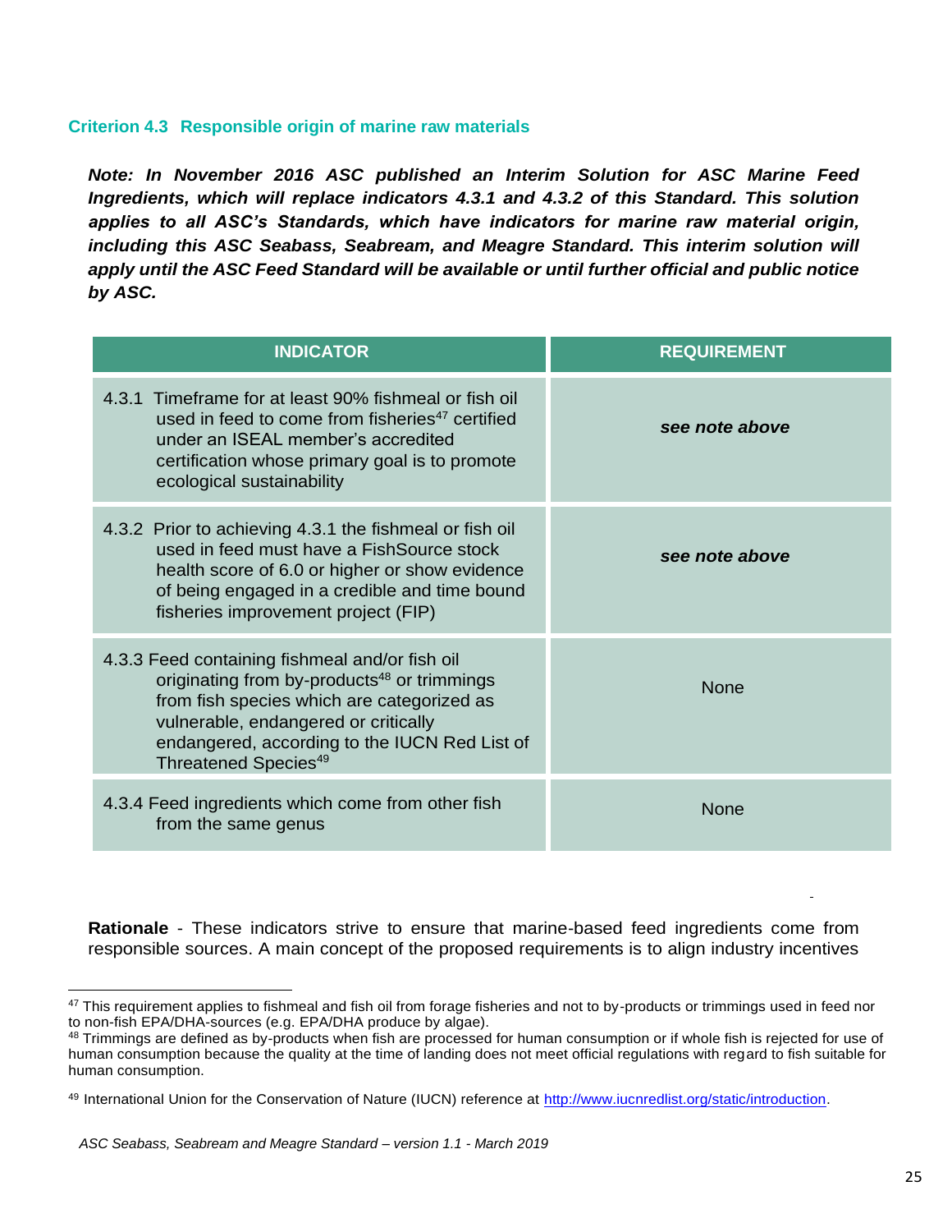### Criterion 4.3 Responsible origin of marine raw materials

***Note: In November 2016 ASC published an Interim Solution for ASC Marine Feed Ingredients, which will replace indicators 4.3.1 and 4.3.2 of this Standard. This solution applies to all ASC's Standards, which have indicators for marine raw material origin, including this ASC Seabass, Seabream, and Meagre Standard. This interim solution will apply until the ASC Feed Standard will be available or until further official and public notice by ASC.***

| INDICATOR | REQUIREMENT |
|---|---|
| 4.3.1 Timeframe for at least 90% fishmeal or fish oil used in feed to come from fisheries[47] certified under an ISEAL member's accredited certification whose primary goal is to promote ecological sustainability | ***see note above*** |
| 4.3.2 Prior to achieving 4.3.1 the fishmeal or fish oil used in feed must have a FishSource stock health score of 6.0 or higher or show evidence of being engaged in a credible and time bound fisheries improvement project (FIP) | ***see note above*** |
| 4.3.3 Feed containing fishmeal and/or fish oil originating from by-products[48] or trimmings from fish species which are categorized as vulnerable, endangered or critically endangered, according to the IUCN Red List of Threatened Species[49] | None |
| 4.3.4 Feed ingredients which come from other fish from the same genus | None |

**Rationale** - These indicators strive to ensure that marine-based feed ingredients come from responsible sources. A main concept of the proposed requirements is to align industry incentives

[47] This requirement applies to fishmeal and fish oil from forage fisheries and not to by-products or trimmings used in feed nor to non-fish EPA/DHA-sources (e.g. EPA/DHA produce by algae).

[48] Trimmings are defined as by-products when fish are processed for human consumption or if whole fish is rejected for use of human consumption because the quality at the time of landing does not meet official regulations with regard to fish suitable for human consumption.

[49] International Union for the Conservation of Nature (IUCN) reference at http://www.iucnredlist.org/static/introduction.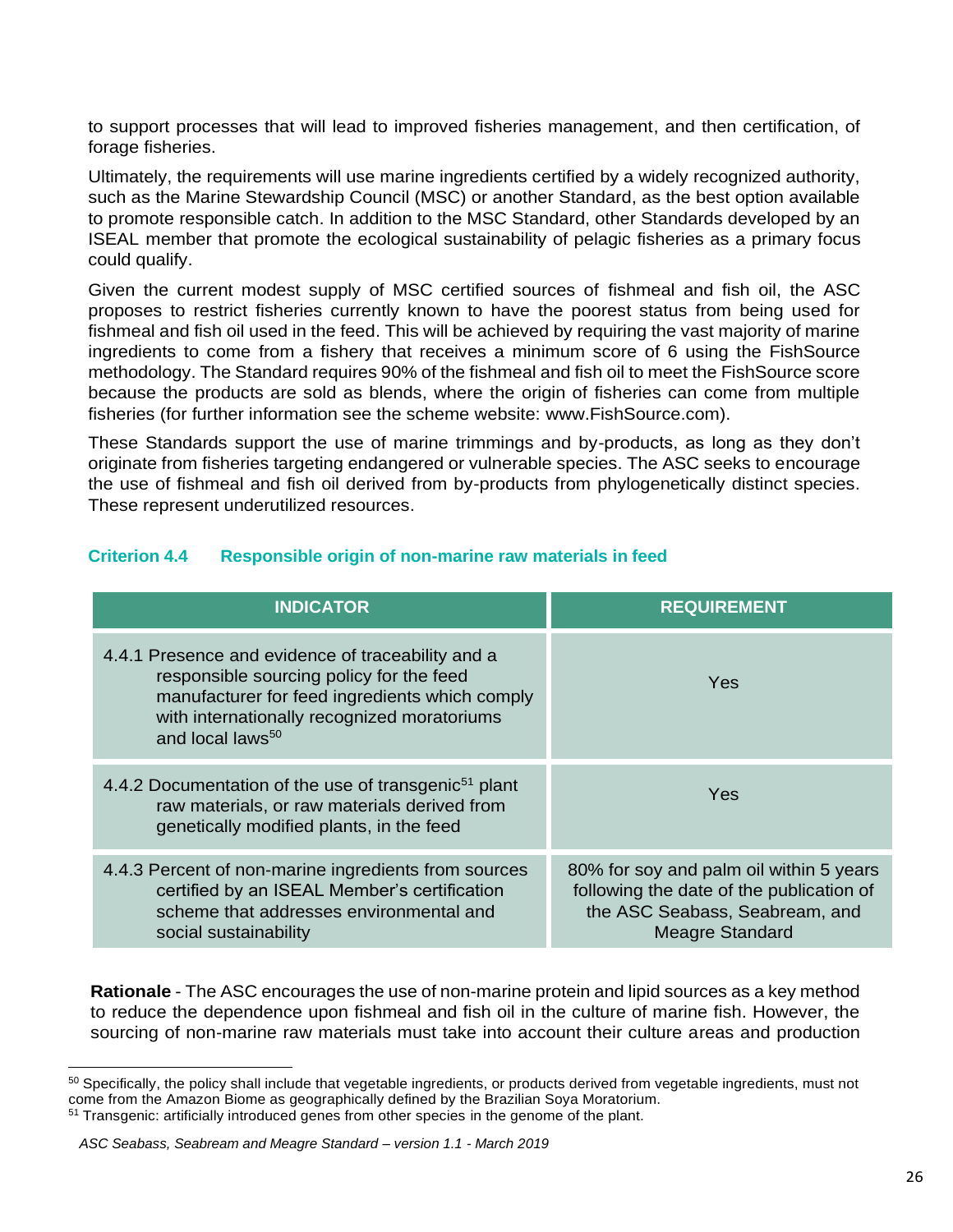to support processes that will lead to improved fisheries management, and then certification, of forage fisheries.

Ultimately, the requirements will use marine ingredients certified by a widely recognized authority, such as the Marine Stewardship Council (MSC) or another Standard, as the best option available to promote responsible catch. In addition to the MSC Standard, other Standards developed by an ISEAL member that promote the ecological sustainability of pelagic fisheries as a primary focus could qualify.

Given the current modest supply of MSC certified sources of fishmeal and fish oil, the ASC proposes to restrict fisheries currently known to have the poorest status from being used for fishmeal and fish oil used in the feed. This will be achieved by requiring the vast majority of marine ingredients to come from a fishery that receives a minimum score of 6 using the FishSource methodology. The Standard requires 90% of the fishmeal and fish oil to meet the FishSource score because the products are sold as blends, where the origin of fisheries can come from multiple fisheries (for further information see the scheme website: www.FishSource.com).

These Standards support the use of marine trimmings and by-products, as long as they don't originate from fisheries targeting endangered or vulnerable species. The ASC seeks to encourage the use of fishmeal and fish oil derived from by-products from phylogenetically distinct species. These represent underutilized resources.

### Criterion 4.4 Responsible origin of non-marine raw materials in feed

| INDICATOR | REQUIREMENT |
|---|---|
| 4.4.1 Presence and evidence of traceability and a responsible sourcing policy for the feed manufacturer for feed ingredients which comply with internationally recognized moratoriums and local laws[50] | Yes |
| 4.4.2 Documentation of the use of transgenic[51] plant raw materials, or raw materials derived from genetically modified plants, in the feed | Yes |
| 4.4.3 Percent of non-marine ingredients from sources certified by an ISEAL Member's certification scheme that addresses environmental and social sustainability | 80% for soy and palm oil within 5 years following the date of the publication of the ASC Seabass, Seabream, and Meagre Standard |

**Rationale** - The ASC encourages the use of non-marine protein and lipid sources as a key method to reduce the dependence upon fishmeal and fish oil in the culture of marine fish. However, the sourcing of non-marine raw materials must take into account their culture areas and production

[50] Specifically, the policy shall include that vegetable ingredients, or products derived from vegetable ingredients, must not come from the Amazon Biome as geographically defined by the Brazilian Soya Moratorium.

[51] Transgenic: artificially introduced genes from other species in the genome of the plant.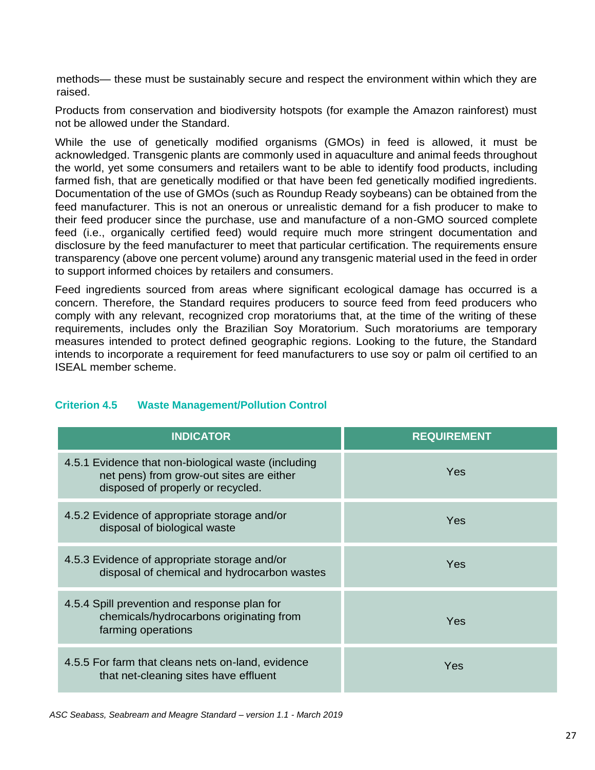methods— these must be sustainably secure and respect the environment within which they are raised.

Products from conservation and biodiversity hotspots (for example the Amazon rainforest) must not be allowed under the Standard.

While the use of genetically modified organisms (GMOs) in feed is allowed, it must be acknowledged. Transgenic plants are commonly used in aquaculture and animal feeds throughout the world, yet some consumers and retailers want to be able to identify food products, including farmed fish, that are genetically modified or that have been fed genetically modified ingredients. Documentation of the use of GMOs (such as Roundup Ready soybeans) can be obtained from the feed manufacturer. This is not an onerous or unrealistic demand for a fish producer to make to their feed producer since the purchase, use and manufacture of a non-GMO sourced complete feed (i.e., organically certified feed) would require much more stringent documentation and disclosure by the feed manufacturer to meet that particular certification. The requirements ensure transparency (above one percent volume) around any transgenic material used in the feed in order to support informed choices by retailers and consumers.

Feed ingredients sourced from areas where significant ecological damage has occurred is a concern. Therefore, the Standard requires producers to source feed from feed producers who comply with any relevant, recognized crop moratoriums that, at the time of the writing of these requirements, includes only the Brazilian Soy Moratorium. Such moratoriums are temporary measures intended to protect defined geographic regions. Looking to the future, the Standard intends to incorporate a requirement for feed manufacturers to use soy or palm oil certified to an ISEAL member scheme.

### Criterion 4.5 Waste Management/Pollution Control

| INDICATOR | REQUIREMENT |
|---|---|
| 4.5.1 Evidence that non-biological waste (including net pens) from grow-out sites are either disposed of properly or recycled. | Yes |
| 4.5.2 Evidence of appropriate storage and/or disposal of biological waste | Yes |
| 4.5.3 Evidence of appropriate storage and/or disposal of chemical and hydrocarbon wastes | Yes |
| 4.5.4 Spill prevention and response plan for chemicals/hydrocarbons originating from farming operations | Yes |
| 4.5.5 For farm that cleans nets on-land, evidence that net-cleaning sites have effluent | Yes |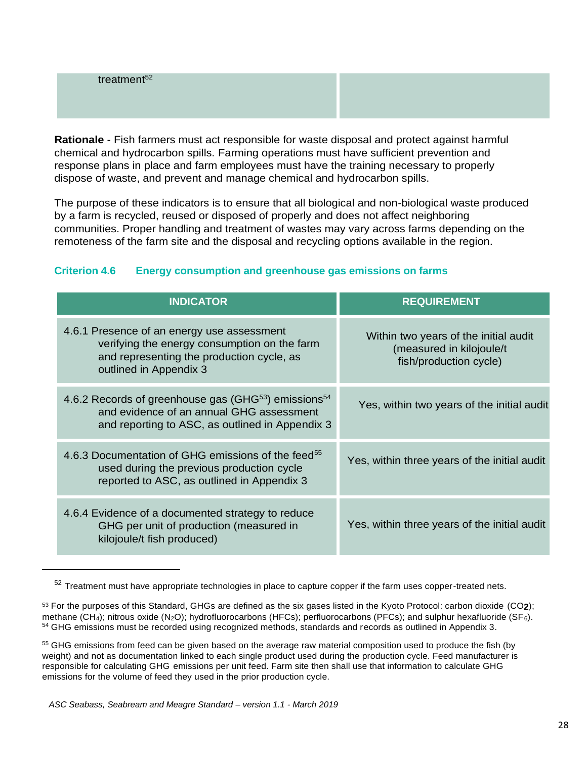| | |
|---|---|
| treatment[52] | |

**Rationale** - Fish farmers must act responsible for waste disposal and protect against harmful chemical and hydrocarbon spills. Farming operations must have sufficient prevention and response plans in place and farm employees must have the training necessary to properly dispose of waste, and prevent and manage chemical and hydrocarbon spills.

The purpose of these indicators is to ensure that all biological and non-biological waste produced by a farm is recycled, reused or disposed of properly and does not affect neighboring communities. Proper handling and treatment of wastes may vary across farms depending on the remoteness of the farm site and the disposal and recycling options available in the region.

### Criterion 4.6 Energy consumption and greenhouse gas emissions on farms

| INDICATOR | REQUIREMENT |
|---|---|
| 4.6.1 Presence of an energy use assessment verifying the energy consumption on the farm and representing the production cycle, as outlined in Appendix 3 | Within two years of the initial audit (measured in kilojoule/t fish/production cycle) |
| 4.6.2 Records of greenhouse gas (GHG[53]) emissions[54] and evidence of an annual GHG assessment and reporting to ASC, as outlined in Appendix 3 | Yes, within two years of the initial audit |
| 4.6.3 Documentation of GHG emissions of the feed[55] used during the previous production cycle reported to ASC, as outlined in Appendix 3 | Yes, within three years of the initial audit |
| 4.6.4 Evidence of a documented strategy to reduce GHG per unit of production (measured in kilojoule/t fish produced) | Yes, within three years of the initial audit |

---

[52] Treatment must have appropriate technologies in place to capture copper if the farm uses copper-treated nets.

[53] For the purposes of this Standard, GHGs are defined as the six gases listed in the Kyoto Protocol: carbon dioxide ($CO_2$); methane ($CH_4$); nitrous oxide ($N_2O$); hydrofluorocarbons (HFCs); perfluorocarbons (PFCs); and sulphur hexafluoride ($SF_6$).

[54] GHG emissions must be recorded using recognized methods, standards and records as outlined in Appendix 3.

[55] GHG emissions from feed can be given based on the average raw material composition used to produce the fish (by weight) and not as documentation linked to each single product used during the production cycle. Feed manufacturer is responsible for calculating GHG emissions per unit feed. Farm site then shall use that information to calculate GHG emissions for the volume of feed they used in the prior production cycle.

*ASC Seabass, Seabream and Meagre Standard – version 1.1 - March 2019*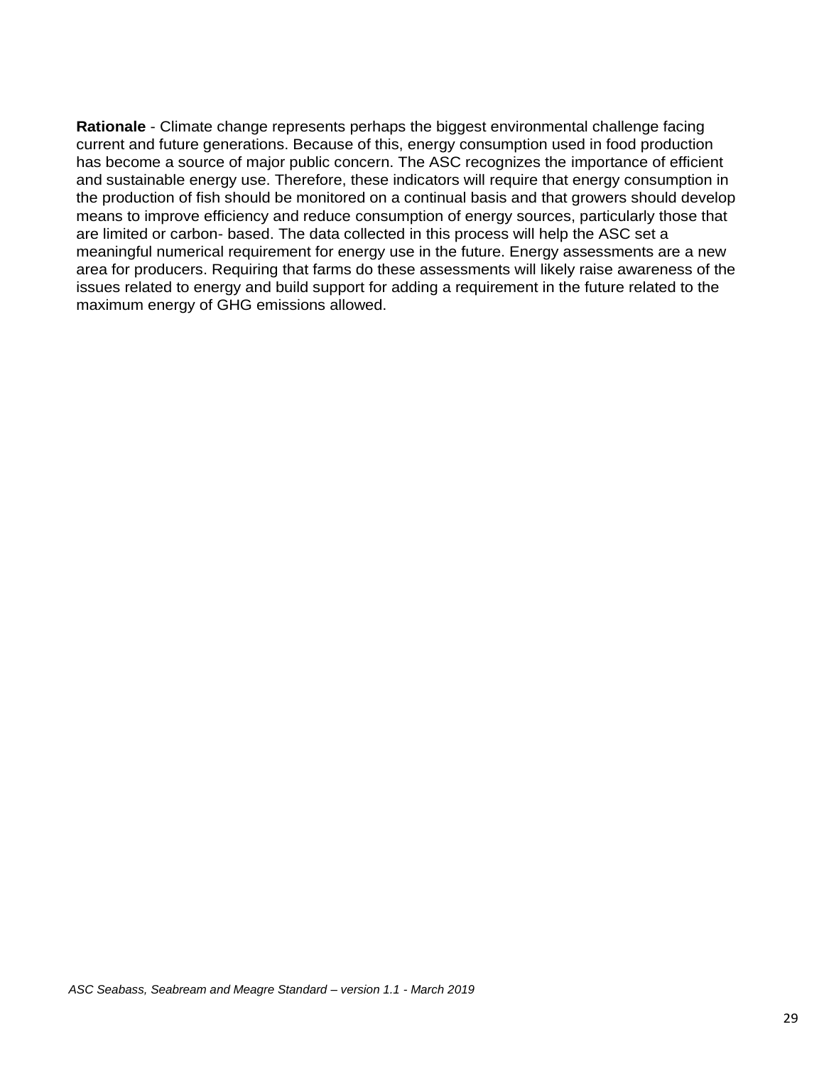**Rationale** - Climate change represents perhaps the biggest environmental challenge facing current and future generations. Because of this, energy consumption used in food production has become a source of major public concern. The ASC recognizes the importance of efficient and sustainable energy use. Therefore, these indicators will require that energy consumption in the production of fish should be monitored on a continual basis and that growers should develop means to improve efficiency and reduce consumption of energy sources, particularly those that are limited or carbon- based. The data collected in this process will help the ASC set a meaningful numerical requirement for energy use in the future. Energy assessments are a new area for producers. Requiring that farms do these assessments will likely raise awareness of the issues related to energy and build support for adding a requirement in the future related to the maximum energy of GHG emissions allowed.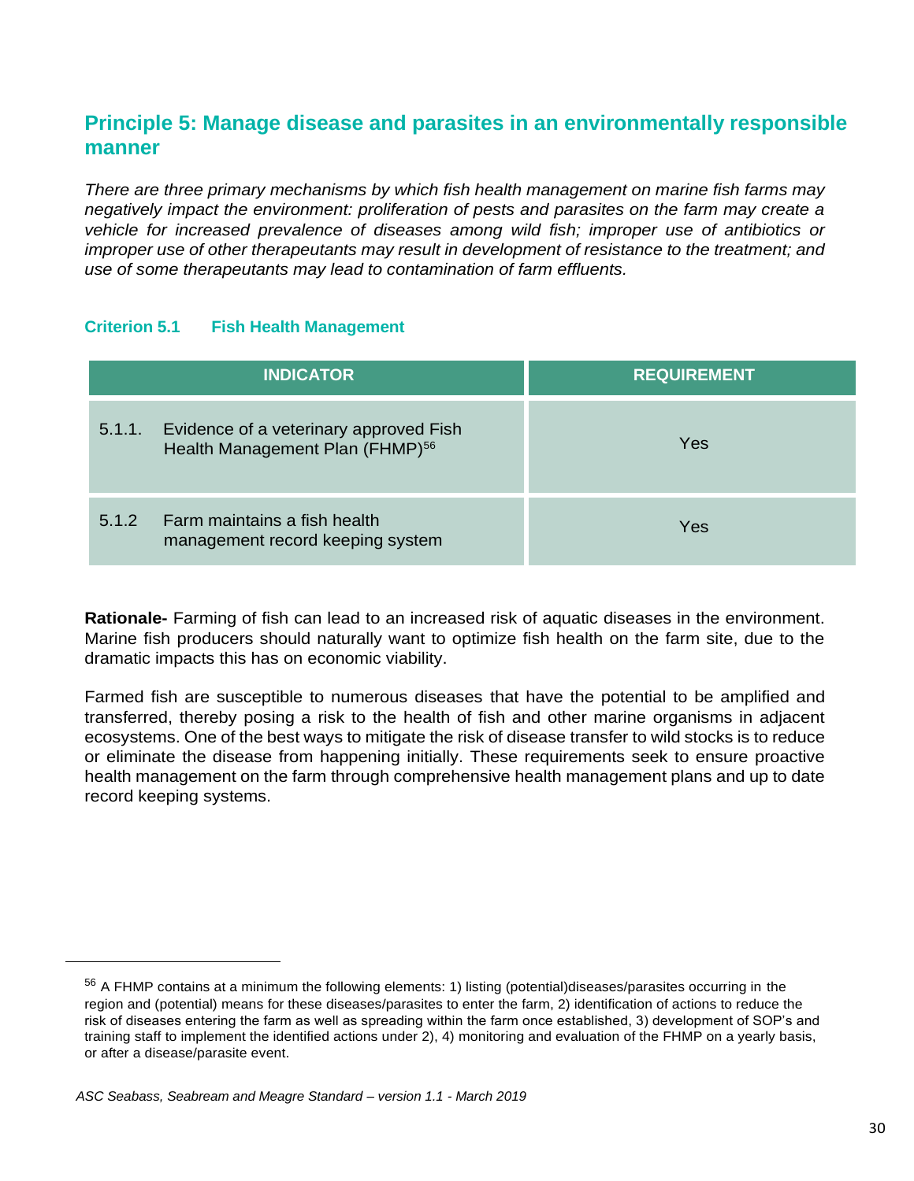## Principle 5: Manage disease and parasites in an environmentally responsible manner

*There are three primary mechanisms by which fish health management on marine fish farms may negatively impact the environment: proliferation of pests and parasites on the farm may create a vehicle for increased prevalence of diseases among wild fish; improper use of antibiotics or improper use of other therapeutants may result in development of resistance to the treatment; and use of some therapeutants may lead to contamination of farm effluents.*

### Criterion 5.1 Fish Health Management

| INDICATOR | REQUIREMENT |
| --- | --- |
| 5.1.1. Evidence of a veterinary approved Fish Health Management Plan (FHMP)[56] | Yes |
| 5.1.2 Farm maintains a fish health management record keeping system | Yes |

**Rationale-** Farming of fish can lead to an increased risk of aquatic diseases in the environment. Marine fish producers should naturally want to optimize fish health on the farm site, due to the dramatic impacts this has on economic viability.

Farmed fish are susceptible to numerous diseases that have the potential to be amplified and transferred, thereby posing a risk to the health of fish and other marine organisms in adjacent ecosystems. One of the best ways to mitigate the risk of disease transfer to wild stocks is to reduce or eliminate the disease from happening initially. These requirements seek to ensure proactive health management on the farm through comprehensive health management plans and up to date record keeping systems.

---

[56] A FHMP contains at a minimum the following elements: 1) listing (potential)diseases/parasites occurring in the region and (potential) means for these diseases/parasites to enter the farm, 2) identification of actions to reduce the risk of diseases entering the farm as well as spreading within the farm once established, 3) development of SOP's and training staff to implement the identified actions under 2), 4) monitoring and evaluation of the FHMP on a yearly basis, or after a disease/parasite event.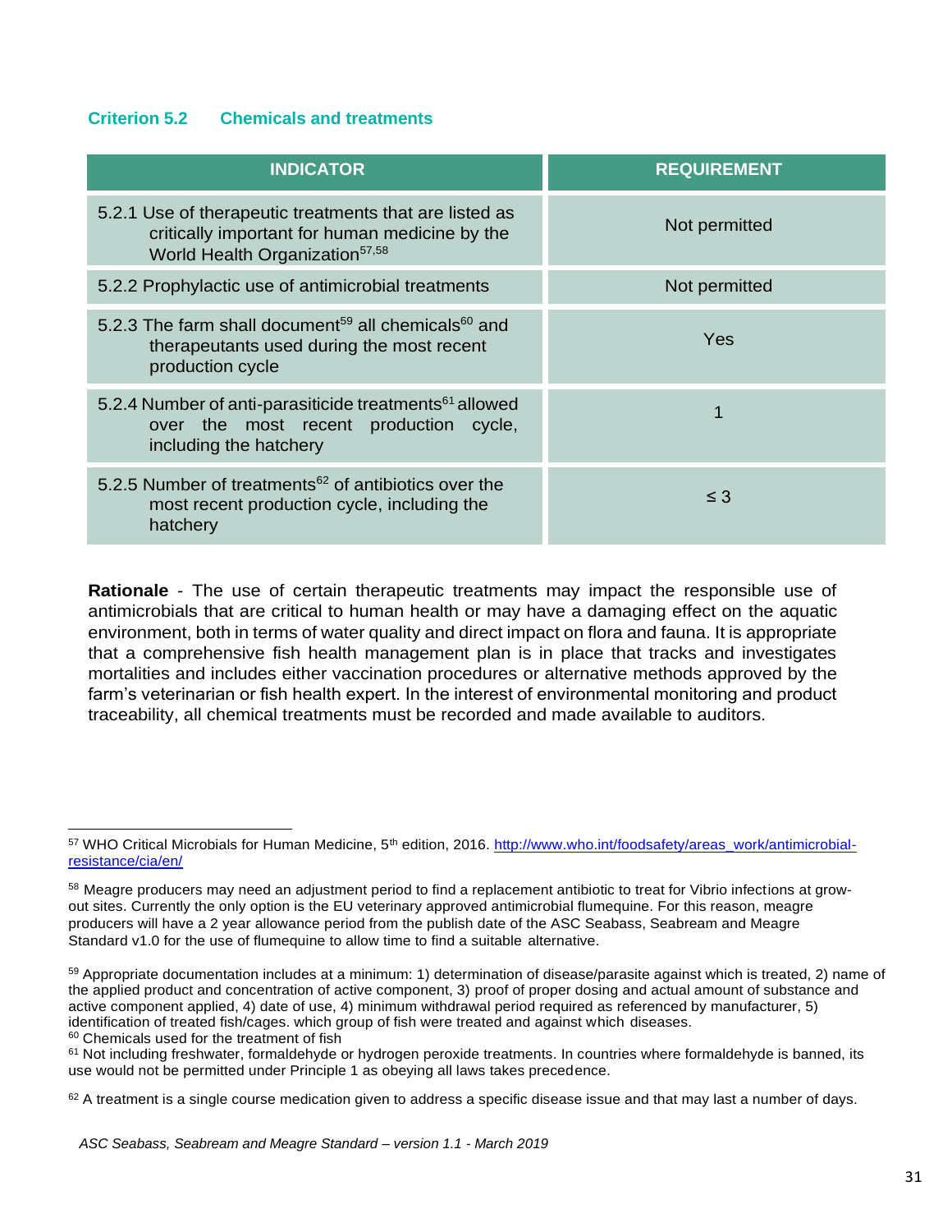### Criterion 5.2 Chemicals and treatments

| INDICATOR | REQUIREMENT |
|---|---|
| 5.2.1 Use of therapeutic treatments that are listed as critically important for human medicine by the World Health Organization[57,58] | Not permitted |
| 5.2.2 Prophylactic use of antimicrobial treatments | Not permitted |
| 5.2.3 The farm shall document[59] all chemicals[60] and therapeutants used during the most recent production cycle | Yes |
| 5.2.4 Number of anti-parasiticide treatments[61] allowed over the most recent production cycle, including the hatchery | 1 |
| 5.2.5 Number of treatments[62] of antibiotics over the most recent production cycle, including the hatchery | ≤ 3 |

**Rationale** - The use of certain therapeutic treatments may impact the responsible use of antimicrobials that are critical to human health or may have a damaging effect on the aquatic environment, both in terms of water quality and direct impact on flora and fauna. It is appropriate that a comprehensive fish health management plan is in place that tracks and investigates mortalities and includes either vaccination procedures or alternative methods approved by the farm's veterinarian or fish health expert. In the interest of environmental monitoring and product traceability, all chemical treatments must be recorded and made available to auditors.

---

[57] WHO Critical Microbials for Human Medicine, 5th edition, 2016. http://www.who.int/foodsafety/areas_work/antimicrobial-resistance/cia/en/

[58] Meagre producers may need an adjustment period to find a replacement antibiotic to treat for Vibrio infections at grow-out sites. Currently the only option is the EU veterinary approved antimicrobial flumequine. For this reason, meagre producers will have a 2 year allowance period from the publish date of the ASC Seabass, Seabream and Meagre Standard v1.0 for the use of flumequine to allow time to find a suitable alternative.

[59] Appropriate documentation includes at a minimum: 1) determination of disease/parasite against which is treated, 2) name of the applied product and concentration of active component, 3) proof of proper dosing and actual amount of substance and active component applied, 4) date of use, 4) minimum withdrawal period required as referenced by manufacturer, 5) identification of treated fish/cages. which group of fish were treated and against which diseases.

[60] Chemicals used for the treatment of fish

[61] Not including freshwater, formaldehyde or hydrogen peroxide treatments. In countries where formaldehyde is banned, its use would not be permitted under Principle 1 as obeying all laws takes precedence.

[62] A treatment is a single course medication given to address a specific disease issue and that may last a number of days.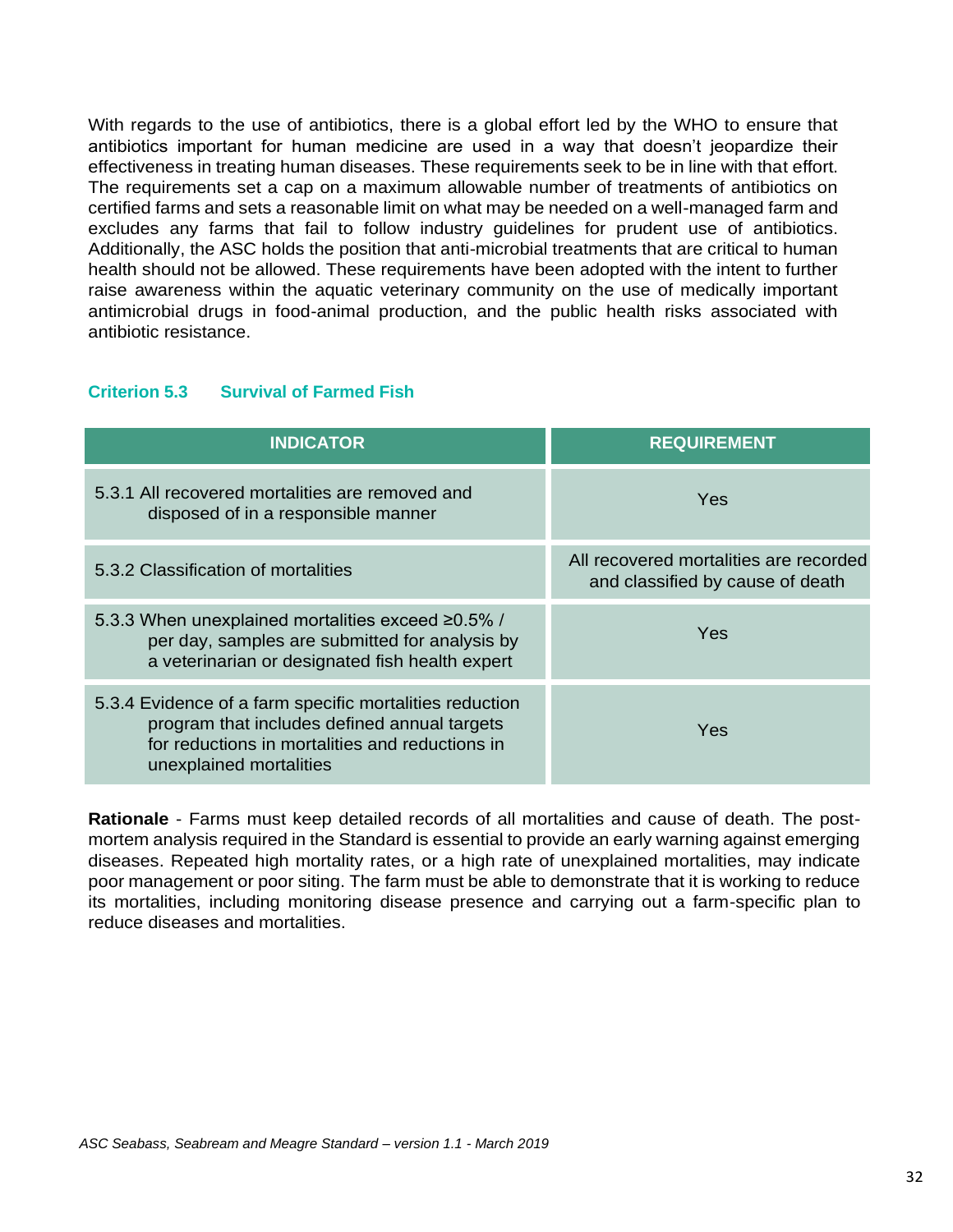With regards to the use of antibiotics, there is a global effort led by the WHO to ensure that antibiotics important for human medicine are used in a way that doesn't jeopardize their effectiveness in treating human diseases. These requirements seek to be in line with that effort. The requirements set a cap on a maximum allowable number of treatments of antibiotics on certified farms and sets a reasonable limit on what may be needed on a well-managed farm and excludes any farms that fail to follow industry guidelines for prudent use of antibiotics. Additionally, the ASC holds the position that anti-microbial treatments that are critical to human health should not be allowed. These requirements have been adopted with the intent to further raise awareness within the aquatic veterinary community on the use of medically important antimicrobial drugs in food-animal production, and the public health risks associated with antibiotic resistance.

### Criterion 5.3 Survival of Farmed Fish

| INDICATOR | REQUIREMENT |
| --- | --- |
| 5.3.1 All recovered mortalities are removed and disposed of in a responsible manner | Yes |
| 5.3.2 Classification of mortalities | All recovered mortalities are recorded and classified by cause of death |
| 5.3.3 When unexplained mortalities exceed ≥0.5% / per day, samples are submitted for analysis by a veterinarian or designated fish health expert | Yes |
| 5.3.4 Evidence of a farm specific mortalities reduction program that includes defined annual targets for reductions in mortalities and reductions in unexplained mortalities | Yes |

**Rationale** - Farms must keep detailed records of all mortalities and cause of death. The post-mortem analysis required in the Standard is essential to provide an early warning against emerging diseases. Repeated high mortality rates, or a high rate of unexplained mortalities, may indicate poor management or poor siting. The farm must be able to demonstrate that it is working to reduce its mortalities, including monitoring disease presence and carrying out a farm-specific plan to reduce diseases and mortalities.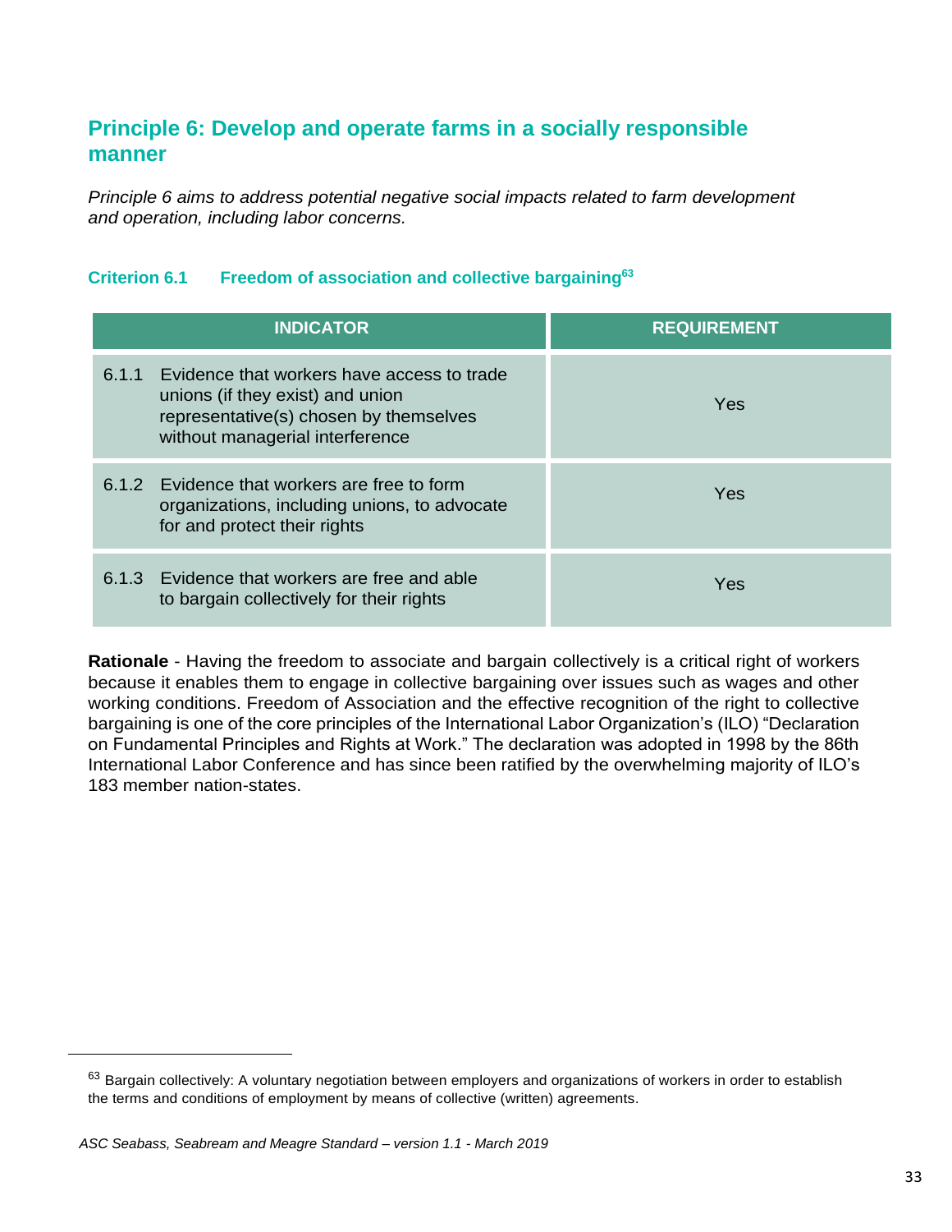## Principle 6: Develop and operate farms in a socially responsible manner

*Principle 6 aims to address potential negative social impacts related to farm development and operation, including labor concerns.*

### Criterion 6.1 Freedom of association and collective bargaining[63]

| INDICATOR | REQUIREMENT |
|---|---|
| 6.1.1 Evidence that workers have access to trade unions (if they exist) and union representative(s) chosen by themselves without managerial interference | Yes |
| 6.1.2 Evidence that workers are free to form organizations, including unions, to advocate for and protect their rights | Yes |
| 6.1.3 Evidence that workers are free and able to bargain collectively for their rights | Yes |

**Rationale** - Having the freedom to associate and bargain collectively is a critical right of workers because it enables them to engage in collective bargaining over issues such as wages and other working conditions. Freedom of Association and the effective recognition of the right to collective bargaining is one of the core principles of the International Labor Organization's (ILO) "Declaration on Fundamental Principles and Rights at Work." The declaration was adopted in 1998 by the 86th International Labor Conference and has since been ratified by the overwhelming majority of ILO's 183 member nation-states.

[63] Bargain collectively: A voluntary negotiation between employers and organizations of workers in order to establish the terms and conditions of employment by means of collective (written) agreements.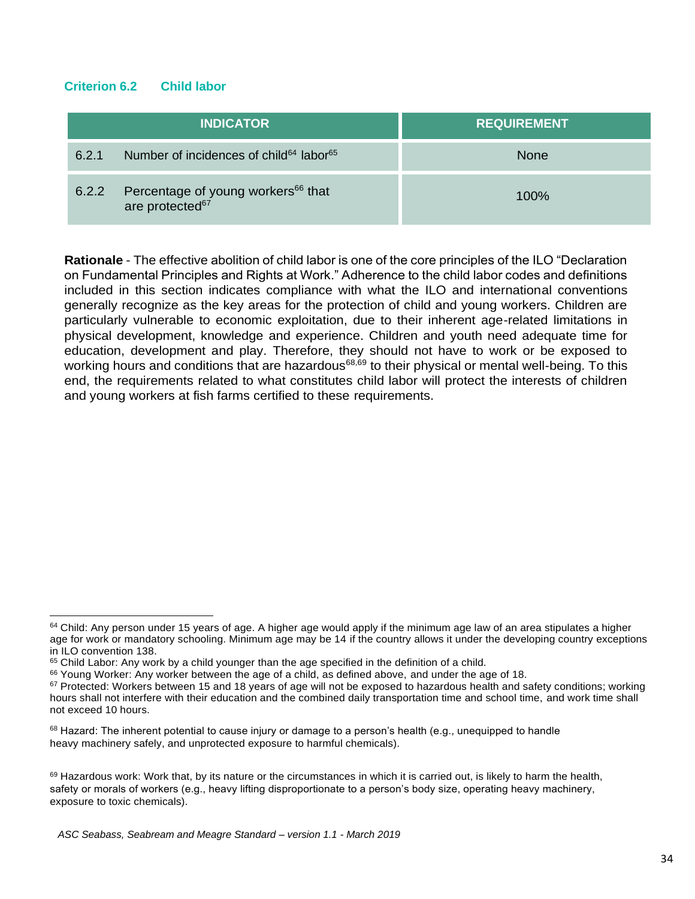### Criterion 6.2 Child labor

| INDICATOR | | REQUIREMENT |
|---|---|---|
| 6.2.1 | Number of incidences of child[64] labor[65] | None |
| 6.2.2 | Percentage of young workers[66] that are protected[67] | 100% |

**Rationale** - The effective abolition of child labor is one of the core principles of the ILO "Declaration on Fundamental Principles and Rights at Work." Adherence to the child labor codes and definitions included in this section indicates compliance with what the ILO and international conventions generally recognize as the key areas for the protection of child and young workers. Children are particularly vulnerable to economic exploitation, due to their inherent age-related limitations in physical development, knowledge and experience. Children and youth need adequate time for education, development and play. Therefore, they should not have to work or be exposed to working hours and conditions that are hazardous[68,69] to their physical or mental well-being. To this end, the requirements related to what constitutes child labor will protect the interests of children and young workers at fish farms certified to these requirements.

---

[64] Child: Any person under 15 years of age. A higher age would apply if the minimum age law of an area stipulates a higher age for work or mandatory schooling. Minimum age may be 14 if the country allows it under the developing country exceptions in ILO convention 138.

[65] Child Labor: Any work by a child younger than the age specified in the definition of a child.

[66] Young Worker: Any worker between the age of a child, as defined above, and under the age of 18.

[67] Protected: Workers between 15 and 18 years of age will not be exposed to hazardous health and safety conditions; working hours shall not interfere with their education and the combined daily transportation time and school time, and work time shall not exceed 10 hours.

[68] Hazard: The inherent potential to cause injury or damage to a person's health (e.g., unequipped to handle heavy machinery safely, and unprotected exposure to harmful chemicals).

[69] Hazardous work: Work that, by its nature or the circumstances in which it is carried out, is likely to harm the health, safety or morals of workers (e.g., heavy lifting disproportionate to a person's body size, operating heavy machinery, exposure to toxic chemicals).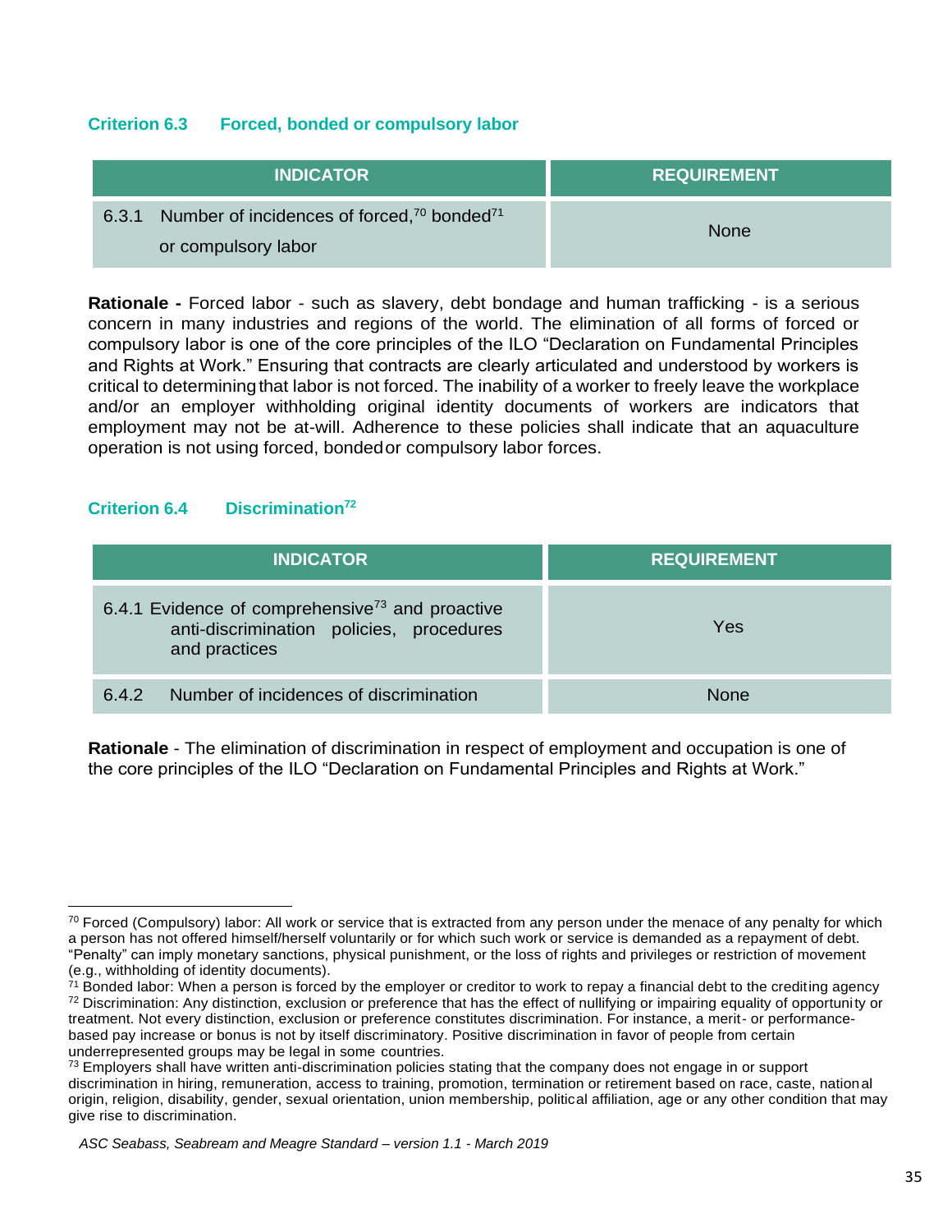### Criterion 6.3 Forced, bonded or compulsory labor

| INDICATOR | REQUIREMENT |
| --- | --- |
| 6.3.1 Number of incidences of forced,[70] bonded[71] or compulsory labor | None |

**Rationale -** Forced labor - such as slavery, debt bondage and human trafficking - is a serious concern in many industries and regions of the world. The elimination of all forms of forced or compulsory labor is one of the core principles of the ILO "Declaration on Fundamental Principles and Rights at Work." Ensuring that contracts are clearly articulated and understood by workers is critical to determining that labor is not forced. The inability of a worker to freely leave the workplace and/or an employer withholding original identity documents of workers are indicators that employment may not be at-will. Adherence to these policies shall indicate that an aquaculture operation is not using forced, bonded or compulsory labor forces.

### Criterion 6.4 Discrimination[72]

| INDICATOR | REQUIREMENT |
| --- | --- |
| 6.4.1 Evidence of comprehensive[73] and proactive anti-discrimination policies, procedures and practices | Yes |
| 6.4.2 Number of incidences of discrimination | None |

**Rationale** - The elimination of discrimination in respect of employment and occupation is one of the core principles of the ILO "Declaration on Fundamental Principles and Rights at Work."

---

[70] Forced (Compulsory) labor: All work or service that is extracted from any person under the menace of any penalty for which a person has not offered himself/herself voluntarily or for which such work or service is demanded as a repayment of debt. "Penalty" can imply monetary sanctions, physical punishment, or the loss of rights and privileges or restriction of movement (e.g., withholding of identity documents).

[71] Bonded labor: When a person is forced by the employer or creditor to work to repay a financial debt to the crediting agency

[72] Discrimination: Any distinction, exclusion or preference that has the effect of nullifying or impairing equality of opportunity or treatment. Not every distinction, exclusion or preference constitutes discrimination. For instance, a merit- or performance-based pay increase or bonus is not by itself discriminatory. Positive discrimination in favor of people from certain underrepresented groups may be legal in some countries.

[73] Employers shall have written anti-discrimination policies stating that the company does not engage in or support discrimination in hiring, remuneration, access to training, promotion, termination or retirement based on race, caste, national origin, religion, disability, gender, sexual orientation, union membership, political affiliation, age or any other condition that may give rise to discrimination.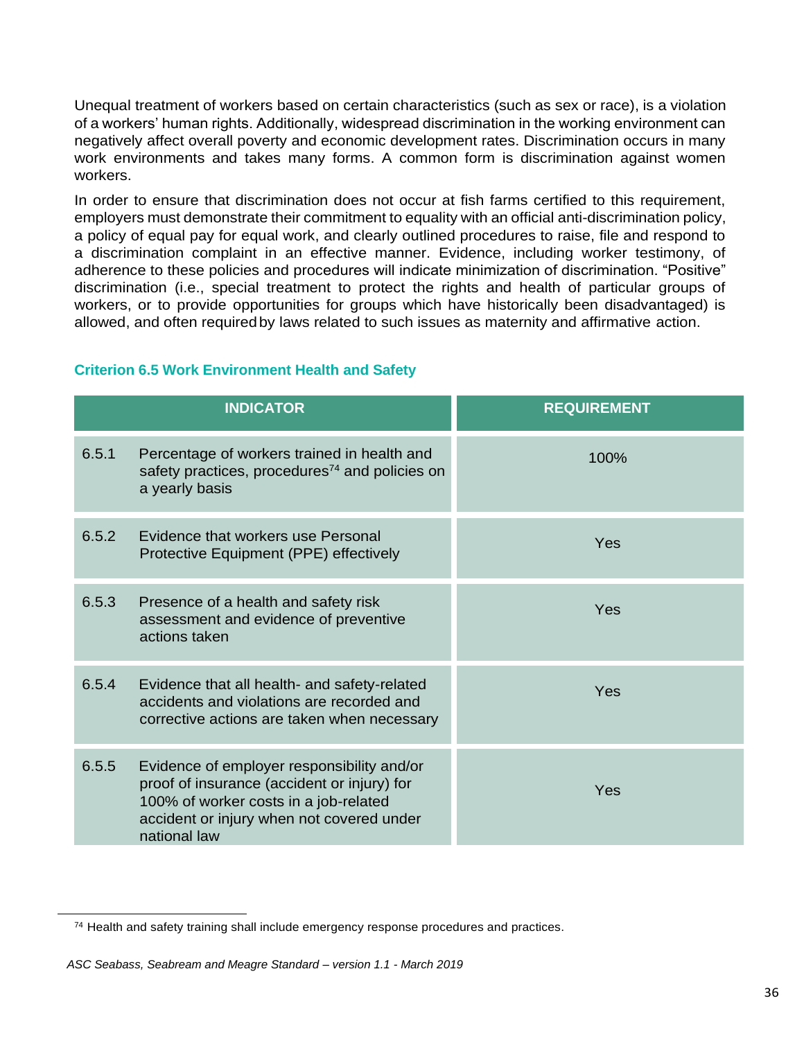Unequal treatment of workers based on certain characteristics (such as sex or race), is a violation of a workers' human rights. Additionally, widespread discrimination in the working environment can negatively affect overall poverty and economic development rates. Discrimination occurs in many work environments and takes many forms. A common form is discrimination against women workers.

In order to ensure that discrimination does not occur at fish farms certified to this requirement, employers must demonstrate their commitment to equality with an official anti-discrimination policy, a policy of equal pay for equal work, and clearly outlined procedures to raise, file and respond to a discrimination complaint in an effective manner. Evidence, including worker testimony, of adherence to these policies and procedures will indicate minimization of discrimination. "Positive" discrimination (i.e., special treatment to protect the rights and health of particular groups of workers, or to provide opportunities for groups which have historically been disadvantaged) is allowed, and often required by laws related to such issues as maternity and affirmative action.

### Criterion 6.5 Work Environment Health and Safety

| | INDICATOR | REQUIREMENT |
|---|---|---|
| 6.5.1 | Percentage of workers trained in health and safety practices, procedures[74] and policies on a yearly basis | 100% |
| 6.5.2 | Evidence that workers use Personal Protective Equipment (PPE) effectively | Yes |
| 6.5.3 | Presence of a health and safety risk assessment and evidence of preventive actions taken | Yes |
| 6.5.4 | Evidence that all health- and safety-related accidents and violations are recorded and corrective actions are taken when necessary | Yes |
| 6.5.5 | Evidence of employer responsibility and/or proof of insurance (accident or injury) for 100% of worker costs in a job-related accident or injury when not covered under national law | Yes |

[74] Health and safety training shall include emergency response procedures and practices.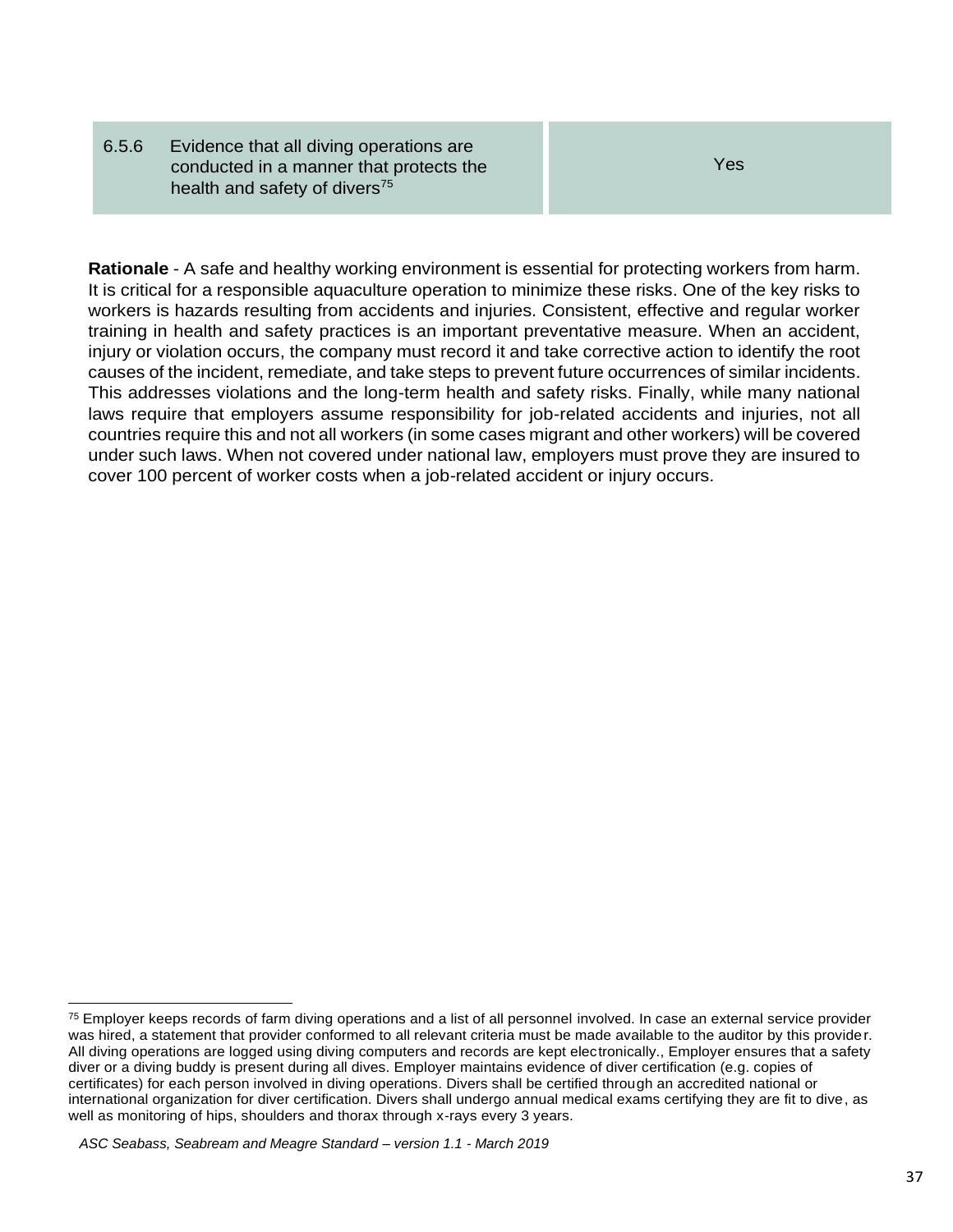| | |
|---|---|
| 6.5.6 Evidence that all diving operations are conducted in a manner that protects the health and safety of divers[75] | Yes |

**Rationale** - A safe and healthy working environment is essential for protecting workers from harm. It is critical for a responsible aquaculture operation to minimize these risks. One of the key risks to workers is hazards resulting from accidents and injuries. Consistent, effective and regular worker training in health and safety practices is an important preventative measure. When an accident, injury or violation occurs, the company must record it and take corrective action to identify the root causes of the incident, remediate, and take steps to prevent future occurrences of similar incidents. This addresses violations and the long-term health and safety risks. Finally, while many national laws require that employers assume responsibility for job-related accidents and injuries, not all countries require this and not all workers (in some cases migrant and other workers) will be covered under such laws. When not covered under national law, employers must prove they are insured to cover 100 percent of worker costs when a job-related accident or injury occurs.

---

[75] Employer keeps records of farm diving operations and a list of all personnel involved. In case an external service provider was hired, a statement that provider conformed to all relevant criteria must be made available to the auditor by this provider. All diving operations are logged using diving computers and records are kept electronically., Employer ensures that a safety diver or a diving buddy is present during all dives. Employer maintains evidence of diver certification (e.g. copies of certificates) for each person involved in diving operations. Divers shall be certified through an accredited national or international organization for diver certification. Divers shall undergo annual medical exams certifying they are fit to dive, as well as monitoring of hips, shoulders and thorax through x-rays every 3 years.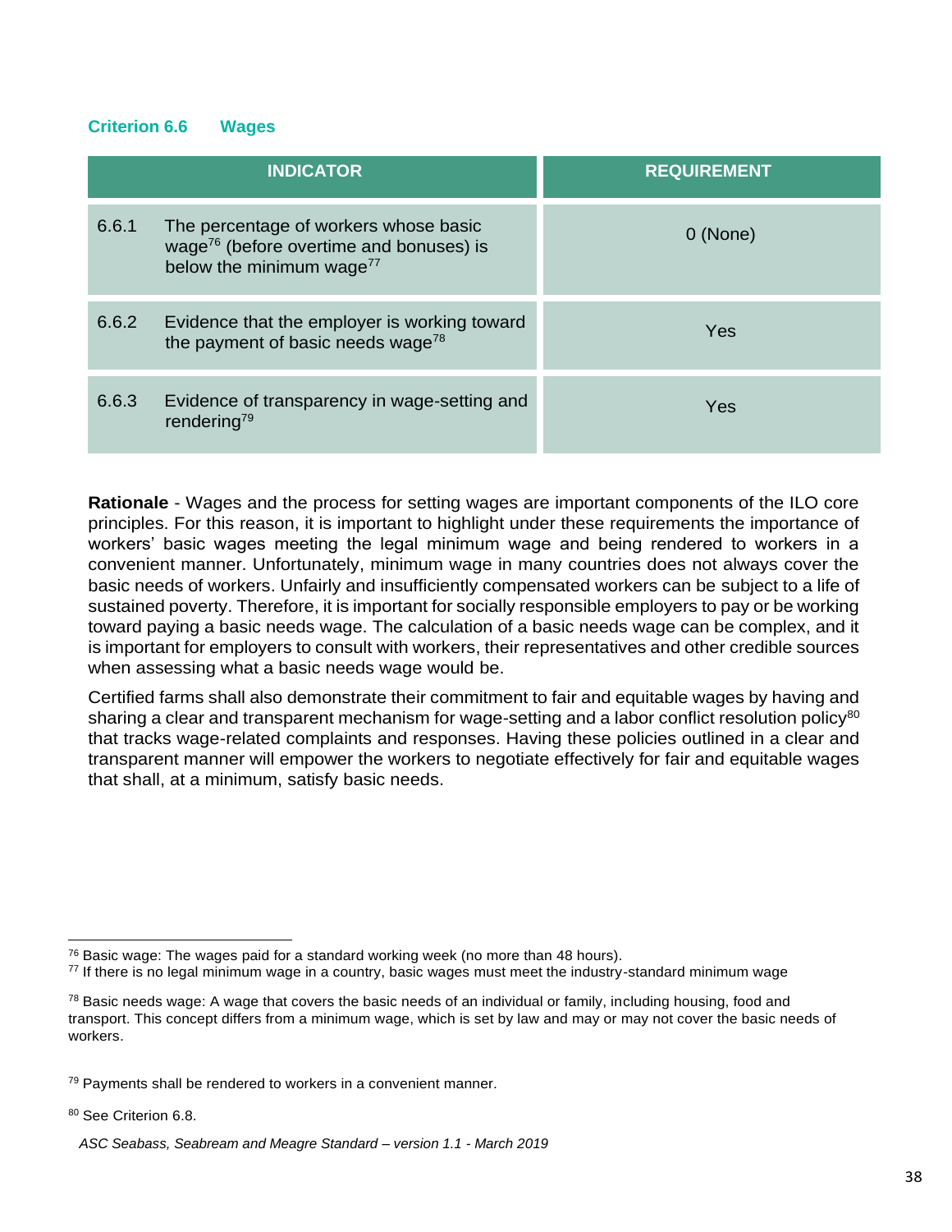### Criterion 6.6 Wages

| INDICATOR | | REQUIREMENT |
|---|---|---|
| 6.6.1 | The percentage of workers whose basic wage[76] (before overtime and bonuses) is below the minimum wage[77] | 0 (None) |
| 6.6.2 | Evidence that the employer is working toward the payment of basic needs wage[78] | Yes |
| 6.6.3 | Evidence of transparency in wage-setting and rendering[79] | Yes |

**Rationale** - Wages and the process for setting wages are important components of the ILO core principles. For this reason, it is important to highlight under these requirements the importance of workers' basic wages meeting the legal minimum wage and being rendered to workers in a convenient manner. Unfortunately, minimum wage in many countries does not always cover the basic needs of workers. Unfairly and insufficiently compensated workers can be subject to a life of sustained poverty. Therefore, it is important for socially responsible employers to pay or be working toward paying a basic needs wage. The calculation of a basic needs wage can be complex, and it is important for employers to consult with workers, their representatives and other credible sources when assessing what a basic needs wage would be.

Certified farms shall also demonstrate their commitment to fair and equitable wages by having and sharing a clear and transparent mechanism for wage-setting and a labor conflict resolution policy[80] that tracks wage-related complaints and responses. Having these policies outlined in a clear and transparent manner will empower the workers to negotiate effectively for fair and equitable wages that shall, at a minimum, satisfy basic needs.

---

[76] Basic wage: The wages paid for a standard working week (no more than 48 hours).

[77] If there is no legal minimum wage in a country, basic wages must meet the industry-standard minimum wage

[78] Basic needs wage: A wage that covers the basic needs of an individual or family, including housing, food and transport. This concept differs from a minimum wage, which is set by law and may or may not cover the basic needs of workers.

[79] Payments shall be rendered to workers in a convenient manner.

[80] See Criterion 6.8.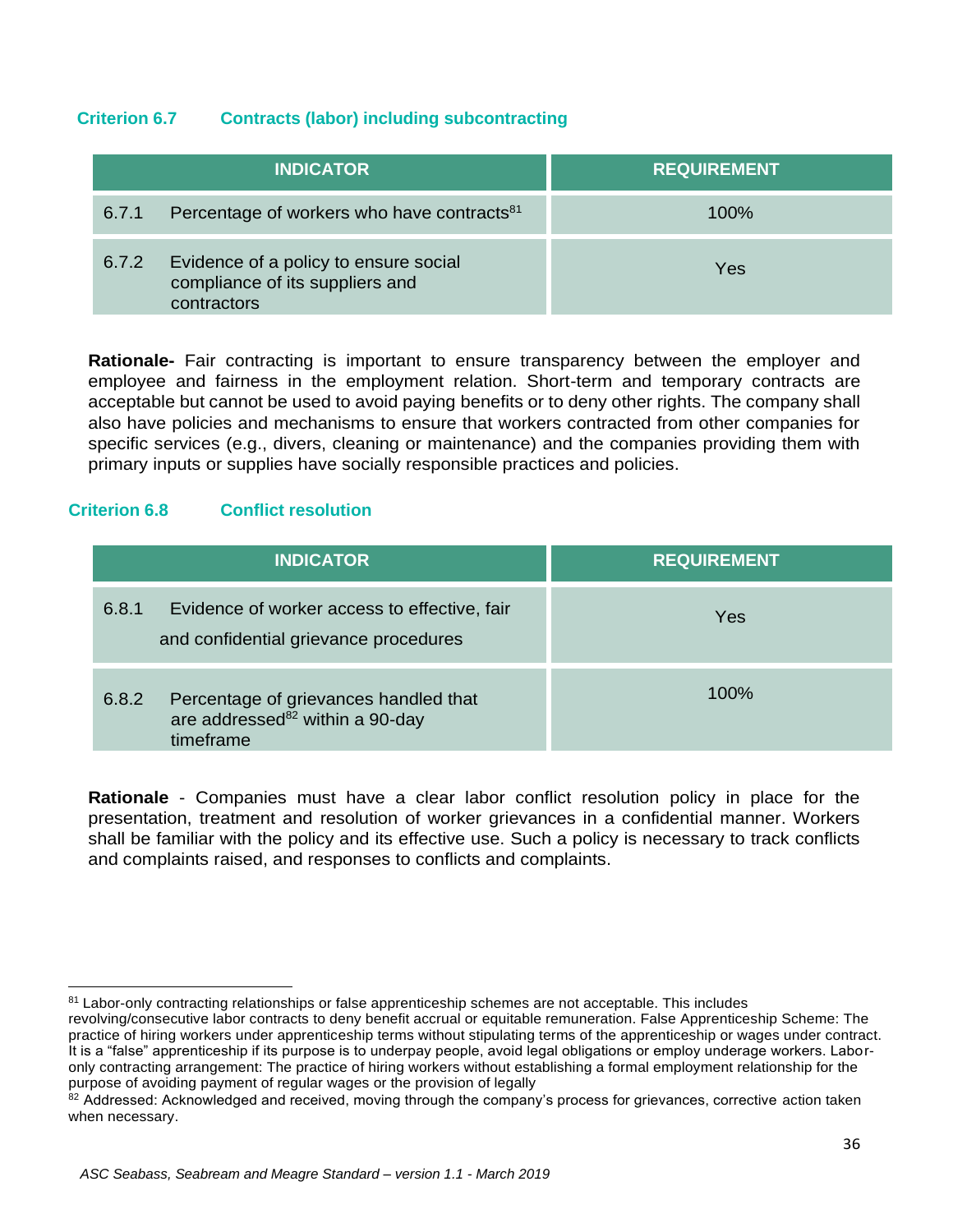### Criterion 6.7 Contracts (labor) including subcontracting

| INDICATOR | REQUIREMENT |
|---|---|
| 6.7.1 Percentage of workers who have contracts[81] | 100% |
| 6.7.2 Evidence of a policy to ensure social compliance of its suppliers and contractors | Yes |

**Rationale-** Fair contracting is important to ensure transparency between the employer and employee and fairness in the employment relation. Short-term and temporary contracts are acceptable but cannot be used to avoid paying benefits or to deny other rights. The company shall also have policies and mechanisms to ensure that workers contracted from other companies for specific services (e.g., divers, cleaning or maintenance) and the companies providing them with primary inputs or supplies have socially responsible practices and policies.

### Criterion 6.8 Conflict resolution

| INDICATOR | REQUIREMENT |
|---|---|
| 6.8.1 Evidence of worker access to effective, fair and confidential grievance procedures | Yes |
| 6.8.2 Percentage of grievances handled that are addressed[82] within a 90-day timeframe | 100% |

**Rationale** - Companies must have a clear labor conflict resolution policy in place for the presentation, treatment and resolution of worker grievances in a confidential manner. Workers shall be familiar with the policy and its effective use. Such a policy is necessary to track conflicts and complaints raised, and responses to conflicts and complaints.

---

[81] Labor-only contracting relationships or false apprenticeship schemes are not acceptable. This includes revolving/consecutive labor contracts to deny benefit accrual or equitable remuneration. False Apprenticeship Scheme: The practice of hiring workers under apprenticeship terms without stipulating terms of the apprenticeship or wages under contract. It is a "false" apprenticeship if its purpose is to underpay people, avoid legal obligations or employ underage workers. Labor-only contracting arrangement: The practice of hiring workers without establishing a formal employment relationship for the purpose of avoiding payment of regular wages or the provision of legally

[82] Addressed: Acknowledged and received, moving through the company's process for grievances, corrective action taken when necessary.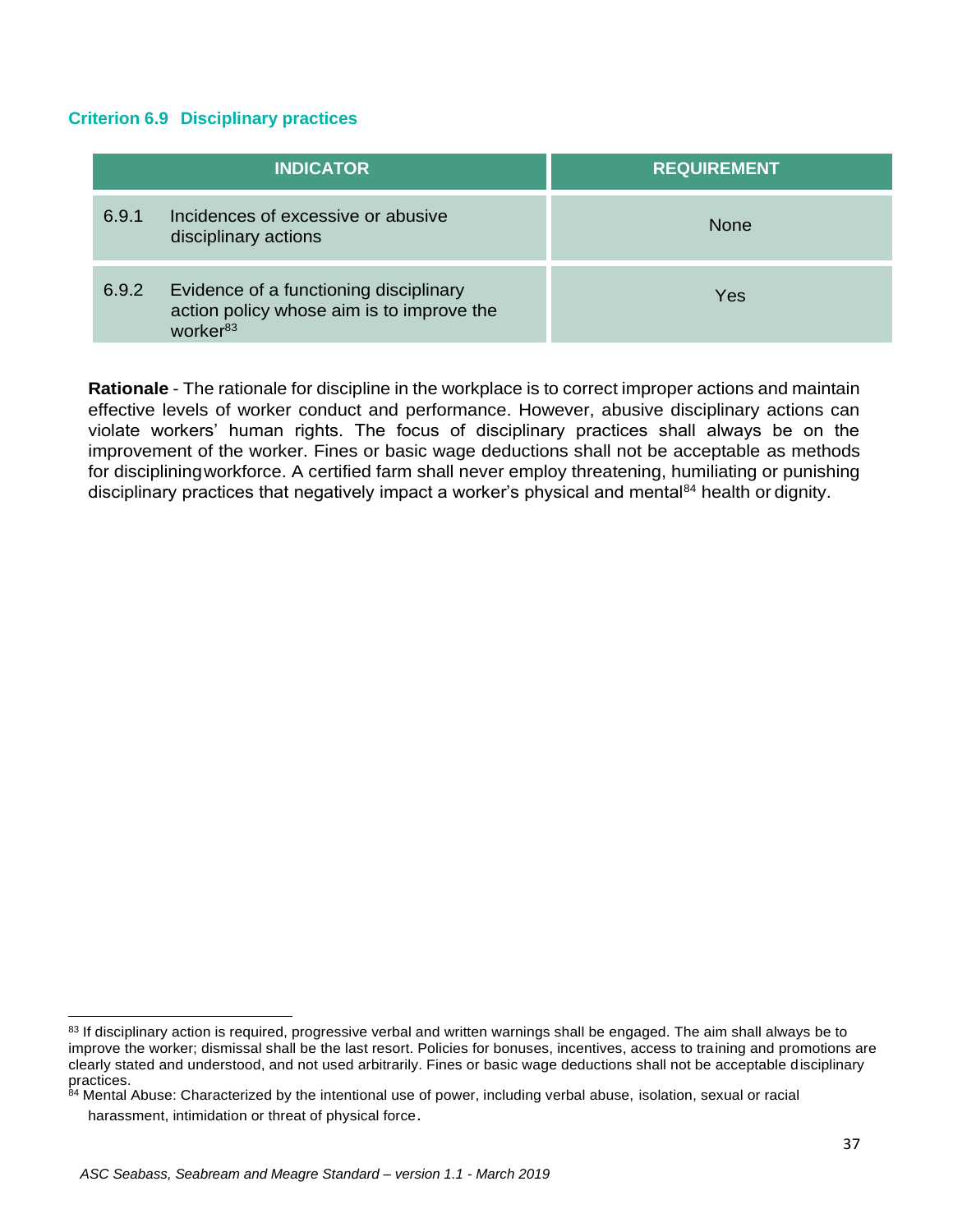### Criterion 6.9 Disciplinary practices

| INDICATOR | | REQUIREMENT |
|---|---|---|
| 6.9.1 | Incidences of excessive or abusive disciplinary actions | None |
| 6.9.2 | Evidence of a functioning disciplinary action policy whose aim is to improve the worker[83] | Yes |

**Rationale** - The rationale for discipline in the workplace is to correct improper actions and maintain effective levels of worker conduct and performance. However, abusive disciplinary actions can violate workers' human rights. The focus of disciplinary practices shall always be on the improvement of the worker. Fines or basic wage deductions shall not be acceptable as methods for disciplining workforce. A certified farm shall never employ threatening, humiliating or punishing disciplinary practices that negatively impact a worker's physical and mental[84] health or dignity.

[83] If disciplinary action is required, progressive verbal and written warnings shall be engaged. The aim shall always be to improve the worker; dismissal shall be the last resort. Policies for bonuses, incentives, access to training and promotions are clearly stated and understood, and not used arbitrarily. Fines or basic wage deductions shall not be acceptable disciplinary practices.

[84] Mental Abuse: Characterized by the intentional use of power, including verbal abuse, isolation, sexual or racial harassment, intimidation or threat of physical force.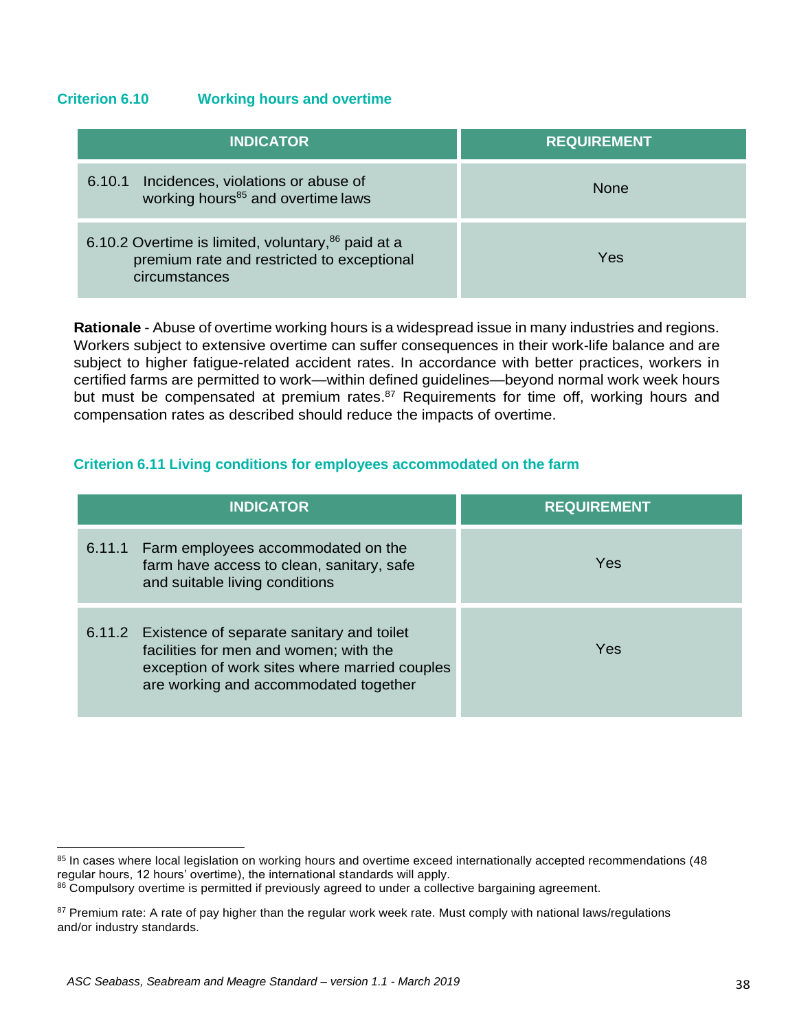### Criterion 6.10 Working hours and overtime

| INDICATOR | REQUIREMENT |
|---|---|
| 6.10.1 Incidences, violations or abuse of working hours[85] and overtime laws | None |
| 6.10.2 Overtime is limited, voluntary,[86] paid at a premium rate and restricted to exceptional circumstances | Yes |

**Rationale** - Abuse of overtime working hours is a widespread issue in many industries and regions. Workers subject to extensive overtime can suffer consequences in their work-life balance and are subject to higher fatigue-related accident rates. In accordance with better practices, workers in certified farms are permitted to work—within defined guidelines—beyond normal work week hours but must be compensated at premium rates.[87] Requirements for time off, working hours and compensation rates as described should reduce the impacts of overtime.

### Criterion 6.11 Living conditions for employees accommodated on the farm

| INDICATOR | REQUIREMENT |
|---|---|
| 6.11.1 Farm employees accommodated on the farm have access to clean, sanitary, safe and suitable living conditions | Yes |
| 6.11.2 Existence of separate sanitary and toilet facilities for men and women; with the exception of work sites where married couples are working and accommodated together | Yes |

---

[85] In cases where local legislation on working hours and overtime exceed internationally accepted recommendations (48 regular hours, 12 hours' overtime), the international standards will apply.

[86] Compulsory overtime is permitted if previously agreed to under a collective bargaining agreement.

[87] Premium rate: A rate of pay higher than the regular work week rate. Must comply with national laws/regulations and/or industry standards.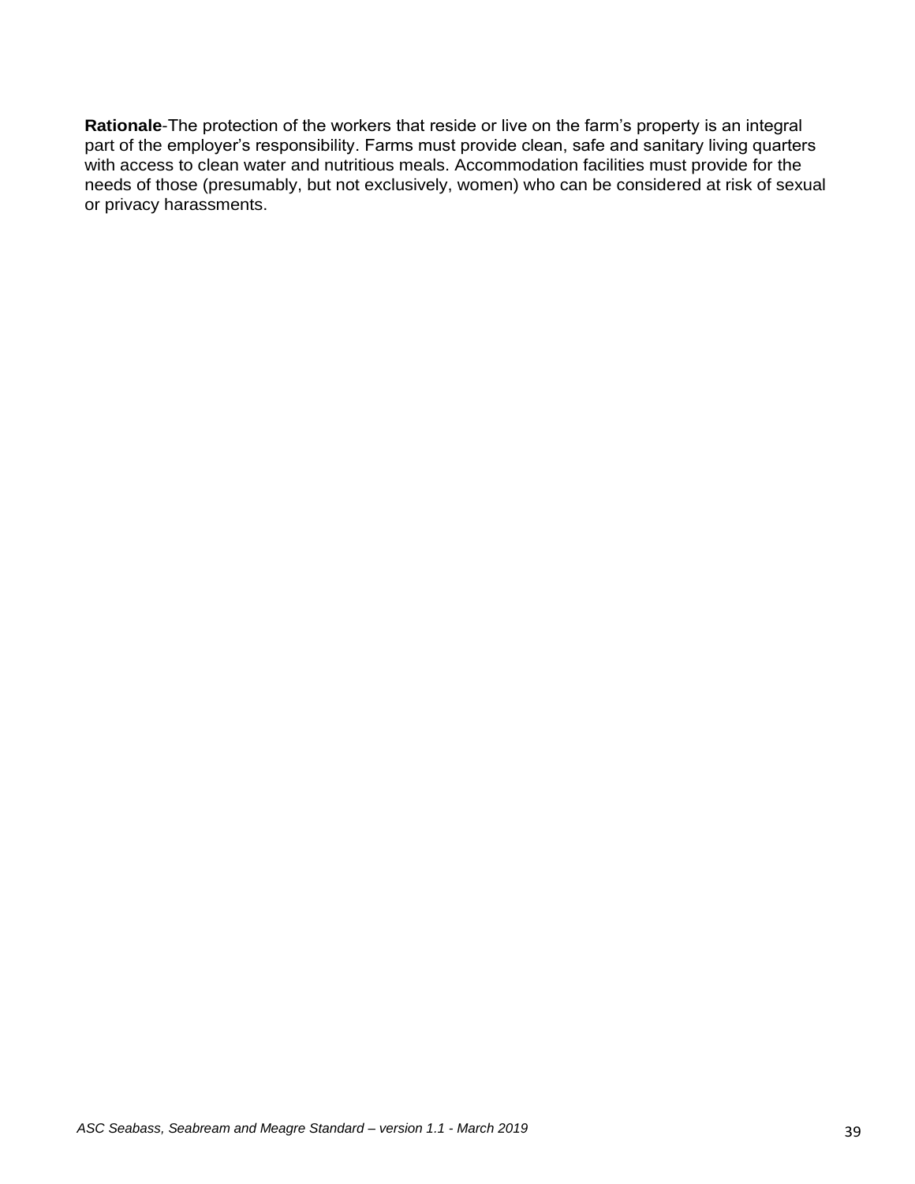**Rationale**-The protection of the workers that reside or live on the farm's property is an integral part of the employer's responsibility. Farms must provide clean, safe and sanitary living quarters with access to clean water and nutritious meals. Accommodation facilities must provide for the needs of those (presumably, but not exclusively, women) who can be considered at risk of sexual or privacy harassments.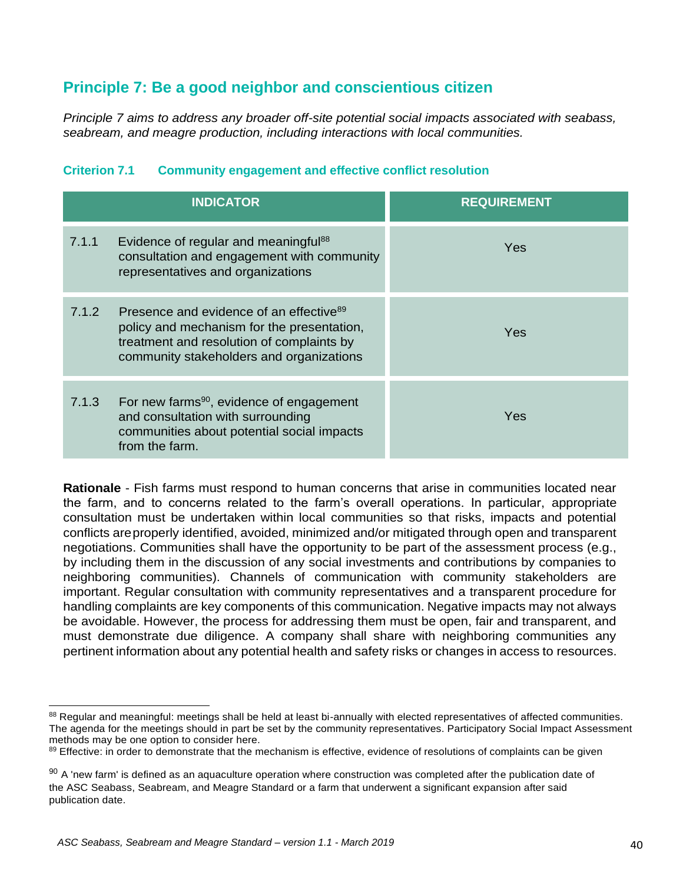## Principle 7: Be a good neighbor and conscientious citizen

*Principle 7 aims to address any broader off-site potential social impacts associated with seabass, seabream, and meagre production, including interactions with local communities.*

### Criterion 7.1 Community engagement and effective conflict resolution

| INDICATOR | | REQUIREMENT |
|---|---|---|
| 7.1.1 | Evidence of regular and meaningful[88] consultation and engagement with community representatives and organizations | Yes |
| 7.1.2 | Presence and evidence of an effective[89] policy and mechanism for the presentation, treatment and resolution of complaints by community stakeholders and organizations | Yes |
| 7.1.3 | For new farms[90], evidence of engagement and consultation with surrounding communities about potential social impacts from the farm. | Yes |

**Rationale** - Fish farms must respond to human concerns that arise in communities located near the farm, and to concerns related to the farm's overall operations. In particular, appropriate consultation must be undertaken within local communities so that risks, impacts and potential conflicts are properly identified, avoided, minimized and/or mitigated through open and transparent negotiations. Communities shall have the opportunity to be part of the assessment process (e.g., by including them in the discussion of any social investments and contributions by companies to neighboring communities). Channels of communication with community stakeholders are important. Regular consultation with community representatives and a transparent procedure for handling complaints are key components of this communication. Negative impacts may not always be avoidable. However, the process for addressing them must be open, fair and transparent, and must demonstrate due diligence. A company shall share with neighboring communities any pertinent information about any potential health and safety risks or changes in access to resources.

---

[88] Regular and meaningful: meetings shall be held at least bi-annually with elected representatives of affected communities. The agenda for the meetings should in part be set by the community representatives. Participatory Social Impact Assessment methods may be one option to consider here.

[89] Effective: in order to demonstrate that the mechanism is effective, evidence of resolutions of complaints can be given

[90] A 'new farm' is defined as an aquaculture operation where construction was completed after the publication date of the ASC Seabass, Seabream, and Meagre Standard or a farm that underwent a significant expansion after said publication date.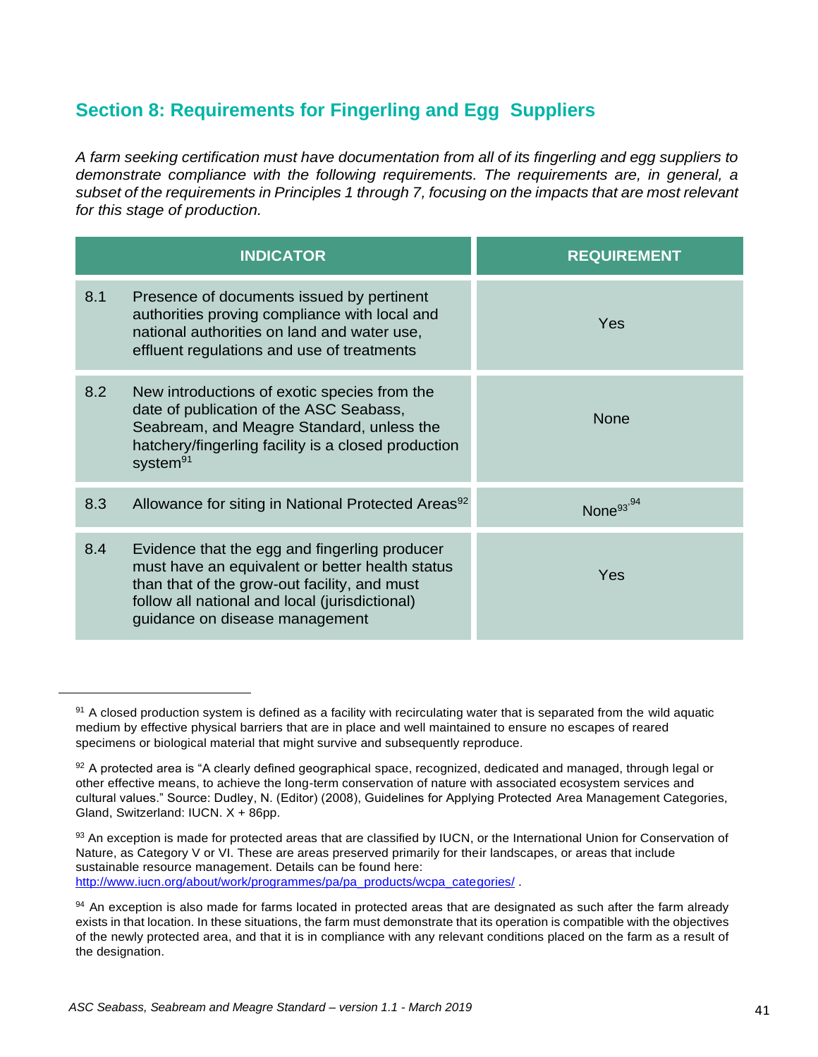## Section 8: Requirements for Fingerling and Egg Suppliers

*A farm seeking certification must have documentation from all of its fingerling and egg suppliers to demonstrate compliance with the following requirements. The requirements are, in general, a subset of the requirements in Principles 1 through 7, focusing on the impacts that are most relevant for this stage of production.*

| INDICATOR | | REQUIREMENT |
|---|---|---|
| 8.1 | Presence of documents issued by pertinent authorities proving compliance with local and national authorities on land and water use, effluent regulations and use of treatments | Yes |
| 8.2 | New introductions of exotic species from the date of publication of the ASC Seabass, Seabream, and Meagre Standard, unless the hatchery/fingerling facility is a closed production system[91] | None |
| 8.3 | Allowance for siting in National Protected Areas[92] | None[93,94] |
| 8.4 | Evidence that the egg and fingerling producer must have an equivalent or better health status than that of the grow-out facility, and must follow all national and local (jurisdictional) guidance on disease management | Yes |

---

[91] A closed production system is defined as a facility with recirculating water that is separated from the wild aquatic medium by effective physical barriers that are in place and well maintained to ensure no escapes of reared specimens or biological material that might survive and subsequently reproduce.

[92] A protected area is "A clearly defined geographical space, recognized, dedicated and managed, through legal or other effective means, to achieve the long-term conservation of nature with associated ecosystem services and cultural values." Source: Dudley, N. (Editor) (2008), Guidelines for Applying Protected Area Management Categories, Gland, Switzerland: IUCN. X + 86pp.

[93] An exception is made for protected areas that are classified by IUCN, or the International Union for Conservation of Nature, as Category V or VI. These are areas preserved primarily for their landscapes, or areas that include sustainable resource management. Details can be found here: http://www.iucn.org/about/work/programmes/pa/pa_products/wcpa_categories/ .

[94] An exception is also made for farms located in protected areas that are designated as such after the farm already exists in that location. In these situations, the farm must demonstrate that its operation is compatible with the objectives of the newly protected area, and that it is in compliance with any relevant conditions placed on the farm as a result of the designation.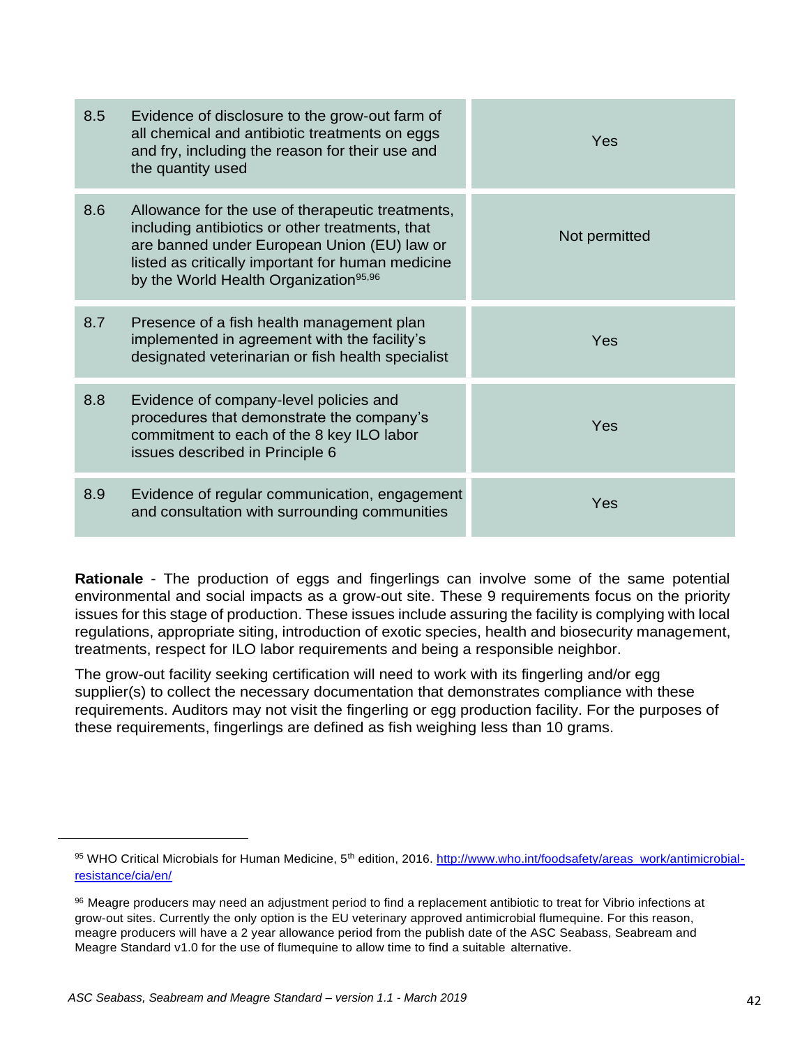| | | |
|---|---|---|
| 8.5 | Evidence of disclosure to the grow-out farm of all chemical and antibiotic treatments on eggs and fry, including the reason for their use and the quantity used | Yes |
| 8.6 | Allowance for the use of therapeutic treatments, including antibiotics or other treatments, that are banned under European Union (EU) law or listed as critically important for human medicine by the World Health Organization[95,96] | Not permitted |
| 8.7 | Presence of a fish health management plan implemented in agreement with the facility's designated veterinarian or fish health specialist | Yes |
| 8.8 | Evidence of company-level policies and procedures that demonstrate the company's commitment to each of the 8 key ILO labor issues described in Principle 6 | Yes |
| 8.9 | Evidence of regular communication, engagement and consultation with surrounding communities | Yes |

**Rationale** - The production of eggs and fingerlings can involve some of the same potential environmental and social impacts as a grow-out site. These 9 requirements focus on the priority issues for this stage of production. These issues include assuring the facility is complying with local regulations, appropriate siting, introduction of exotic species, health and biosecurity management, treatments, respect for ILO labor requirements and being a responsible neighbor.

The grow-out facility seeking certification will need to work with its fingerling and/or egg supplier(s) to collect the necessary documentation that demonstrates compliance with these requirements. Auditors may not visit the fingerling or egg production facility. For the purposes of these requirements, fingerlings are defined as fish weighing less than 10 grams.

---

[95] WHO Critical Microbials for Human Medicine, 5th edition, 2016. http://www.who.int/foodsafety/areas_work/antimicrobial-resistance/cia/en/

[96] Meagre producers may need an adjustment period to find a replacement antibiotic to treat for Vibrio infections at grow-out sites. Currently the only option is the EU veterinary approved antimicrobial flumequine. For this reason, meagre producers will have a 2 year allowance period from the publish date of the ASC Seabass, Seabream and Meagre Standard v1.0 for the use of flumequine to allow time to find a suitable alternative.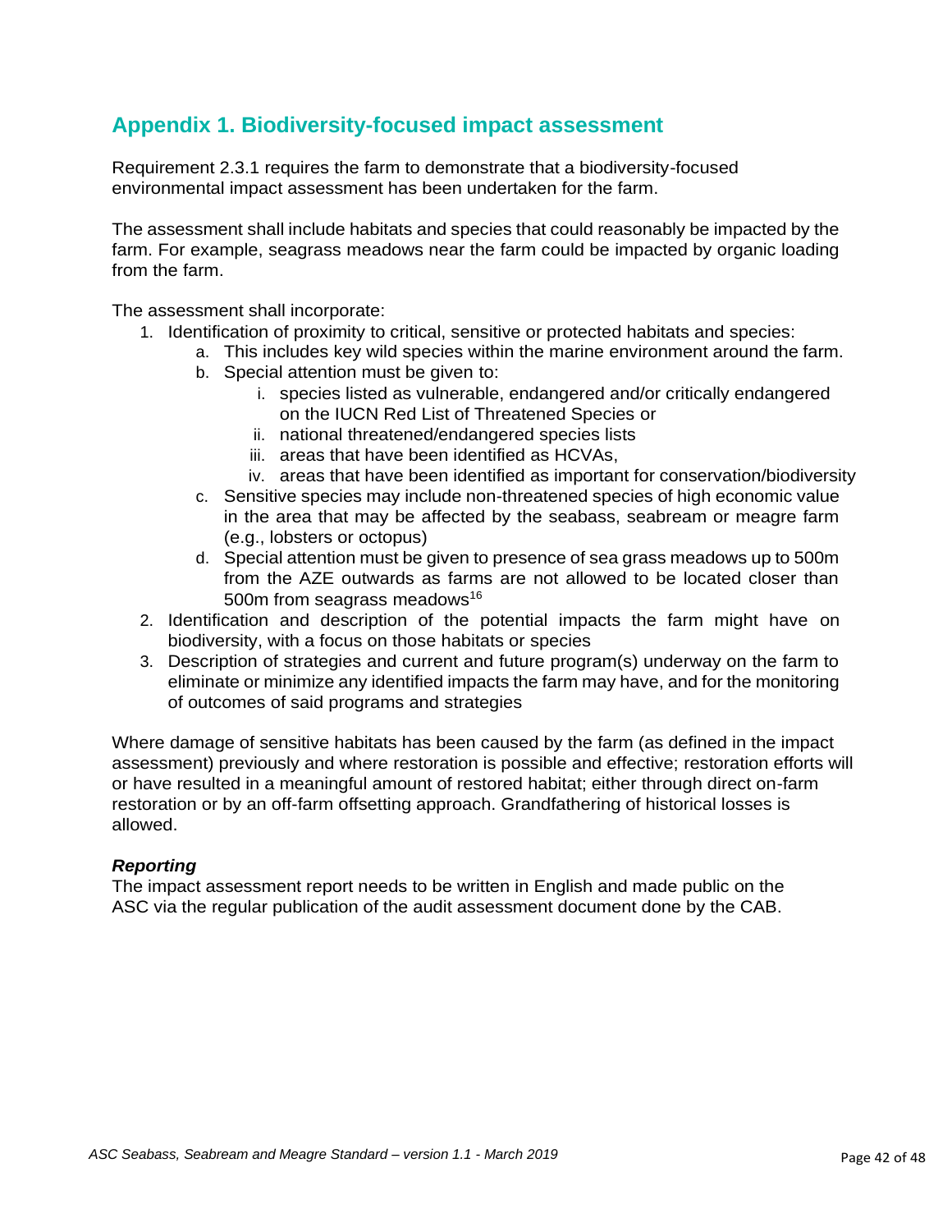## Appendix 1. Biodiversity-focused impact assessment

Requirement 2.3.1 requires the farm to demonstrate that a biodiversity-focused environmental impact assessment has been undertaken for the farm.

The assessment shall include habitats and species that could reasonably be impacted by the farm. For example, seagrass meadows near the farm could be impacted by organic loading from the farm.

The assessment shall incorporate:

1. Identification of proximity to critical, sensitive or protected habitats and species:
   a. This includes key wild species within the marine environment around the farm.
   b. Special attention must be given to:
      i. species listed as vulnerable, endangered and/or critically endangered on the IUCN Red List of Threatened Species or
      ii. national threatened/endangered species lists
      iii. areas that have been identified as HCVAs,
      iv. areas that have been identified as important for conservation/biodiversity
   c. Sensitive species may include non-threatened species of high economic value in the area that may be affected by the seabass, seabream or meagre farm (e.g., lobsters or octopus)
   d. Special attention must be given to presence of sea grass meadows up to 500m from the AZE outwards as farms are not allowed to be located closer than 500m from seagrass meadows[16]
2. Identification and description of the potential impacts the farm might have on biodiversity, with a focus on those habitats or species
3. Description of strategies and current and future program(s) underway on the farm to eliminate or minimize any identified impacts the farm may have, and for the monitoring of outcomes of said programs and strategies

Where damage of sensitive habitats has been caused by the farm (as defined in the impact assessment) previously and where restoration is possible and effective; restoration efforts will or have resulted in a meaningful amount of restored habitat; either through direct on-farm restoration or by an off-farm offsetting approach. Grandfathering of historical losses is allowed.

***Reporting***

The impact assessment report needs to be written in English and made public on the ASC via the regular publication of the audit assessment document done by the CAB.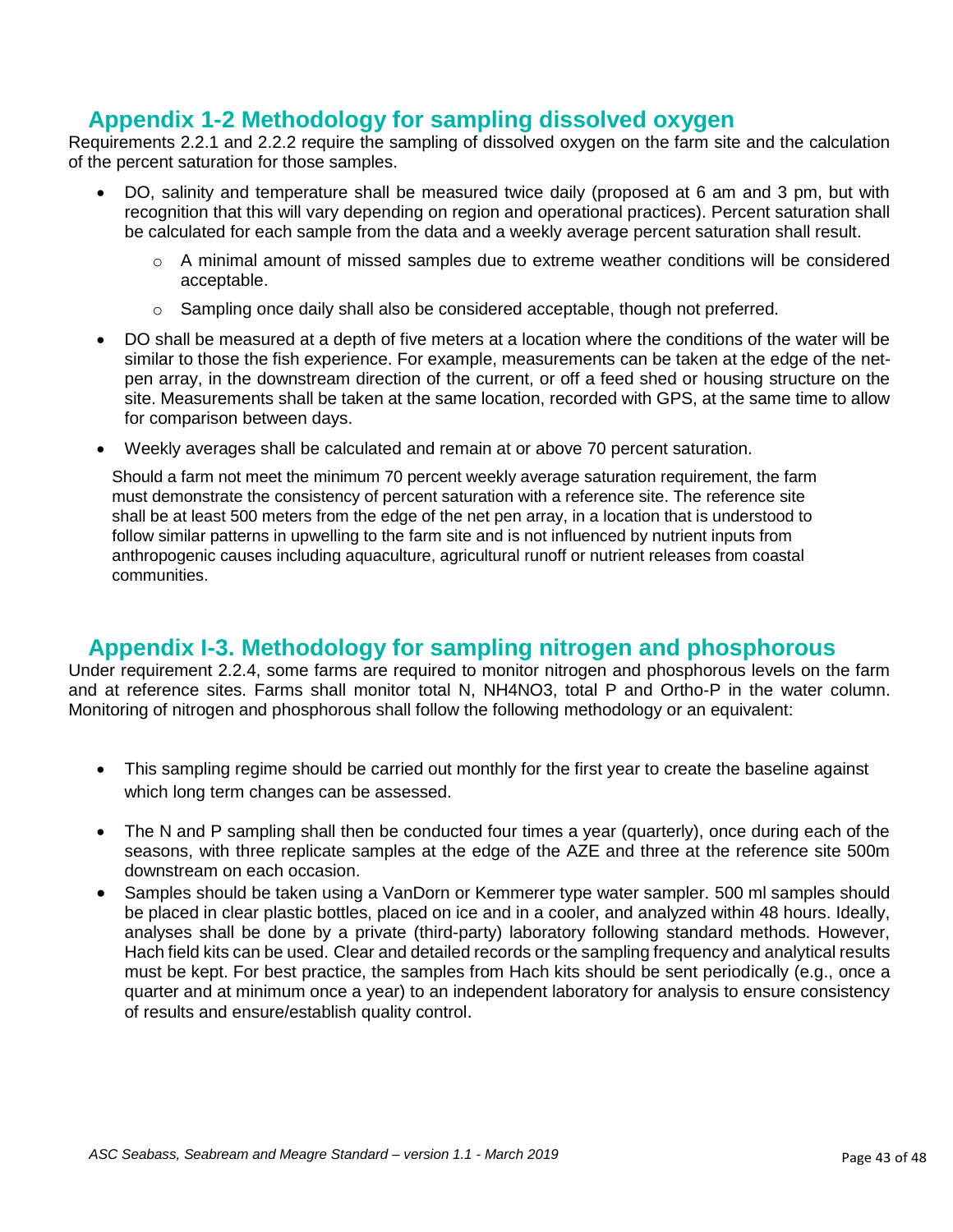## Appendix 1-2 Methodology for sampling dissolved oxygen

Requirements 2.2.1 and 2.2.2 require the sampling of dissolved oxygen on the farm site and the calculation of the percent saturation for those samples.

- DO, salinity and temperature shall be measured twice daily (proposed at 6 am and 3 pm, but with recognition that this will vary depending on region and operational practices). Percent saturation shall be calculated for each sample from the data and a weekly average percent saturation shall result.
  - A minimal amount of missed samples due to extreme weather conditions will be considered acceptable.
  - Sampling once daily shall also be considered acceptable, though not preferred.
- DO shall be measured at a depth of five meters at a location where the conditions of the water will be similar to those the fish experience. For example, measurements can be taken at the edge of the net-pen array, in the downstream direction of the current, or off a feed shed or housing structure on the site. Measurements shall be taken at the same location, recorded with GPS, at the same time to allow for comparison between days.
- Weekly averages shall be calculated and remain at or above 70 percent saturation.

  Should a farm not meet the minimum 70 percent weekly average saturation requirement, the farm must demonstrate the consistency of percent saturation with a reference site. The reference site shall be at least 500 meters from the edge of the net pen array, in a location that is understood to follow similar patterns in upwelling to the farm site and is not influenced by nutrient inputs from anthropogenic causes including aquaculture, agricultural runoff or nutrient releases from coastal communities.

## Appendix I-3. Methodology for sampling nitrogen and phosphorous

Under requirement 2.2.4, some farms are required to monitor nitrogen and phosphorous levels on the farm and at reference sites. Farms shall monitor total N, $NH_4NO_3$, total P and Ortho-P in the water column. Monitoring of nitrogen and phosphorous shall follow the following methodology or an equivalent:

- This sampling regime should be carried out monthly for the first year to create the baseline against which long term changes can be assessed.
- The N and P sampling shall then be conducted four times a year (quarterly), once during each of the seasons, with three replicate samples at the edge of the AZE and three at the reference site 500m downstream on each occasion.
- Samples should be taken using a VanDorn or Kemmerer type water sampler. 500 ml samples should be placed in clear plastic bottles, placed on ice and in a cooler, and analyzed within 48 hours. Ideally, analyses shall be done by a private (third-party) laboratory following standard methods. However, Hach field kits can be used. Clear and detailed records or the sampling frequency and analytical results must be kept. For best practice, the samples from Hach kits should be sent periodically (e.g., once a quarter and at minimum once a year) to an independent laboratory for analysis to ensure consistency of results and ensure/establish quality control.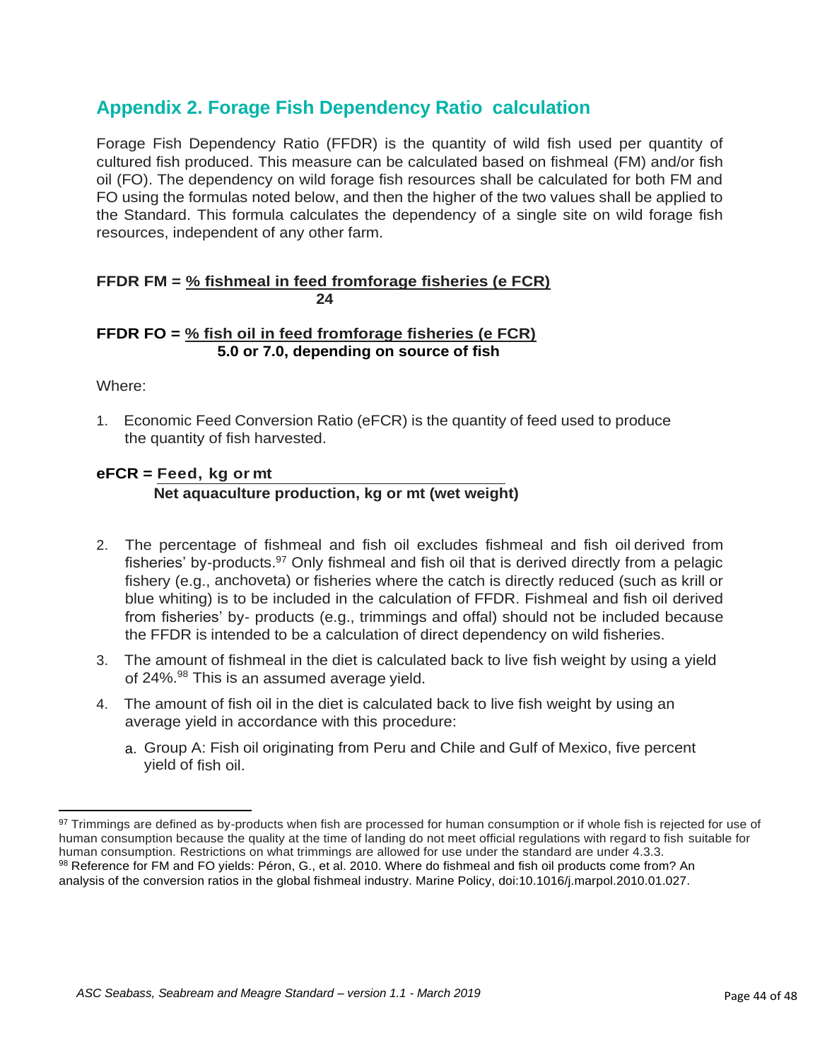## Appendix 2. Forage Fish Dependency Ratio calculation

Forage Fish Dependency Ratio (FFDR) is the quantity of wild fish used per quantity of cultured fish produced. This measure can be calculated based on fishmeal (FM) and/or fish oil (FO). The dependency on wild forage fish resources shall be calculated for both FM and FO using the formulas noted below, and then the higher of the two values shall be applied to the Standard. This formula calculates the dependency of a single site on wild forage fish resources, independent of any other farm.

$$\text{FFDR FM} = \frac{\text{\% fishmeal in feed fromforage fisheries (e FCR)}}{24}$$

$$\text{FFDR FO} = \frac{\text{\% fish oil in feed fromforage fisheries (e FCR)}}{\text{5.0 or 7.0, depending on source of fish}}$$

Where:

1. Economic Feed Conversion Ratio (eFCR) is the quantity of feed used to produce the quantity of fish harvested.

$$\text{eFCR} = \frac{\text{Feed, kg or mt}}{\text{Net aquaculture production, kg or mt (wet weight)}}$$

2. The percentage of fishmeal and fish oil excludes fishmeal and fish oil derived from fisheries' by-products.[97] Only fishmeal and fish oil that is derived directly from a pelagic fishery (e.g., anchoveta) or fisheries where the catch is directly reduced (such as krill or blue whiting) is to be included in the calculation of FFDR. Fishmeal and fish oil derived from fisheries' by- products (e.g., trimmings and offal) should not be included because the FFDR is intended to be a calculation of direct dependency on wild fisheries.
3. The amount of fishmeal in the diet is calculated back to live fish weight by using a yield of 24%.[98] This is an assumed average yield.
4. The amount of fish oil in the diet is calculated back to live fish weight by using an average yield in accordance with this procedure:
   a. Group A: Fish oil originating from Peru and Chile and Gulf of Mexico, five percent yield of fish oil.

---

[97] Trimmings are defined as by-products when fish are processed for human consumption or if whole fish is rejected for use of human consumption because the quality at the time of landing do not meet official regulations with regard to fish suitable for human consumption. Restrictions on what trimmings are allowed for use under the standard are under 4.3.3.

[98] Reference for FM and FO yields: Péron, G., et al. 2010. Where do fishmeal and fish oil products come from? An analysis of the conversion ratios in the global fishmeal industry. Marine Policy, doi:10.1016/j.marpol.2010.01.027.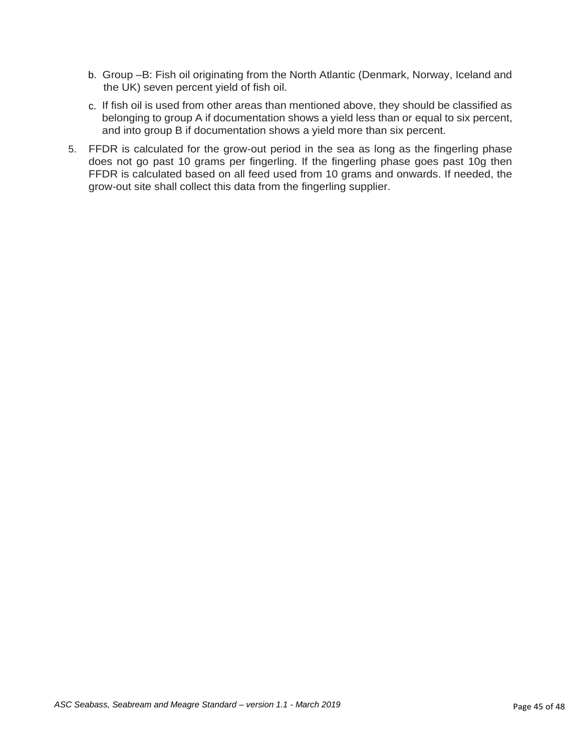b. Group –B: Fish oil originating from the North Atlantic (Denmark, Norway, Iceland and the UK) seven percent yield of fish oil.

c. If fish oil is used from other areas than mentioned above, they should be classified as belonging to group A if documentation shows a yield less than or equal to six percent, and into group B if documentation shows a yield more than six percent.

5. FFDR is calculated for the grow-out period in the sea as long as the fingerling phase does not go past 10 grams per fingerling. If the fingerling phase goes past 10g then FFDR is calculated based on all feed used from 10 grams and onwards. If needed, the grow-out site shall collect this data from the fingerling supplier.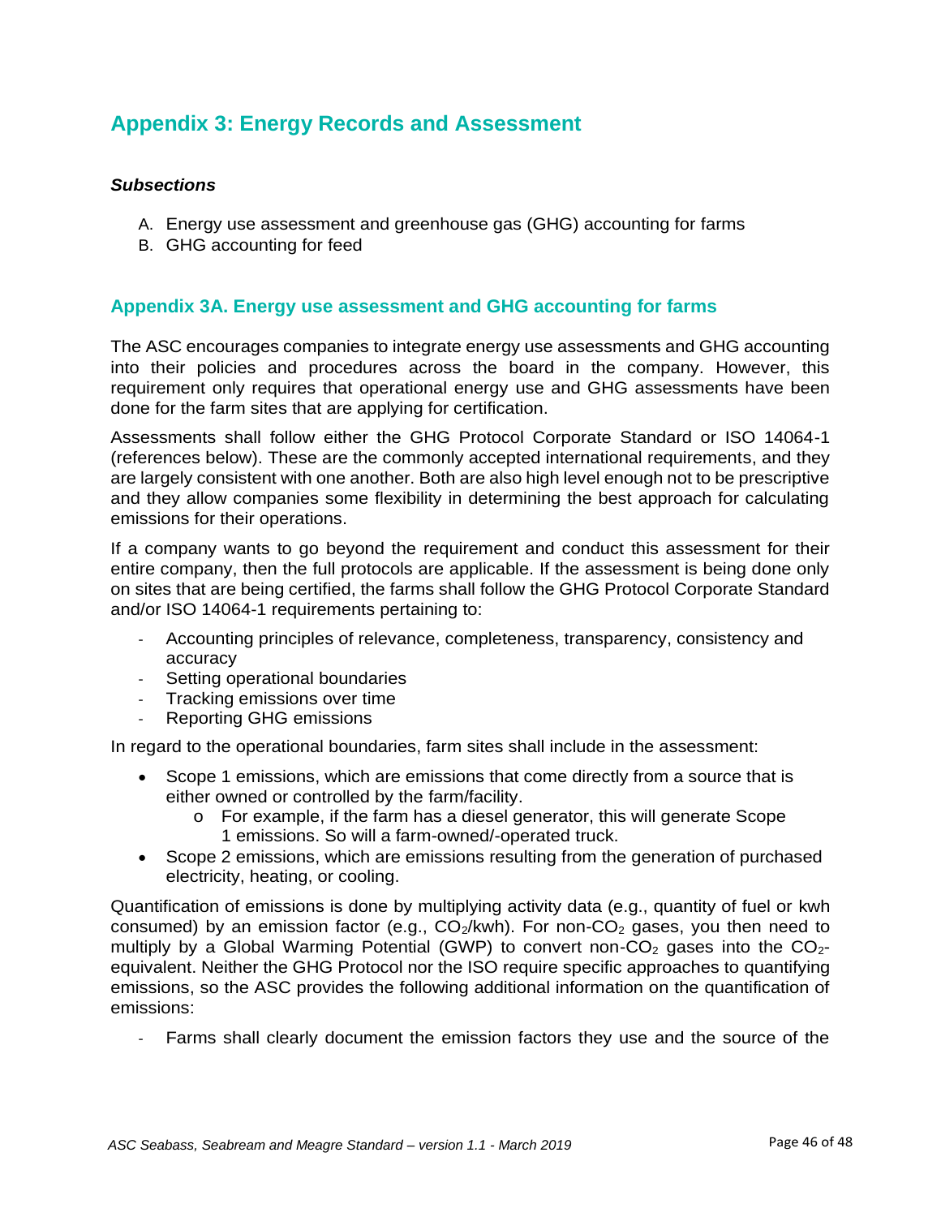## Appendix 3: Energy Records and Assessment

***Subsections***

A. Energy use assessment and greenhouse gas (GHG) accounting for farms
B. GHG accounting for feed

### Appendix 3A. Energy use assessment and GHG accounting for farms

The ASC encourages companies to integrate energy use assessments and GHG accounting into their policies and procedures across the board in the company. However, this requirement only requires that operational energy use and GHG assessments have been done for the farm sites that are applying for certification.

Assessments shall follow either the GHG Protocol Corporate Standard or ISO 14064-1 (references below). These are the commonly accepted international requirements, and they are largely consistent with one another. Both are also high level enough not to be prescriptive and they allow companies some flexibility in determining the best approach for calculating emissions for their operations.

If a company wants to go beyond the requirement and conduct this assessment for their entire company, then the full protocols are applicable. If the assessment is being done only on sites that are being certified, the farms shall follow the GHG Protocol Corporate Standard and/or ISO 14064-1 requirements pertaining to:

- Accounting principles of relevance, completeness, transparency, consistency and accuracy
- Setting operational boundaries
- Tracking emissions over time
- Reporting GHG emissions

In regard to the operational boundaries, farm sites shall include in the assessment:

- Scope 1 emissions, which are emissions that come directly from a source that is either owned or controlled by the farm/facility.
  - For example, if the farm has a diesel generator, this will generate Scope 1 emissions. So will a farm-owned/-operated truck.
- Scope 2 emissions, which are emissions resulting from the generation of purchased electricity, heating, or cooling.

Quantification of emissions is done by multiplying activity data (e.g., quantity of fuel or kwh consumed) by an emission factor (e.g., $CO_2$/kwh). For non-$CO_2$ gases, you then need to multiply by a Global Warming Potential (GWP) to convert non-$CO_2$ gases into the $CO_2$-equivalent. Neither the GHG Protocol nor the ISO require specific approaches to quantifying emissions, so the ASC provides the following additional information on the quantification of emissions:

- Farms shall clearly document the emission factors they use and the source of the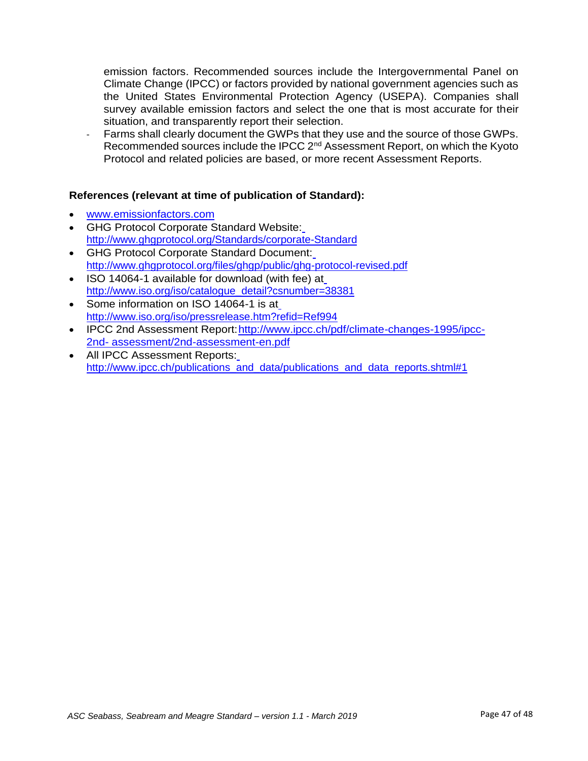emission factors. Recommended sources include the Intergovernmental Panel on Climate Change (IPCC) or factors provided by national government agencies such as the United States Environmental Protection Agency (USEPA). Companies shall survey available emission factors and select the one that is most accurate for their situation, and transparently report their selection.

- Farms shall clearly document the GWPs that they use and the source of those GWPs. Recommended sources include the IPCC 2nd Assessment Report, on which the Kyoto Protocol and related policies are based, or more recent Assessment Reports.

**References (relevant at time of publication of Standard):**

- www.emissionfactors.com
- GHG Protocol Corporate Standard Website: http://www.ghgprotocol.org/Standards/corporate-Standard
- GHG Protocol Corporate Standard Document: http://www.ghgprotocol.org/files/ghgp/public/ghg-protocol-revised.pdf
- ISO 14064-1 available for download (with fee) at http://www.iso.org/iso/catalogue_detail?csnumber=38381
- Some information on ISO 14064-1 is at http://www.iso.org/iso/pressrelease.htm?refid=Ref994
- IPCC 2nd Assessment Report: http://www.ipcc.ch/pdf/climate-changes-1995/ipcc-2nd- assessment/2nd-assessment-en.pdf
- All IPCC Assessment Reports: http://www.ipcc.ch/publications_and_data/publications_and_data_reports.shtml#1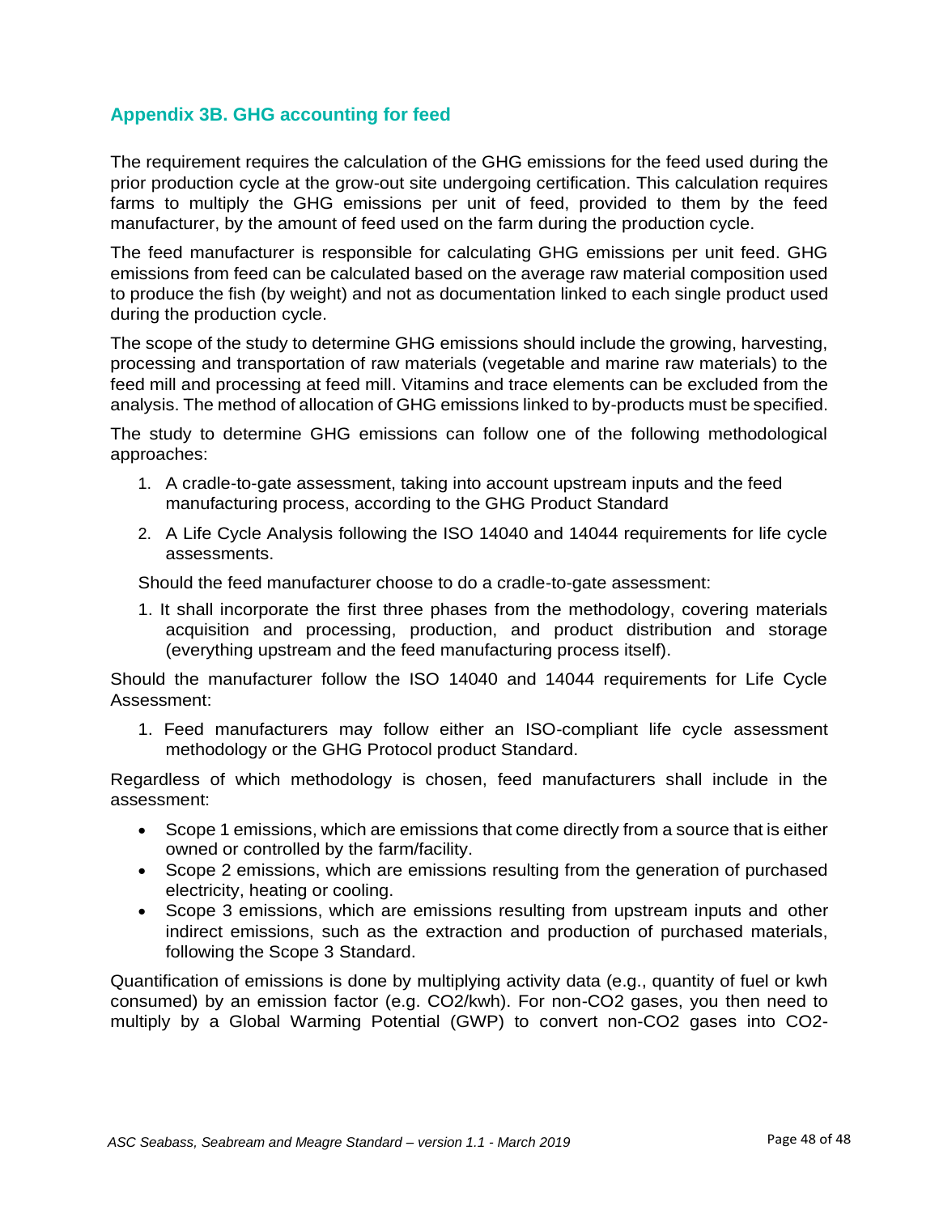## Appendix 3B. GHG accounting for feed

The requirement requires the calculation of the GHG emissions for the feed used during the prior production cycle at the grow-out site undergoing certification. This calculation requires farms to multiply the GHG emissions per unit of feed, provided to them by the feed manufacturer, by the amount of feed used on the farm during the production cycle.

The feed manufacturer is responsible for calculating GHG emissions per unit feed. GHG emissions from feed can be calculated based on the average raw material composition used to produce the fish (by weight) and not as documentation linked to each single product used during the production cycle.

The scope of the study to determine GHG emissions should include the growing, harvesting, processing and transportation of raw materials (vegetable and marine raw materials) to the feed mill and processing at feed mill. Vitamins and trace elements can be excluded from the analysis. The method of allocation of GHG emissions linked to by-products must be specified.

The study to determine GHG emissions can follow one of the following methodological approaches:

1. A cradle-to-gate assessment, taking into account upstream inputs and the feed manufacturing process, according to the GHG Product Standard
2. A Life Cycle Analysis following the ISO 14040 and 14044 requirements for life cycle assessments.

Should the feed manufacturer choose to do a cradle-to-gate assessment:

1. It shall incorporate the first three phases from the methodology, covering materials acquisition and processing, production, and product distribution and storage (everything upstream and the feed manufacturing process itself).

Should the manufacturer follow the ISO 14040 and 14044 requirements for Life Cycle Assessment:

1. Feed manufacturers may follow either an ISO-compliant life cycle assessment methodology or the GHG Protocol product Standard.

Regardless of which methodology is chosen, feed manufacturers shall include in the assessment:

- Scope 1 emissions, which are emissions that come directly from a source that is either owned or controlled by the farm/facility.
- Scope 2 emissions, which are emissions resulting from the generation of purchased electricity, heating or cooling.
- Scope 3 emissions, which are emissions resulting from upstream inputs and other indirect emissions, such as the extraction and production of purchased materials, following the Scope 3 Standard.

Quantification of emissions is done by multiplying activity data (e.g., quantity of fuel or kwh consumed) by an emission factor (e.g. $CO_2$/kwh). For non-$CO_2$ gases, you then need to multiply by a Global Warming Potential (GWP) to convert non-$CO_2$ gases into $CO_2$-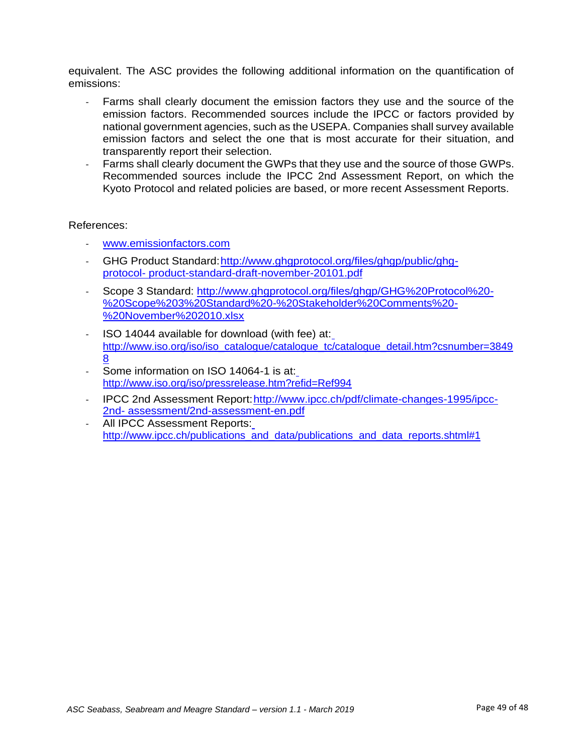equivalent. The ASC provides the following additional information on the quantification of emissions:

- Farms shall clearly document the emission factors they use and the source of the emission factors. Recommended sources include the IPCC or factors provided by national government agencies, such as the USEPA. Companies shall survey available emission factors and select the one that is most accurate for their situation, and transparently report their selection.
- Farms shall clearly document the GWPs that they use and the source of those GWPs. Recommended sources include the IPCC 2nd Assessment Report, on which the Kyoto Protocol and related policies are based, or more recent Assessment Reports.

References:

- www.emissionfactors.com
- GHG Product Standard: http://www.ghgprotocol.org/files/ghgp/public/ghg-protocol- product-standard-draft-november-20101.pdf
- Scope 3 Standard: http://www.ghgprotocol.org/files/ghgp/GHG%20Protocol%20-%20Scope%203%20Standard%20-%20Stakeholder%20Comments%20-%20November%202010.xlsx
- ISO 14044 available for download (with fee) at: http://www.iso.org/iso/iso_catalogue/catalogue_tc/catalogue_detail.htm?csnumber=38498
- Some information on ISO 14064-1 is at: http://www.iso.org/iso/pressrelease.htm?refid=Ref994
- IPCC 2nd Assessment Report: http://www.ipcc.ch/pdf/climate-changes-1995/ipcc-2nd- assessment/2nd-assessment-en.pdf
- All IPCC Assessment Reports: http://www.ipcc.ch/publications_and_data/publications_and_data_reports.shtml#1